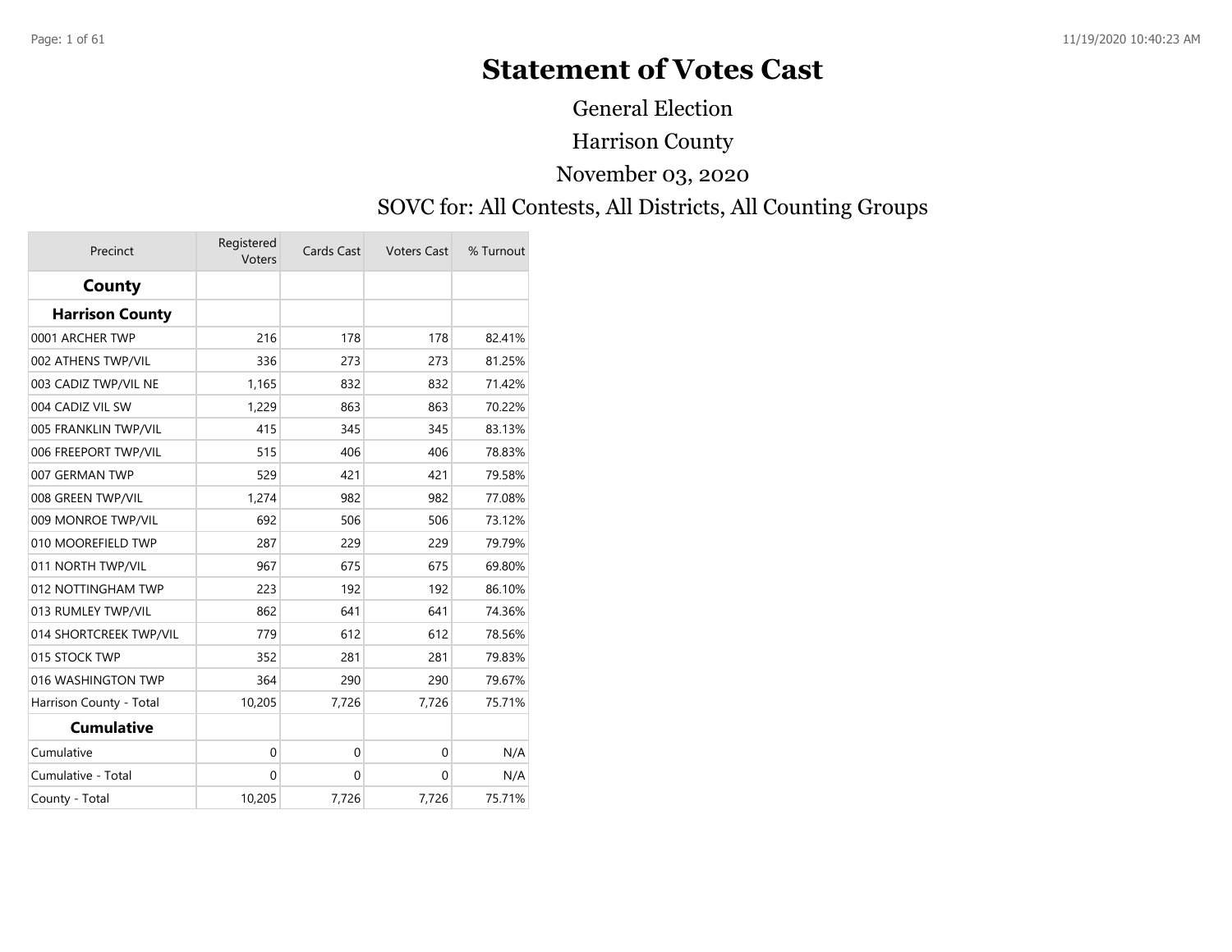# Statement of Votes Cast

General Election

Harrison County

November 03, 2020

SOVC for: All Contests, All Districts, All Counting Groups

| Precinct | Registered Voters | Cards Cast | Voters Cast | % Turnout |
|---|---|---|---|---|
| **County** | | | | |
| **Harrison County** | | | | |
| 0001 ARCHER TWP | 216 | 178 | 178 | 82.41% |
| 002 ATHENS TWP/VIL | 336 | 273 | 273 | 81.25% |
| 003 CADIZ TWP/VIL NE | 1,165 | 832 | 832 | 71.42% |
| 004 CADIZ VIL SW | 1,229 | 863 | 863 | 70.22% |
| 005 FRANKLIN TWP/VIL | 415 | 345 | 345 | 83.13% |
| 006 FREEPORT TWP/VIL | 515 | 406 | 406 | 78.83% |
| 007 GERMAN TWP | 529 | 421 | 421 | 79.58% |
| 008 GREEN TWP/VIL | 1,274 | 982 | 982 | 77.08% |
| 009 MONROE TWP/VIL | 692 | 506 | 506 | 73.12% |
| 010 MOOREFIELD TWP | 287 | 229 | 229 | 79.79% |
| 011 NORTH TWP/VIL | 967 | 675 | 675 | 69.80% |
| 012 NOTTINGHAM TWP | 223 | 192 | 192 | 86.10% |
| 013 RUMLEY TWP/VIL | 862 | 641 | 641 | 74.36% |
| 014 SHORTCREEK TWP/VIL | 779 | 612 | 612 | 78.56% |
| 015 STOCK TWP | 352 | 281 | 281 | 79.83% |
| 016 WASHINGTON TWP | 364 | 290 | 290 | 79.67% |
| Harrison County - Total | 10,205 | 7,726 | 7,726 | 75.71% |
| **Cumulative** | | | | |
| Cumulative | 0 | 0 | 0 | N/A |
| Cumulative - Total | 0 | 0 | 0 | N/A |
| County - Total | 10,205 | 7,726 | 7,726 | 75.71% |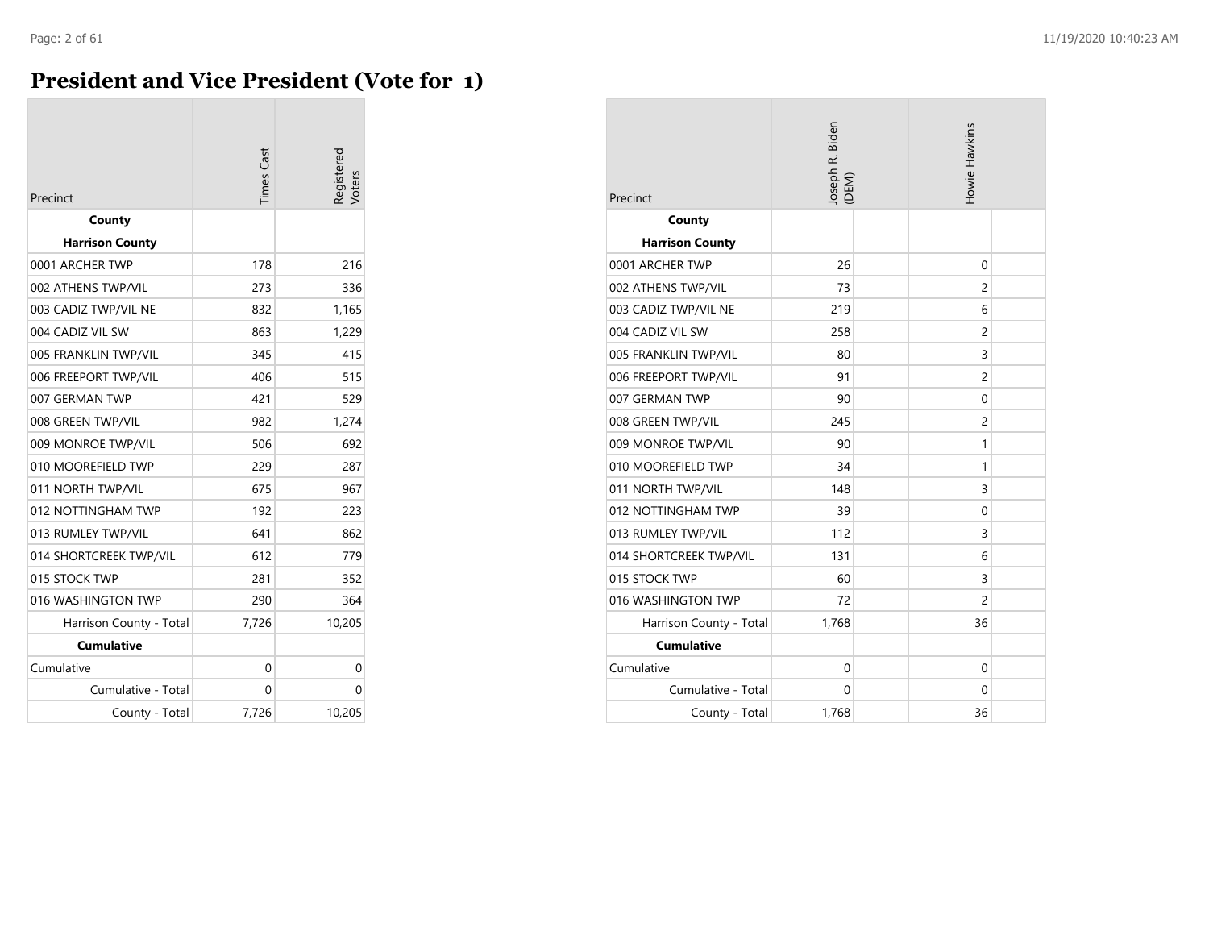# President and Vice President (Vote for 1)

| Precinct | Times Cast | Registered Voters |
|---|---|---|
| **County** | | |
| **Harrison County** | | |
| 0001 ARCHER TWP | 178 | 216 |
| 002 ATHENS TWP/VIL | 273 | 336 |
| 003 CADIZ TWP/VIL NE | 832 | 1,165 |
| 004 CADIZ VIL SW | 863 | 1,229 |
| 005 FRANKLIN TWP/VIL | 345 | 415 |
| 006 FREEPORT TWP/VIL | 406 | 515 |
| 007 GERMAN TWP | 421 | 529 |
| 008 GREEN TWP/VIL | 982 | 1,274 |
| 009 MONROE TWP/VIL | 506 | 692 |
| 010 MOOREFIELD TWP | 229 | 287 |
| 011 NORTH TWP/VIL | 675 | 967 |
| 012 NOTTINGHAM TWP | 192 | 223 |
| 013 RUMLEY TWP/VIL | 641 | 862 |
| 014 SHORTCREEK TWP/VIL | 612 | 779 |
| 015 STOCK TWP | 281 | 352 |
| 016 WASHINGTON TWP | 290 | 364 |
| Harrison County - Total | 7,726 | 10,205 |
| **Cumulative** | | |
| Cumulative | 0 | 0 |
| Cumulative - Total | 0 | 0 |
| County - Total | 7,726 | 10,205 |

| Precinct | Joseph R. Biden (DEM) | | Howie Hawkins | |
|---|---|---|---|---|
| **County** | | | | |
| **Harrison County** | | | | |
| 0001 ARCHER TWP | 26 | | 0 | |
| 002 ATHENS TWP/VIL | 73 | | 2 | |
| 003 CADIZ TWP/VIL NE | 219 | | 6 | |
| 004 CADIZ VIL SW | 258 | | 2 | |
| 005 FRANKLIN TWP/VIL | 80 | | 3 | |
| 006 FREEPORT TWP/VIL | 91 | | 2 | |
| 007 GERMAN TWP | 90 | | 0 | |
| 008 GREEN TWP/VIL | 245 | | 2 | |
| 009 MONROE TWP/VIL | 90 | | 1 | |
| 010 MOOREFIELD TWP | 34 | | 1 | |
| 011 NORTH TWP/VIL | 148 | | 3 | |
| 012 NOTTINGHAM TWP | 39 | | 0 | |
| 013 RUMLEY TWP/VIL | 112 | | 3 | |
| 014 SHORTCREEK TWP/VIL | 131 | | 6 | |
| 015 STOCK TWP | 60 | | 3 | |
| 016 WASHINGTON TWP | 72 | | 2 | |
| Harrison County - Total | 1,768 | | 36 | |
| **Cumulative** | | | | |
| Cumulative | 0 | | 0 | |
| Cumulative - Total | 0 | | 0 | |
| County - Total | 1,768 | | 36 | |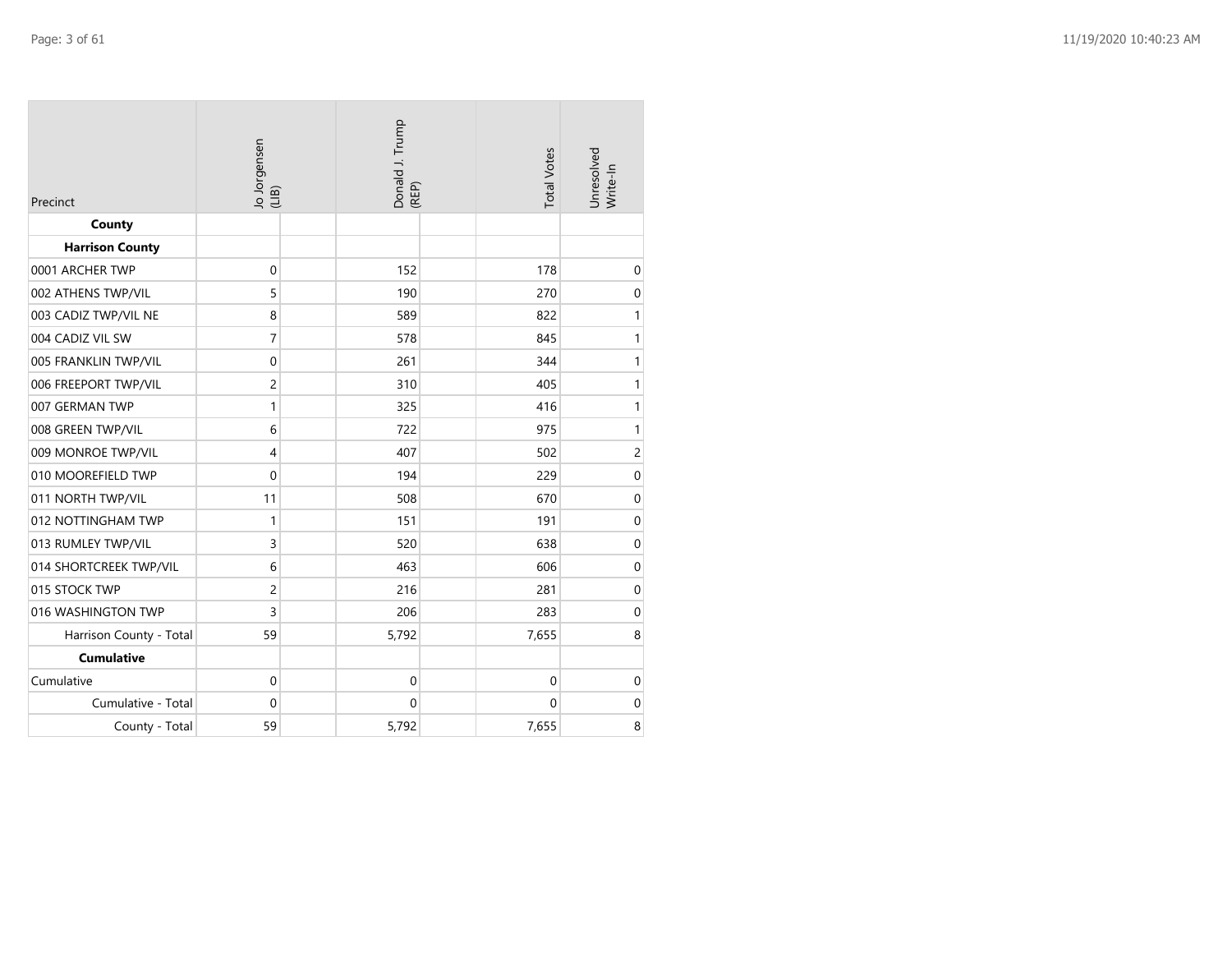| Precinct | Jo Jorgensen (LIB) | | Donald J. Trump (REP) | | Total Votes | Unresolved Write-In |
|---|---|---|---|---|---|---|
| **County** | | | | | | |
| **Harrison County** | | | | | | |
| 0001 ARCHER TWP | 0 | | 152 | | 178 | 0 |
| 002 ATHENS TWP/VIL | 5 | | 190 | | 270 | 0 |
| 003 CADIZ TWP/VIL NE | 8 | | 589 | | 822 | 1 |
| 004 CADIZ VIL SW | 7 | | 578 | | 845 | 1 |
| 005 FRANKLIN TWP/VIL | 0 | | 261 | | 344 | 1 |
| 006 FREEPORT TWP/VIL | 2 | | 310 | | 405 | 1 |
| 007 GERMAN TWP | 1 | | 325 | | 416 | 1 |
| 008 GREEN TWP/VIL | 6 | | 722 | | 975 | 1 |
| 009 MONROE TWP/VIL | 4 | | 407 | | 502 | 2 |
| 010 MOOREFIELD TWP | 0 | | 194 | | 229 | 0 |
| 011 NORTH TWP/VIL | 11 | | 508 | | 670 | 0 |
| 012 NOTTINGHAM TWP | 1 | | 151 | | 191 | 0 |
| 013 RUMLEY TWP/VIL | 3 | | 520 | | 638 | 0 |
| 014 SHORTCREEK TWP/VIL | 6 | | 463 | | 606 | 0 |
| 015 STOCK TWP | 2 | | 216 | | 281 | 0 |
| 016 WASHINGTON TWP | 3 | | 206 | | 283 | 0 |
| Harrison County - Total | 59 | | 5,792 | | 7,655 | 8 |
| **Cumulative** | | | | | | |
| Cumulative | 0 | | 0 | | 0 | 0 |
| Cumulative - Total | 0 | | 0 | | 0 | 0 |
| County - Total | 59 | | 5,792 | | 7,655 | 8 |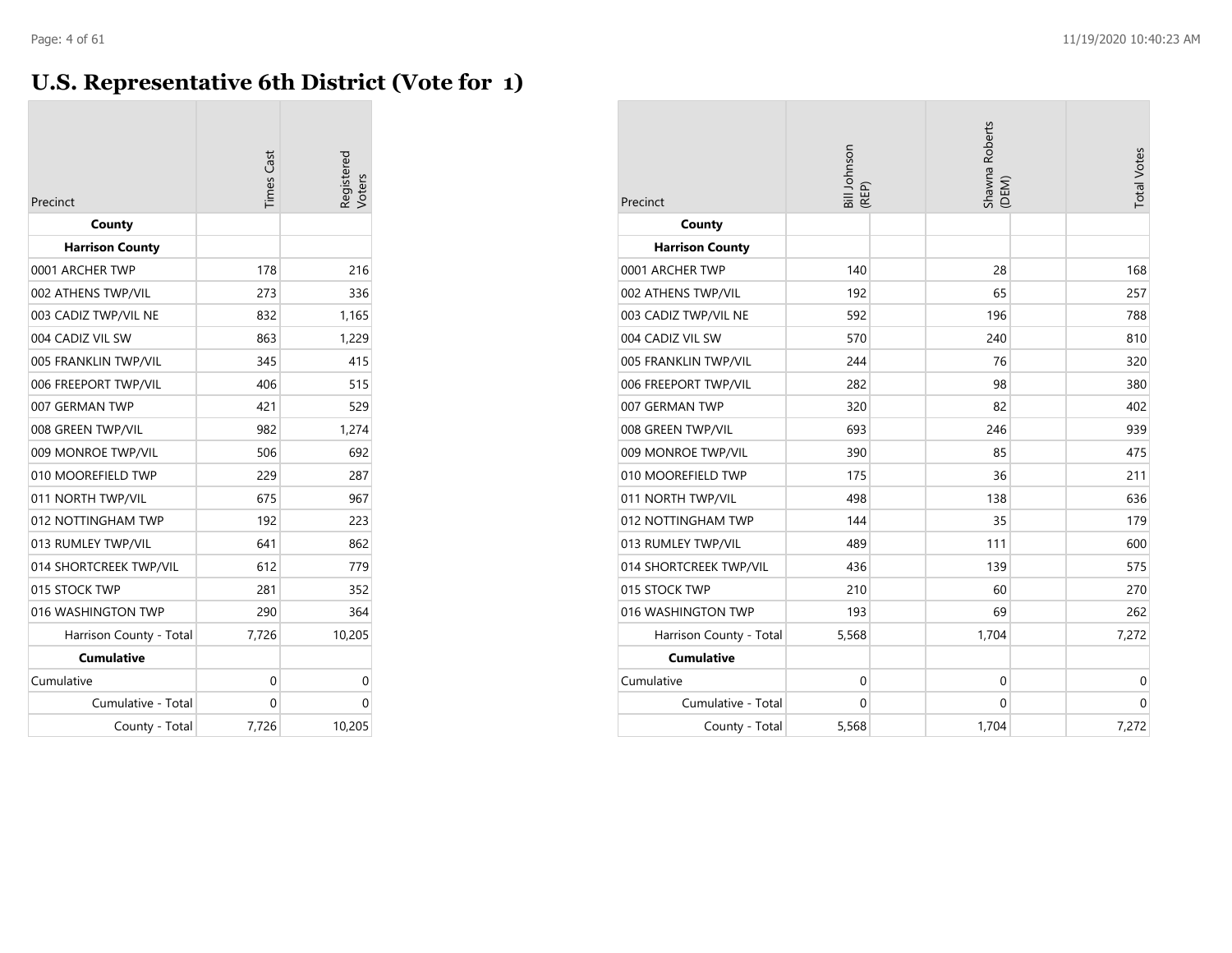# U.S. Representative 6th District (Vote for 1)

| Precinct | Times Cast | Registered Voters |
|---|---|---|
| **County** | | |
| **Harrison County** | | |
| 0001 ARCHER TWP | 178 | 216 |
| 002 ATHENS TWP/VIL | 273 | 336 |
| 003 CADIZ TWP/VIL NE | 832 | 1,165 |
| 004 CADIZ VIL SW | 863 | 1,229 |
| 005 FRANKLIN TWP/VIL | 345 | 415 |
| 006 FREEPORT TWP/VIL | 406 | 515 |
| 007 GERMAN TWP | 421 | 529 |
| 008 GREEN TWP/VIL | 982 | 1,274 |
| 009 MONROE TWP/VIL | 506 | 692 |
| 010 MOOREFIELD TWP | 229 | 287 |
| 011 NORTH TWP/VIL | 675 | 967 |
| 012 NOTTINGHAM TWP | 192 | 223 |
| 013 RUMLEY TWP/VIL | 641 | 862 |
| 014 SHORTCREEK TWP/VIL | 612 | 779 |
| 015 STOCK TWP | 281 | 352 |
| 016 WASHINGTON TWP | 290 | 364 |
| Harrison County - Total | 7,726 | 10,205 |
| **Cumulative** | | |
| Cumulative | 0 | 0 |
| Cumulative - Total | 0 | 0 |
| County - Total | 7,726 | 10,205 |

| Precinct | Bill Johnson (REP) | Shawna Roberts (DEM) | Total Votes |
|---|---|---|---|
| **County** | | | |
| **Harrison County** | | | |
| 0001 ARCHER TWP | 140 | 28 | 168 |
| 002 ATHENS TWP/VIL | 192 | 65 | 257 |
| 003 CADIZ TWP/VIL NE | 592 | 196 | 788 |
| 004 CADIZ VIL SW | 570 | 240 | 810 |
| 005 FRANKLIN TWP/VIL | 244 | 76 | 320 |
| 006 FREEPORT TWP/VIL | 282 | 98 | 380 |
| 007 GERMAN TWP | 320 | 82 | 402 |
| 008 GREEN TWP/VIL | 693 | 246 | 939 |
| 009 MONROE TWP/VIL | 390 | 85 | 475 |
| 010 MOOREFIELD TWP | 175 | 36 | 211 |
| 011 NORTH TWP/VIL | 498 | 138 | 636 |
| 012 NOTTINGHAM TWP | 144 | 35 | 179 |
| 013 RUMLEY TWP/VIL | 489 | 111 | 600 |
| 014 SHORTCREEK TWP/VIL | 436 | 139 | 575 |
| 015 STOCK TWP | 210 | 60 | 270 |
| 016 WASHINGTON TWP | 193 | 69 | 262 |
| Harrison County - Total | 5,568 | 1,704 | 7,272 |
| **Cumulative** | | | |
| Cumulative | 0 | 0 | 0 |
| Cumulative - Total | 0 | 0 | 0 |
| County - Total | 5,568 | 1,704 | 7,272 |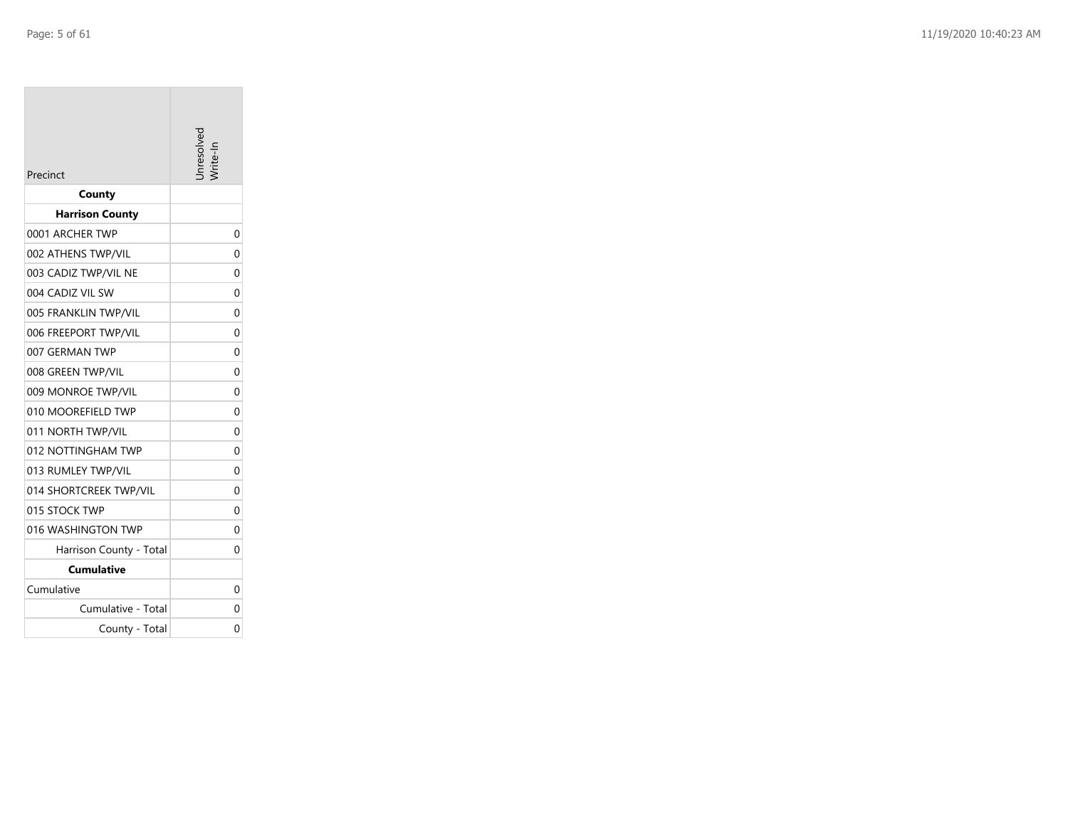| Precinct | Unresolved Write-In |
|---|---|
| **County** | |
| **Harrison County** | |
| 0001 ARCHER TWP | 0 |
| 002 ATHENS TWP/VIL | 0 |
| 003 CADIZ TWP/VIL NE | 0 |
| 004 CADIZ VIL SW | 0 |
| 005 FRANKLIN TWP/VIL | 0 |
| 006 FREEPORT TWP/VIL | 0 |
| 007 GERMAN TWP | 0 |
| 008 GREEN TWP/VIL | 0 |
| 009 MONROE TWP/VIL | 0 |
| 010 MOOREFIELD TWP | 0 |
| 011 NORTH TWP/VIL | 0 |
| 012 NOTTINGHAM TWP | 0 |
| 013 RUMLEY TWP/VIL | 0 |
| 014 SHORTCREEK TWP/VIL | 0 |
| 015 STOCK TWP | 0 |
| 016 WASHINGTON TWP | 0 |
| Harrison County - Total | 0 |
| **Cumulative** | |
| Cumulative | 0 |
| Cumulative - Total | 0 |
| County - Total | 0 |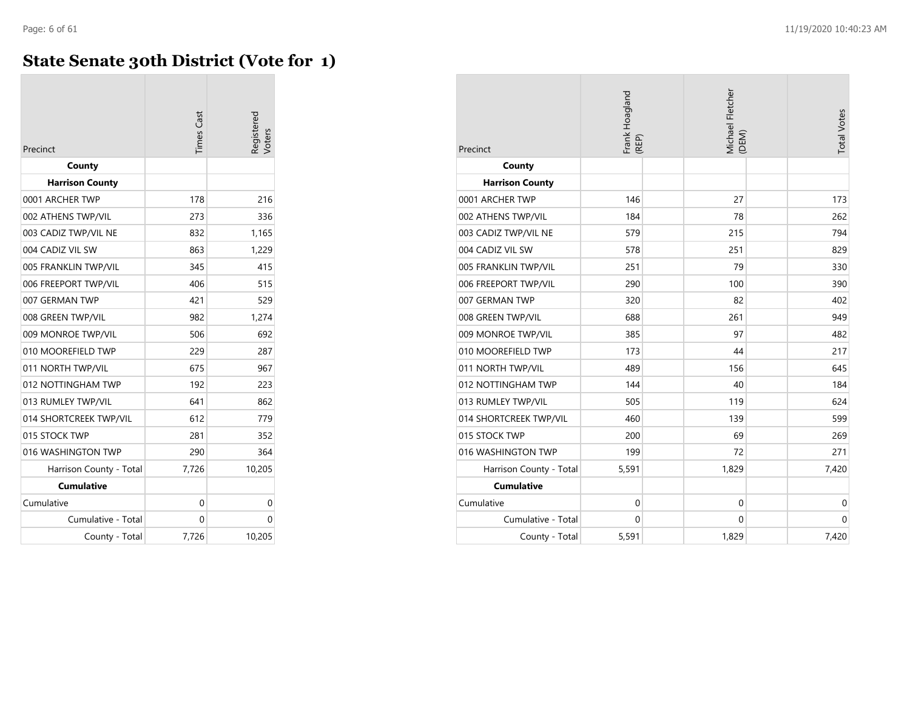# State Senate 30th District (Vote for 1)

| Precinct | Times Cast | Registered Voters |
|---|---|---|
| **County** | | |
| **Harrison County** | | |
| 0001 ARCHER TWP | 178 | 216 |
| 002 ATHENS TWP/VIL | 273 | 336 |
| 003 CADIZ TWP/VIL NE | 832 | 1,165 |
| 004 CADIZ VIL SW | 863 | 1,229 |
| 005 FRANKLIN TWP/VIL | 345 | 415 |
| 006 FREEPORT TWP/VIL | 406 | 515 |
| 007 GERMAN TWP | 421 | 529 |
| 008 GREEN TWP/VIL | 982 | 1,274 |
| 009 MONROE TWP/VIL | 506 | 692 |
| 010 MOOREFIELD TWP | 229 | 287 |
| 011 NORTH TWP/VIL | 675 | 967 |
| 012 NOTTINGHAM TWP | 192 | 223 |
| 013 RUMLEY TWP/VIL | 641 | 862 |
| 014 SHORTCREEK TWP/VIL | 612 | 779 |
| 015 STOCK TWP | 281 | 352 |
| 016 WASHINGTON TWP | 290 | 364 |
| Harrison County - Total | 7,726 | 10,205 |
| **Cumulative** | | |
| Cumulative | 0 | 0 |
| Cumulative - Total | 0 | 0 |
| County - Total | 7,726 | 10,205 |

| Precinct | Frank Hoagland (REP) | Michael Fletcher (DEM) | Total Votes |
|---|---|---|---|
| **County** | | | |
| **Harrison County** | | | |
| 0001 ARCHER TWP | 146 | 27 | 173 |
| 002 ATHENS TWP/VIL | 184 | 78 | 262 |
| 003 CADIZ TWP/VIL NE | 579 | 215 | 794 |
| 004 CADIZ VIL SW | 578 | 251 | 829 |
| 005 FRANKLIN TWP/VIL | 251 | 79 | 330 |
| 006 FREEPORT TWP/VIL | 290 | 100 | 390 |
| 007 GERMAN TWP | 320 | 82 | 402 |
| 008 GREEN TWP/VIL | 688 | 261 | 949 |
| 009 MONROE TWP/VIL | 385 | 97 | 482 |
| 010 MOOREFIELD TWP | 173 | 44 | 217 |
| 011 NORTH TWP/VIL | 489 | 156 | 645 |
| 012 NOTTINGHAM TWP | 144 | 40 | 184 |
| 013 RUMLEY TWP/VIL | 505 | 119 | 624 |
| 014 SHORTCREEK TWP/VIL | 460 | 139 | 599 |
| 015 STOCK TWP | 200 | 69 | 269 |
| 016 WASHINGTON TWP | 199 | 72 | 271 |
| Harrison County - Total | 5,591 | 1,829 | 7,420 |
| **Cumulative** | | | |
| Cumulative | 0 | 0 | 0 |
| Cumulative - Total | 0 | 0 | 0 |
| County - Total | 5,591 | 1,829 | 7,420 |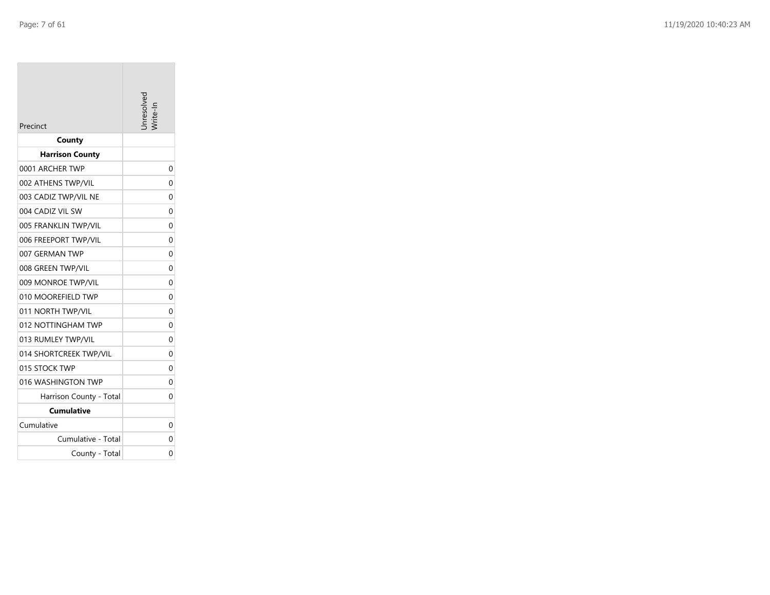| Precinct | Unresolved Write-In |
|---|---|
| **County** | |
| **Harrison County** | |
| 0001 ARCHER TWP | 0 |
| 002 ATHENS TWP/VIL | 0 |
| 003 CADIZ TWP/VIL NE | 0 |
| 004 CADIZ VIL SW | 0 |
| 005 FRANKLIN TWP/VIL | 0 |
| 006 FREEPORT TWP/VIL | 0 |
| 007 GERMAN TWP | 0 |
| 008 GREEN TWP/VIL | 0 |
| 009 MONROE TWP/VIL | 0 |
| 010 MOOREFIELD TWP | 0 |
| 011 NORTH TWP/VIL | 0 |
| 012 NOTTINGHAM TWP | 0 |
| 013 RUMLEY TWP/VIL | 0 |
| 014 SHORTCREEK TWP/VIL | 0 |
| 015 STOCK TWP | 0 |
| 016 WASHINGTON TWP | 0 |
| Harrison County - Total | 0 |
| **Cumulative** | |
| Cumulative | 0 |
| Cumulative - Total | 0 |
| County - Total | 0 |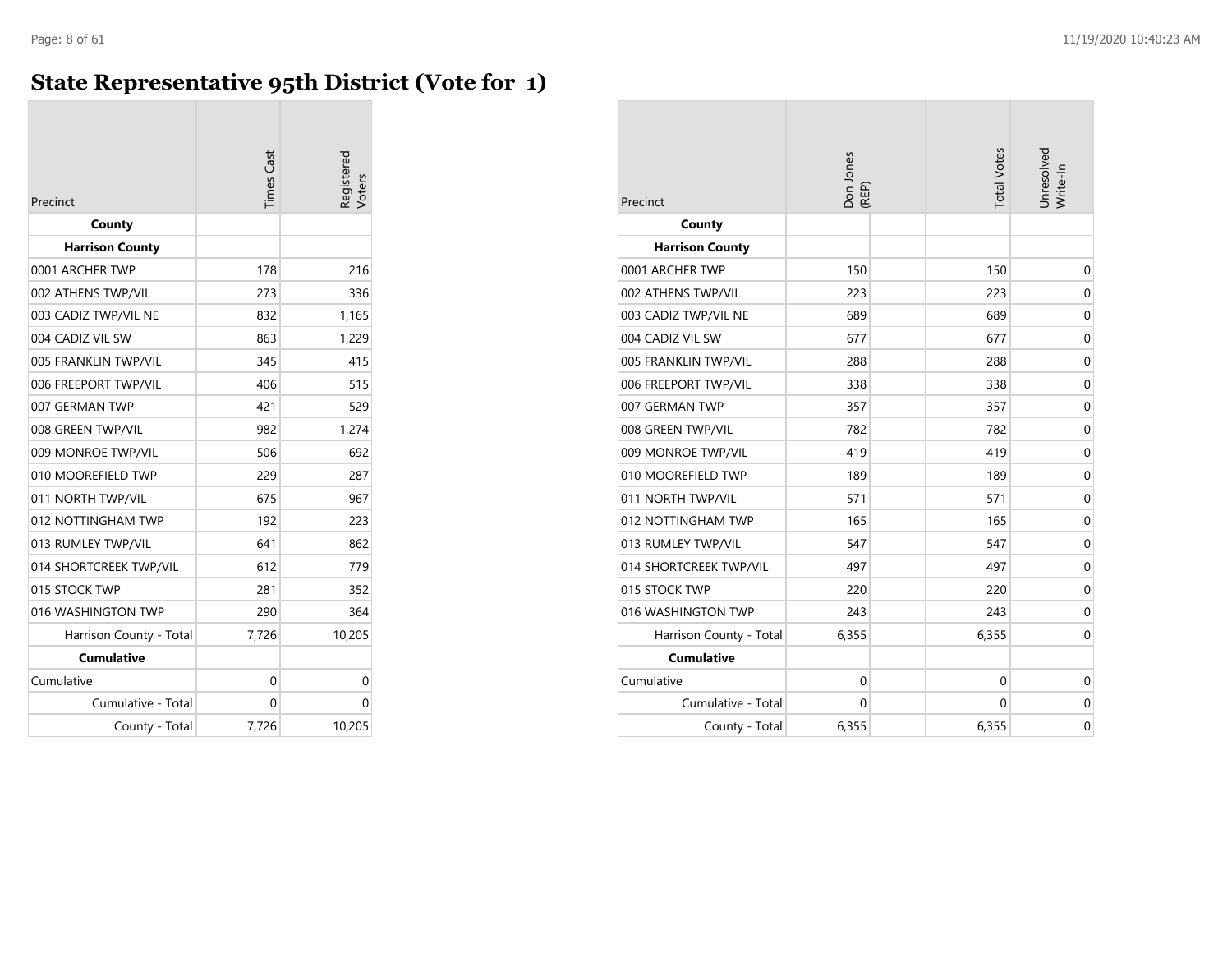# State Representative 95th District (Vote for 1)

| Precinct | Times Cast | Registered Voters |
|---|---|---|
| **County** | | |
| **Harrison County** | | |
| 0001 ARCHER TWP | 178 | 216 |
| 002 ATHENS TWP/VIL | 273 | 336 |
| 003 CADIZ TWP/VIL NE | 832 | 1,165 |
| 004 CADIZ VIL SW | 863 | 1,229 |
| 005 FRANKLIN TWP/VIL | 345 | 415 |
| 006 FREEPORT TWP/VIL | 406 | 515 |
| 007 GERMAN TWP | 421 | 529 |
| 008 GREEN TWP/VIL | 982 | 1,274 |
| 009 MONROE TWP/VIL | 506 | 692 |
| 010 MOOREFIELD TWP | 229 | 287 |
| 011 NORTH TWP/VIL | 675 | 967 |
| 012 NOTTINGHAM TWP | 192 | 223 |
| 013 RUMLEY TWP/VIL | 641 | 862 |
| 014 SHORTCREEK TWP/VIL | 612 | 779 |
| 015 STOCK TWP | 281 | 352 |
| 016 WASHINGTON TWP | 290 | 364 |
| Harrison County - Total | 7,726 | 10,205 |
| **Cumulative** | | |
| Cumulative | 0 | 0 |
| Cumulative - Total | 0 | 0 |
| County - Total | 7,726 | 10,205 |

| Precinct | Don Jones (REP) | | Total Votes | Unresolved Write-In |
|---|---|---|---|---|
| **County** | | | | |
| **Harrison County** | | | | |
| 0001 ARCHER TWP | 150 | | 150 | 0 |
| 002 ATHENS TWP/VIL | 223 | | 223 | 0 |
| 003 CADIZ TWP/VIL NE | 689 | | 689 | 0 |
| 004 CADIZ VIL SW | 677 | | 677 | 0 |
| 005 FRANKLIN TWP/VIL | 288 | | 288 | 0 |
| 006 FREEPORT TWP/VIL | 338 | | 338 | 0 |
| 007 GERMAN TWP | 357 | | 357 | 0 |
| 008 GREEN TWP/VIL | 782 | | 782 | 0 |
| 009 MONROE TWP/VIL | 419 | | 419 | 0 |
| 010 MOOREFIELD TWP | 189 | | 189 | 0 |
| 011 NORTH TWP/VIL | 571 | | 571 | 0 |
| 012 NOTTINGHAM TWP | 165 | | 165 | 0 |
| 013 RUMLEY TWP/VIL | 547 | | 547 | 0 |
| 014 SHORTCREEK TWP/VIL | 497 | | 497 | 0 |
| 015 STOCK TWP | 220 | | 220 | 0 |
| 016 WASHINGTON TWP | 243 | | 243 | 0 |
| Harrison County - Total | 6,355 | | 6,355 | 0 |
| **Cumulative** | | | | |
| Cumulative | 0 | | 0 | 0 |
| Cumulative - Total | 0 | | 0 | 0 |
| County - Total | 6,355 | | 6,355 | 0 |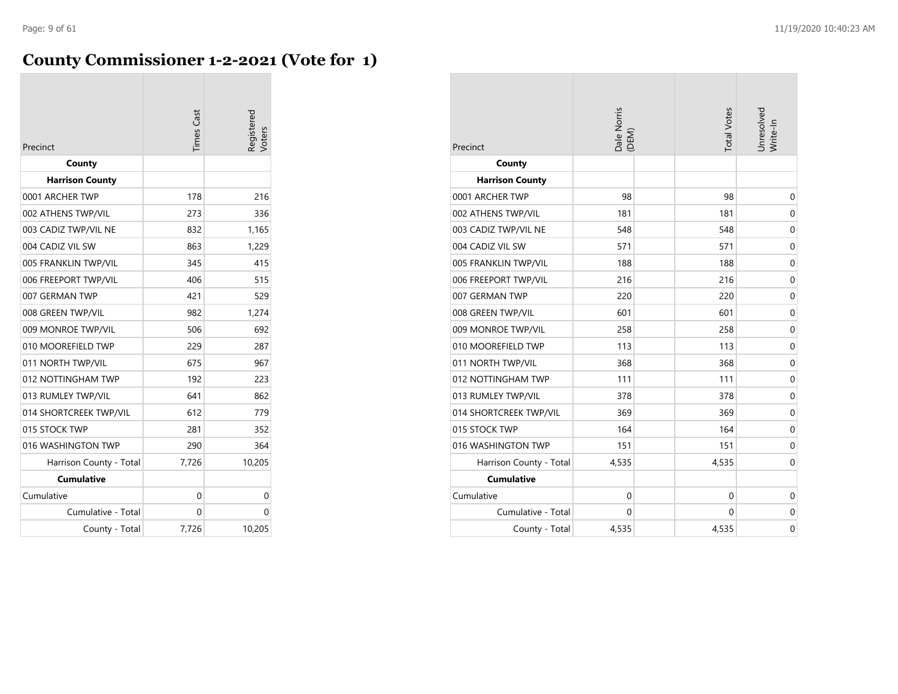# County Commissioner 1-2-2021 (Vote for 1)

| Precinct | Times Cast | Registered Voters |
|---|---|---|
| **County** | | |
| **Harrison County** | | |
| 0001 ARCHER TWP | 178 | 216 |
| 002 ATHENS TWP/VIL | 273 | 336 |
| 003 CADIZ TWP/VIL NE | 832 | 1,165 |
| 004 CADIZ VIL SW | 863 | 1,229 |
| 005 FRANKLIN TWP/VIL | 345 | 415 |
| 006 FREEPORT TWP/VIL | 406 | 515 |
| 007 GERMAN TWP | 421 | 529 |
| 008 GREEN TWP/VIL | 982 | 1,274 |
| 009 MONROE TWP/VIL | 506 | 692 |
| 010 MOOREFIELD TWP | 229 | 287 |
| 011 NORTH TWP/VIL | 675 | 967 |
| 012 NOTTINGHAM TWP | 192 | 223 |
| 013 RUMLEY TWP/VIL | 641 | 862 |
| 014 SHORTCREEK TWP/VIL | 612 | 779 |
| 015 STOCK TWP | 281 | 352 |
| 016 WASHINGTON TWP | 290 | 364 |
| Harrison County - Total | 7,726 | 10,205 |
| **Cumulative** | | |
| Cumulative | 0 | 0 |
| Cumulative - Total | 0 | 0 |
| County - Total | 7,726 | 10,205 |

| Precinct | Dale Norris (DEM) | Total Votes | Unresolved Write-In |
|---|---|---|---|
| **County** | | | |
| **Harrison County** | | | |
| 0001 ARCHER TWP | 98 | 98 | 0 |
| 002 ATHENS TWP/VIL | 181 | 181 | 0 |
| 003 CADIZ TWP/VIL NE | 548 | 548 | 0 |
| 004 CADIZ VIL SW | 571 | 571 | 0 |
| 005 FRANKLIN TWP/VIL | 188 | 188 | 0 |
| 006 FREEPORT TWP/VIL | 216 | 216 | 0 |
| 007 GERMAN TWP | 220 | 220 | 0 |
| 008 GREEN TWP/VIL | 601 | 601 | 0 |
| 009 MONROE TWP/VIL | 258 | 258 | 0 |
| 010 MOOREFIELD TWP | 113 | 113 | 0 |
| 011 NORTH TWP/VIL | 368 | 368 | 0 |
| 012 NOTTINGHAM TWP | 111 | 111 | 0 |
| 013 RUMLEY TWP/VIL | 378 | 378 | 0 |
| 014 SHORTCREEK TWP/VIL | 369 | 369 | 0 |
| 015 STOCK TWP | 164 | 164 | 0 |
| 016 WASHINGTON TWP | 151 | 151 | 0 |
| Harrison County - Total | 4,535 | 4,535 | 0 |
| **Cumulative** | | | |
| Cumulative | 0 | 0 | 0 |
| Cumulative - Total | 0 | 0 | 0 |
| County - Total | 4,535 | 4,535 | 0 |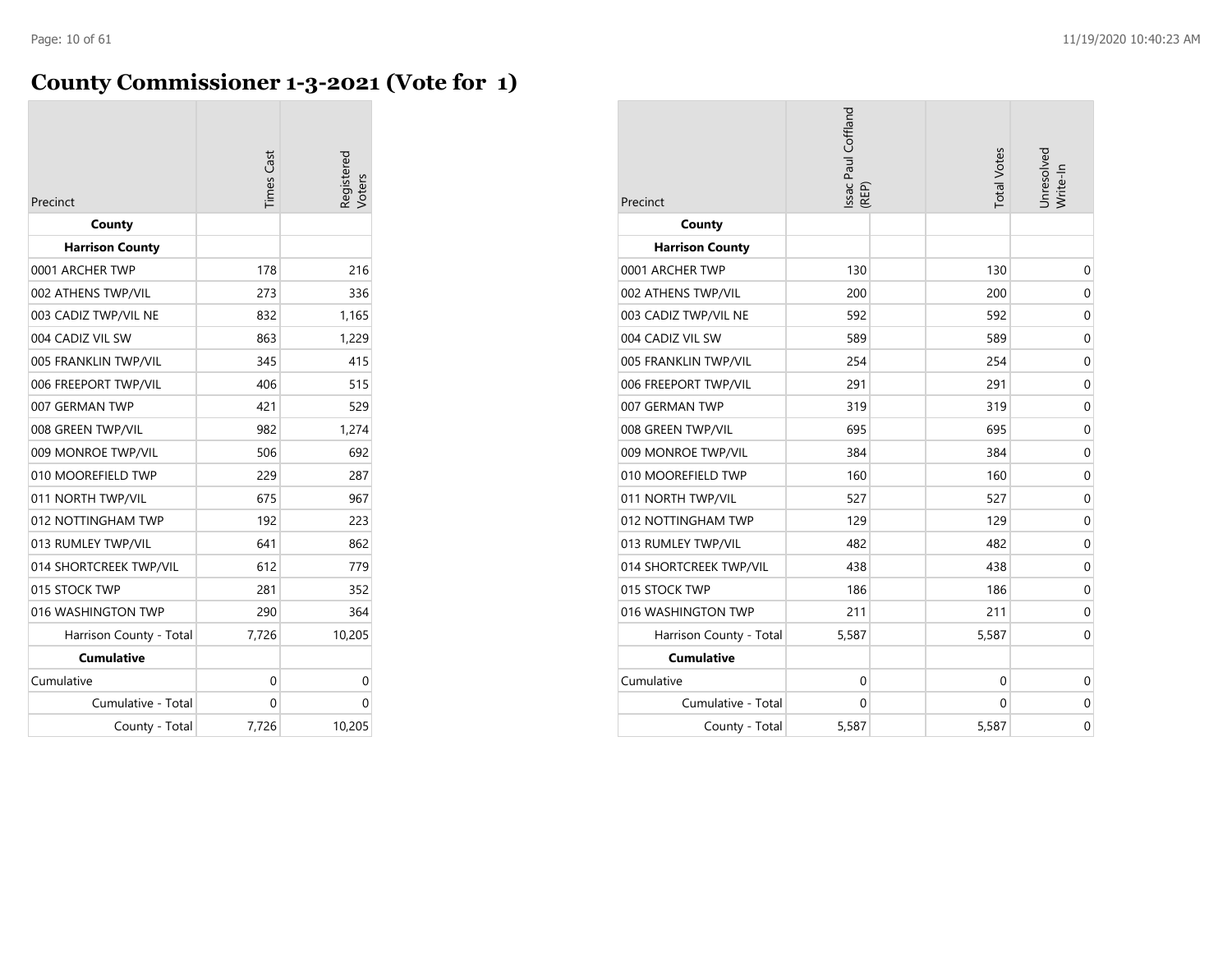# County Commissioner 1-3-2021 (Vote for 1)

| Precinct | Times Cast | Registered Voters |
|---|---|---|
| **County** | | |
| **Harrison County** | | |
| 0001 ARCHER TWP | 178 | 216 |
| 002 ATHENS TWP/VIL | 273 | 336 |
| 003 CADIZ TWP/VIL NE | 832 | 1,165 |
| 004 CADIZ VIL SW | 863 | 1,229 |
| 005 FRANKLIN TWP/VIL | 345 | 415 |
| 006 FREEPORT TWP/VIL | 406 | 515 |
| 007 GERMAN TWP | 421 | 529 |
| 008 GREEN TWP/VIL | 982 | 1,274 |
| 009 MONROE TWP/VIL | 506 | 692 |
| 010 MOOREFIELD TWP | 229 | 287 |
| 011 NORTH TWP/VIL | 675 | 967 |
| 012 NOTTINGHAM TWP | 192 | 223 |
| 013 RUMLEY TWP/VIL | 641 | 862 |
| 014 SHORTCREEK TWP/VIL | 612 | 779 |
| 015 STOCK TWP | 281 | 352 |
| 016 WASHINGTON TWP | 290 | 364 |
| Harrison County - Total | 7,726 | 10,205 |
| **Cumulative** | | |
| Cumulative | 0 | 0 |
| Cumulative - Total | 0 | 0 |
| County - Total | 7,726 | 10,205 |

| Precinct | Issac Paul Coffland (REP) | | Total Votes | Unresolved Write-In |
|---|---|---|---|---|
| **County** | | | | |
| **Harrison County** | | | | |
| 0001 ARCHER TWP | 130 | | 130 | 0 |
| 002 ATHENS TWP/VIL | 200 | | 200 | 0 |
| 003 CADIZ TWP/VIL NE | 592 | | 592 | 0 |
| 004 CADIZ VIL SW | 589 | | 589 | 0 |
| 005 FRANKLIN TWP/VIL | 254 | | 254 | 0 |
| 006 FREEPORT TWP/VIL | 291 | | 291 | 0 |
| 007 GERMAN TWP | 319 | | 319 | 0 |
| 008 GREEN TWP/VIL | 695 | | 695 | 0 |
| 009 MONROE TWP/VIL | 384 | | 384 | 0 |
| 010 MOOREFIELD TWP | 160 | | 160 | 0 |
| 011 NORTH TWP/VIL | 527 | | 527 | 0 |
| 012 NOTTINGHAM TWP | 129 | | 129 | 0 |
| 013 RUMLEY TWP/VIL | 482 | | 482 | 0 |
| 014 SHORTCREEK TWP/VIL | 438 | | 438 | 0 |
| 015 STOCK TWP | 186 | | 186 | 0 |
| 016 WASHINGTON TWP | 211 | | 211 | 0 |
| Harrison County - Total | 5,587 | | 5,587 | 0 |
| **Cumulative** | | | | |
| Cumulative | 0 | | 0 | 0 |
| Cumulative - Total | 0 | | 0 | 0 |
| County - Total | 5,587 | | 5,587 | 0 |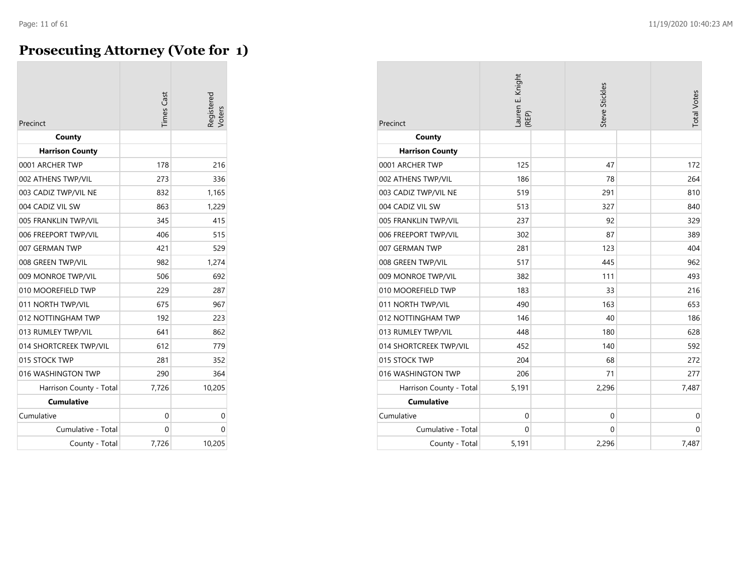# Prosecuting Attorney (Vote for 1)

| Precinct | Times Cast | Registered Voters |
|---|---|---|
| **County** | | |
| **Harrison County** | | |
| 0001 ARCHER TWP | 178 | 216 |
| 002 ATHENS TWP/VIL | 273 | 336 |
| 003 CADIZ TWP/VIL NE | 832 | 1,165 |
| 004 CADIZ VIL SW | 863 | 1,229 |
| 005 FRANKLIN TWP/VIL | 345 | 415 |
| 006 FREEPORT TWP/VIL | 406 | 515 |
| 007 GERMAN TWP | 421 | 529 |
| 008 GREEN TWP/VIL | 982 | 1,274 |
| 009 MONROE TWP/VIL | 506 | 692 |
| 010 MOOREFIELD TWP | 229 | 287 |
| 011 NORTH TWP/VIL | 675 | 967 |
| 012 NOTTINGHAM TWP | 192 | 223 |
| 013 RUMLEY TWP/VIL | 641 | 862 |
| 014 SHORTCREEK TWP/VIL | 612 | 779 |
| 015 STOCK TWP | 281 | 352 |
| 016 WASHINGTON TWP | 290 | 364 |
| Harrison County - Total | 7,726 | 10,205 |
| **Cumulative** | | |
| Cumulative | 0 | 0 |
| Cumulative - Total | 0 | 0 |
| County - Total | 7,726 | 10,205 |

| Precinct | Lauren E. Knight (REP) | Steve Stickles | Total Votes |
|---|---|---|---|
| **County** | | | |
| **Harrison County** | | | |
| 0001 ARCHER TWP | 125 | 47 | 172 |
| 002 ATHENS TWP/VIL | 186 | 78 | 264 |
| 003 CADIZ TWP/VIL NE | 519 | 291 | 810 |
| 004 CADIZ VIL SW | 513 | 327 | 840 |
| 005 FRANKLIN TWP/VIL | 237 | 92 | 329 |
| 006 FREEPORT TWP/VIL | 302 | 87 | 389 |
| 007 GERMAN TWP | 281 | 123 | 404 |
| 008 GREEN TWP/VIL | 517 | 445 | 962 |
| 009 MONROE TWP/VIL | 382 | 111 | 493 |
| 010 MOOREFIELD TWP | 183 | 33 | 216 |
| 011 NORTH TWP/VIL | 490 | 163 | 653 |
| 012 NOTTINGHAM TWP | 146 | 40 | 186 |
| 013 RUMLEY TWP/VIL | 448 | 180 | 628 |
| 014 SHORTCREEK TWP/VIL | 452 | 140 | 592 |
| 015 STOCK TWP | 204 | 68 | 272 |
| 016 WASHINGTON TWP | 206 | 71 | 277 |
| Harrison County - Total | 5,191 | 2,296 | 7,487 |
| **Cumulative** | | | |
| Cumulative | 0 | 0 | 0 |
| Cumulative - Total | 0 | 0 | 0 |
| County - Total | 5,191 | 2,296 | 7,487 |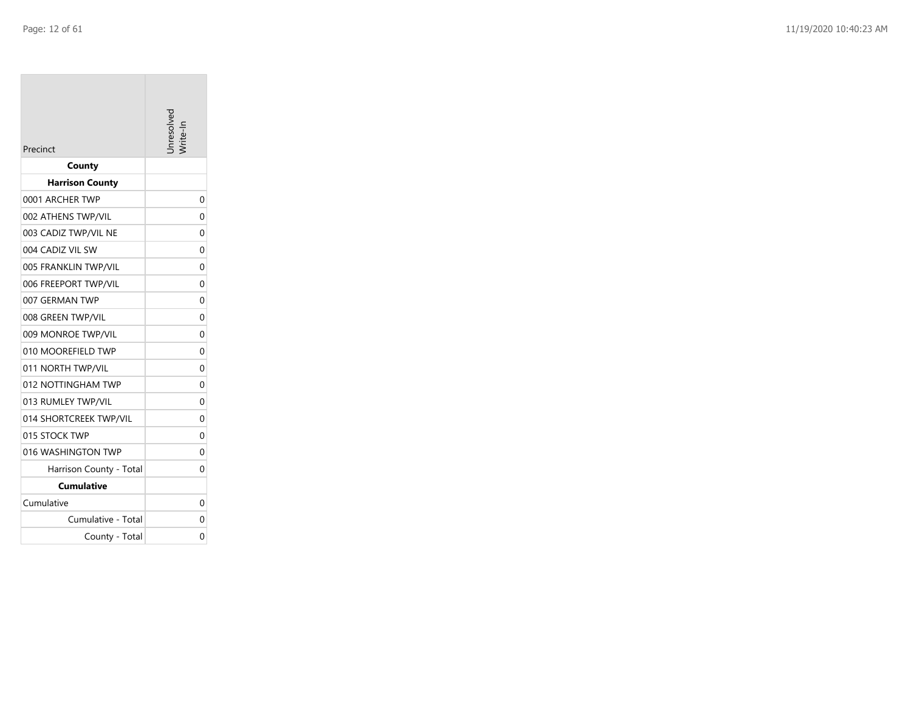| Precinct | Unresolved Write-In |
|---|---|
| **County** | |
| **Harrison County** | |
| 0001 ARCHER TWP | 0 |
| 002 ATHENS TWP/VIL | 0 |
| 003 CADIZ TWP/VIL NE | 0 |
| 004 CADIZ VIL SW | 0 |
| 005 FRANKLIN TWP/VIL | 0 |
| 006 FREEPORT TWP/VIL | 0 |
| 007 GERMAN TWP | 0 |
| 008 GREEN TWP/VIL | 0 |
| 009 MONROE TWP/VIL | 0 |
| 010 MOOREFIELD TWP | 0 |
| 011 NORTH TWP/VIL | 0 |
| 012 NOTTINGHAM TWP | 0 |
| 013 RUMLEY TWP/VIL | 0 |
| 014 SHORTCREEK TWP/VIL | 0 |
| 015 STOCK TWP | 0 |
| 016 WASHINGTON TWP | 0 |
| Harrison County - Total | 0 |
| **Cumulative** | |
| Cumulative | 0 |
| Cumulative - Total | 0 |
| County - Total | 0 |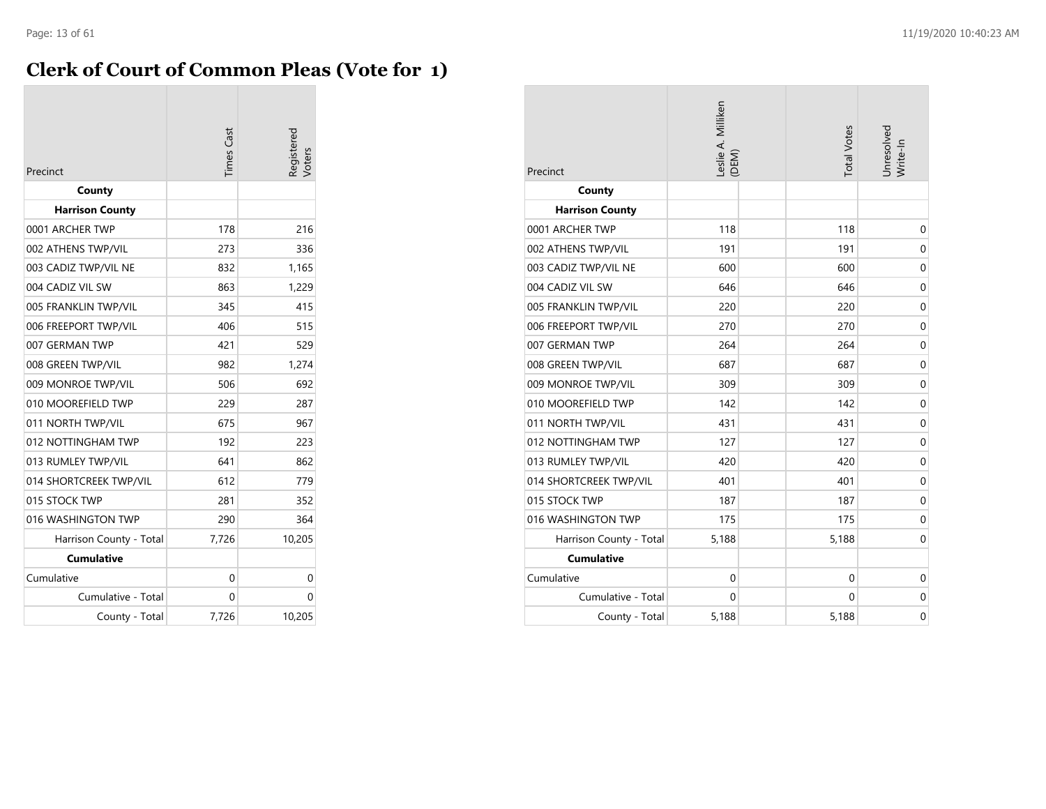# Clerk of Court of Common Pleas (Vote for 1)

| Precinct | Times Cast | Registered Voters |
|---|---|---|
| **County** | | |
| **Harrison County** | | |
| 0001 ARCHER TWP | 178 | 216 |
| 002 ATHENS TWP/VIL | 273 | 336 |
| 003 CADIZ TWP/VIL NE | 832 | 1,165 |
| 004 CADIZ VIL SW | 863 | 1,229 |
| 005 FRANKLIN TWP/VIL | 345 | 415 |
| 006 FREEPORT TWP/VIL | 406 | 515 |
| 007 GERMAN TWP | 421 | 529 |
| 008 GREEN TWP/VIL | 982 | 1,274 |
| 009 MONROE TWP/VIL | 506 | 692 |
| 010 MOOREFIELD TWP | 229 | 287 |
| 011 NORTH TWP/VIL | 675 | 967 |
| 012 NOTTINGHAM TWP | 192 | 223 |
| 013 RUMLEY TWP/VIL | 641 | 862 |
| 014 SHORTCREEK TWP/VIL | 612 | 779 |
| 015 STOCK TWP | 281 | 352 |
| 016 WASHINGTON TWP | 290 | 364 |
| Harrison County - Total | 7,726 | 10,205 |
| **Cumulative** | | |
| Cumulative | 0 | 0 |
| Cumulative - Total | 0 | 0 |
| County - Total | 7,726 | 10,205 |

| Precinct | Leslie A. Milliken (DEM) | Total Votes | Unresolved Write-In |
|---|---|---|---|
| **County** | | | |
| **Harrison County** | | | |
| 0001 ARCHER TWP | 118 | 118 | 0 |
| 002 ATHENS TWP/VIL | 191 | 191 | 0 |
| 003 CADIZ TWP/VIL NE | 600 | 600 | 0 |
| 004 CADIZ VIL SW | 646 | 646 | 0 |
| 005 FRANKLIN TWP/VIL | 220 | 220 | 0 |
| 006 FREEPORT TWP/VIL | 270 | 270 | 0 |
| 007 GERMAN TWP | 264 | 264 | 0 |
| 008 GREEN TWP/VIL | 687 | 687 | 0 |
| 009 MONROE TWP/VIL | 309 | 309 | 0 |
| 010 MOOREFIELD TWP | 142 | 142 | 0 |
| 011 NORTH TWP/VIL | 431 | 431 | 0 |
| 012 NOTTINGHAM TWP | 127 | 127 | 0 |
| 013 RUMLEY TWP/VIL | 420 | 420 | 0 |
| 014 SHORTCREEK TWP/VIL | 401 | 401 | 0 |
| 015 STOCK TWP | 187 | 187 | 0 |
| 016 WASHINGTON TWP | 175 | 175 | 0 |
| Harrison County - Total | 5,188 | 5,188 | 0 |
| **Cumulative** | | | |
| Cumulative | 0 | 0 | 0 |
| Cumulative - Total | 0 | 0 | 0 |
| County - Total | 5,188 | 5,188 | 0 |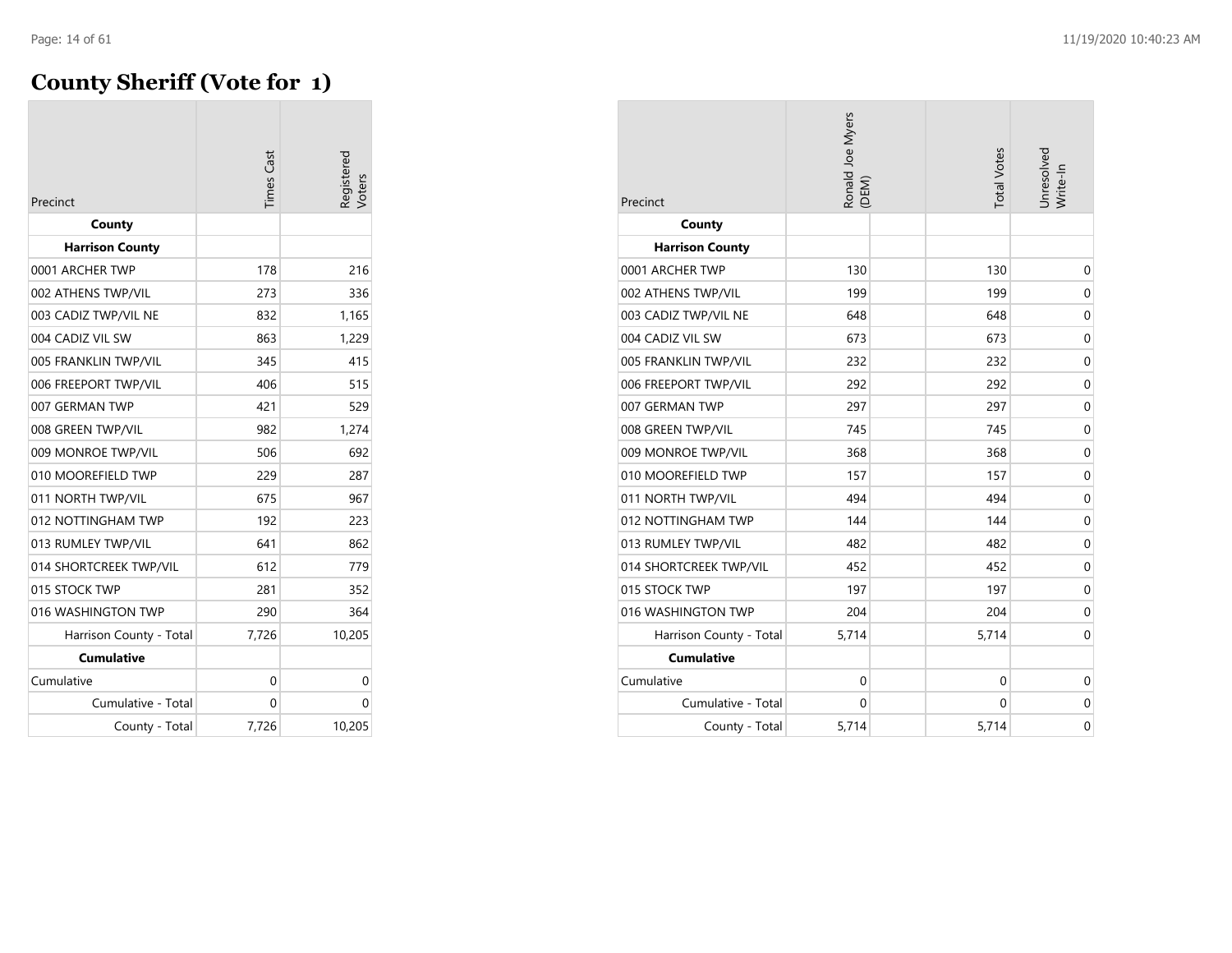# County Sheriff (Vote for 1)

| Precinct | Times Cast | Registered Voters |
|---|---|---|
| **County** | | |
| **Harrison County** | | |
| 0001 ARCHER TWP | 178 | 216 |
| 002 ATHENS TWP/VIL | 273 | 336 |
| 003 CADIZ TWP/VIL NE | 832 | 1,165 |
| 004 CADIZ VIL SW | 863 | 1,229 |
| 005 FRANKLIN TWP/VIL | 345 | 415 |
| 006 FREEPORT TWP/VIL | 406 | 515 |
| 007 GERMAN TWP | 421 | 529 |
| 008 GREEN TWP/VIL | 982 | 1,274 |
| 009 MONROE TWP/VIL | 506 | 692 |
| 010 MOOREFIELD TWP | 229 | 287 |
| 011 NORTH TWP/VIL | 675 | 967 |
| 012 NOTTINGHAM TWP | 192 | 223 |
| 013 RUMLEY TWP/VIL | 641 | 862 |
| 014 SHORTCREEK TWP/VIL | 612 | 779 |
| 015 STOCK TWP | 281 | 352 |
| 016 WASHINGTON TWP | 290 | 364 |
| Harrison County - Total | 7,726 | 10,205 |
| **Cumulative** | | |
| Cumulative | 0 | 0 |
| Cumulative - Total | 0 | 0 |
| County - Total | 7,726 | 10,205 |

| Precinct | Ronald Joe Myers (DEM) | | Total Votes | Unresolved Write-In |
|---|---|---|---|---|
| **County** | | | | |
| **Harrison County** | | | | |
| 0001 ARCHER TWP | 130 | | 130 | 0 |
| 002 ATHENS TWP/VIL | 199 | | 199 | 0 |
| 003 CADIZ TWP/VIL NE | 648 | | 648 | 0 |
| 004 CADIZ VIL SW | 673 | | 673 | 0 |
| 005 FRANKLIN TWP/VIL | 232 | | 232 | 0 |
| 006 FREEPORT TWP/VIL | 292 | | 292 | 0 |
| 007 GERMAN TWP | 297 | | 297 | 0 |
| 008 GREEN TWP/VIL | 745 | | 745 | 0 |
| 009 MONROE TWP/VIL | 368 | | 368 | 0 |
| 010 MOOREFIELD TWP | 157 | | 157 | 0 |
| 011 NORTH TWP/VIL | 494 | | 494 | 0 |
| 012 NOTTINGHAM TWP | 144 | | 144 | 0 |
| 013 RUMLEY TWP/VIL | 482 | | 482 | 0 |
| 014 SHORTCREEK TWP/VIL | 452 | | 452 | 0 |
| 015 STOCK TWP | 197 | | 197 | 0 |
| 016 WASHINGTON TWP | 204 | | 204 | 0 |
| Harrison County - Total | 5,714 | | 5,714 | 0 |
| **Cumulative** | | | | |
| Cumulative | 0 | | 0 | 0 |
| Cumulative - Total | 0 | | 0 | 0 |
| County - Total | 5,714 | | 5,714 | 0 |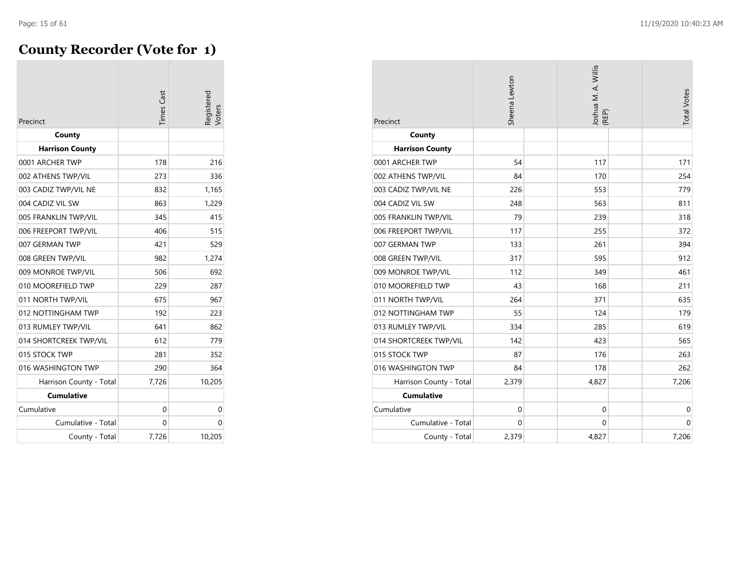# County Recorder (Vote for 1)

| Precinct | Times Cast | Registered Voters |
|---|---|---|
| **County** | | |
| **Harrison County** | | |
| 0001 ARCHER TWP | 178 | 216 |
| 002 ATHENS TWP/VIL | 273 | 336 |
| 003 CADIZ TWP/VIL NE | 832 | 1,165 |
| 004 CADIZ VIL SW | 863 | 1,229 |
| 005 FRANKLIN TWP/VIL | 345 | 415 |
| 006 FREEPORT TWP/VIL | 406 | 515 |
| 007 GERMAN TWP | 421 | 529 |
| 008 GREEN TWP/VIL | 982 | 1,274 |
| 009 MONROE TWP/VIL | 506 | 692 |
| 010 MOOREFIELD TWP | 229 | 287 |
| 011 NORTH TWP/VIL | 675 | 967 |
| 012 NOTTINGHAM TWP | 192 | 223 |
| 013 RUMLEY TWP/VIL | 641 | 862 |
| 014 SHORTCREEK TWP/VIL | 612 | 779 |
| 015 STOCK TWP | 281 | 352 |
| 016 WASHINGTON TWP | 290 | 364 |
| Harrison County - Total | 7,726 | 10,205 |
| **Cumulative** | | |
| Cumulative | 0 | 0 |
| Cumulative - Total | 0 | 0 |
| County - Total | 7,726 | 10,205 |

| Precinct | Sheena Lewton | Joshua M. A. Willis (REP) | Total Votes |
|---|---|---|---|
| **County** | | | |
| **Harrison County** | | | |
| 0001 ARCHER TWP | 54 | 117 | 171 |
| 002 ATHENS TWP/VIL | 84 | 170 | 254 |
| 003 CADIZ TWP/VIL NE | 226 | 553 | 779 |
| 004 CADIZ VIL SW | 248 | 563 | 811 |
| 005 FRANKLIN TWP/VIL | 79 | 239 | 318 |
| 006 FREEPORT TWP/VIL | 117 | 255 | 372 |
| 007 GERMAN TWP | 133 | 261 | 394 |
| 008 GREEN TWP/VIL | 317 | 595 | 912 |
| 009 MONROE TWP/VIL | 112 | 349 | 461 |
| 010 MOOREFIELD TWP | 43 | 168 | 211 |
| 011 NORTH TWP/VIL | 264 | 371 | 635 |
| 012 NOTTINGHAM TWP | 55 | 124 | 179 |
| 013 RUMLEY TWP/VIL | 334 | 285 | 619 |
| 014 SHORTCREEK TWP/VIL | 142 | 423 | 565 |
| 015 STOCK TWP | 87 | 176 | 263 |
| 016 WASHINGTON TWP | 84 | 178 | 262 |
| Harrison County - Total | 2,379 | 4,827 | 7,206 |
| **Cumulative** | | | |
| Cumulative | 0 | 0 | 0 |
| Cumulative - Total | 0 | 0 | 0 |
| County - Total | 2,379 | 4,827 | 7,206 |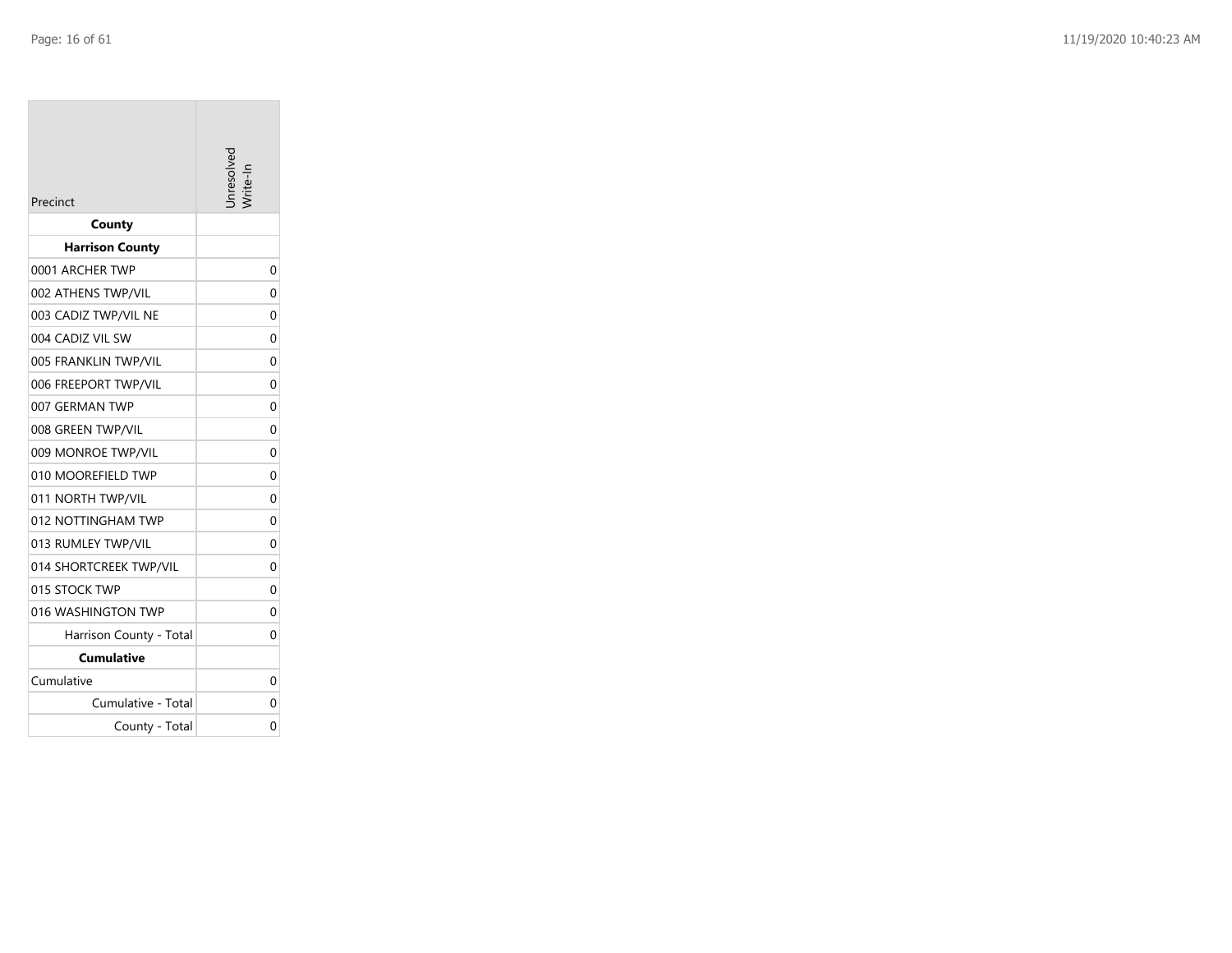| Precinct | Unresolved Write-In |
|---|---|
| **County** | |
| **Harrison County** | |
| 0001 ARCHER TWP | 0 |
| 002 ATHENS TWP/VIL | 0 |
| 003 CADIZ TWP/VIL NE | 0 |
| 004 CADIZ VIL SW | 0 |
| 005 FRANKLIN TWP/VIL | 0 |
| 006 FREEPORT TWP/VIL | 0 |
| 007 GERMAN TWP | 0 |
| 008 GREEN TWP/VIL | 0 |
| 009 MONROE TWP/VIL | 0 |
| 010 MOOREFIELD TWP | 0 |
| 011 NORTH TWP/VIL | 0 |
| 012 NOTTINGHAM TWP | 0 |
| 013 RUMLEY TWP/VIL | 0 |
| 014 SHORTCREEK TWP/VIL | 0 |
| 015 STOCK TWP | 0 |
| 016 WASHINGTON TWP | 0 |
| Harrison County - Total | 0 |
| **Cumulative** | |
| Cumulative | 0 |
| Cumulative - Total | 0 |
| County - Total | 0 |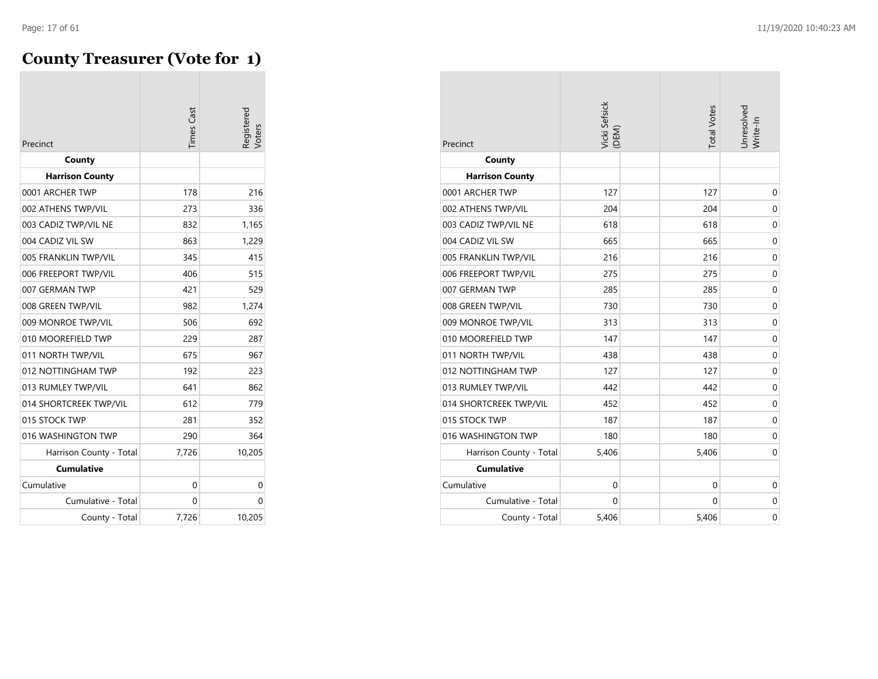# County Treasurer (Vote for 1)

| Precinct | Times Cast | Registered Voters |
|---|---|---|
| **County** | | |
| **Harrison County** | | |
| 0001 ARCHER TWP | 178 | 216 |
| 002 ATHENS TWP/VIL | 273 | 336 |
| 003 CADIZ TWP/VIL NE | 832 | 1,165 |
| 004 CADIZ VIL SW | 863 | 1,229 |
| 005 FRANKLIN TWP/VIL | 345 | 415 |
| 006 FREEPORT TWP/VIL | 406 | 515 |
| 007 GERMAN TWP | 421 | 529 |
| 008 GREEN TWP/VIL | 982 | 1,274 |
| 009 MONROE TWP/VIL | 506 | 692 |
| 010 MOOREFIELD TWP | 229 | 287 |
| 011 NORTH TWP/VIL | 675 | 967 |
| 012 NOTTINGHAM TWP | 192 | 223 |
| 013 RUMLEY TWP/VIL | 641 | 862 |
| 014 SHORTCREEK TWP/VIL | 612 | 779 |
| 015 STOCK TWP | 281 | 352 |
| 016 WASHINGTON TWP | 290 | 364 |
| Harrison County - Total | 7,726 | 10,205 |
| **Cumulative** | | |
| Cumulative | 0 | 0 |
| Cumulative - Total | 0 | 0 |
| County - Total | 7,726 | 10,205 |

| Precinct | Vicki Sefsick (DEM) | | Total Votes | Unresolved Write-In |
|---|---|---|---|---|
| **County** | | | | |
| **Harrison County** | | | | |
| 0001 ARCHER TWP | 127 | | 127 | 0 |
| 002 ATHENS TWP/VIL | 204 | | 204 | 0 |
| 003 CADIZ TWP/VIL NE | 618 | | 618 | 0 |
| 004 CADIZ VIL SW | 665 | | 665 | 0 |
| 005 FRANKLIN TWP/VIL | 216 | | 216 | 0 |
| 006 FREEPORT TWP/VIL | 275 | | 275 | 0 |
| 007 GERMAN TWP | 285 | | 285 | 0 |
| 008 GREEN TWP/VIL | 730 | | 730 | 0 |
| 009 MONROE TWP/VIL | 313 | | 313 | 0 |
| 010 MOOREFIELD TWP | 147 | | 147 | 0 |
| 011 NORTH TWP/VIL | 438 | | 438 | 0 |
| 012 NOTTINGHAM TWP | 127 | | 127 | 0 |
| 013 RUMLEY TWP/VIL | 442 | | 442 | 0 |
| 014 SHORTCREEK TWP/VIL | 452 | | 452 | 0 |
| 015 STOCK TWP | 187 | | 187 | 0 |
| 016 WASHINGTON TWP | 180 | | 180 | 0 |
| Harrison County - Total | 5,406 | | 5,406 | 0 |
| **Cumulative** | | | | |
| Cumulative | 0 | | 0 | 0 |
| Cumulative - Total | 0 | | 0 | 0 |
| County - Total | 5,406 | | 5,406 | 0 |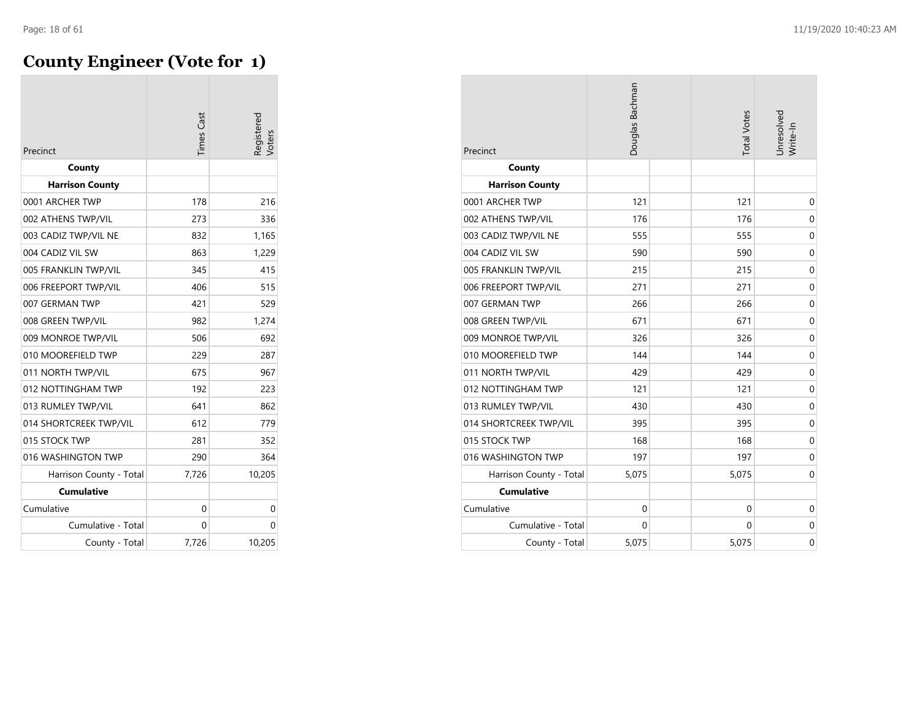# County Engineer (Vote for 1)

| Precinct | Times Cast | Registered Voters |
|---|---|---|
| **County** | | |
| **Harrison County** | | |
| 0001 ARCHER TWP | 178 | 216 |
| 002 ATHENS TWP/VIL | 273 | 336 |
| 003 CADIZ TWP/VIL NE | 832 | 1,165 |
| 004 CADIZ VIL SW | 863 | 1,229 |
| 005 FRANKLIN TWP/VIL | 345 | 415 |
| 006 FREEPORT TWP/VIL | 406 | 515 |
| 007 GERMAN TWP | 421 | 529 |
| 008 GREEN TWP/VIL | 982 | 1,274 |
| 009 MONROE TWP/VIL | 506 | 692 |
| 010 MOOREFIELD TWP | 229 | 287 |
| 011 NORTH TWP/VIL | 675 | 967 |
| 012 NOTTINGHAM TWP | 192 | 223 |
| 013 RUMLEY TWP/VIL | 641 | 862 |
| 014 SHORTCREEK TWP/VIL | 612 | 779 |
| 015 STOCK TWP | 281 | 352 |
| 016 WASHINGTON TWP | 290 | 364 |
| Harrison County - Total | 7,726 | 10,205 |
| **Cumulative** | | |
| Cumulative | 0 | 0 |
| Cumulative - Total | 0 | 0 |
| County - Total | 7,726 | 10,205 |

| Precinct | Douglas Bachman | | Total Votes | Unresolved Write-In |
|---|---|---|---|---|
| **County** | | | | |
| **Harrison County** | | | | |
| 0001 ARCHER TWP | 121 | | 121 | 0 |
| 002 ATHENS TWP/VIL | 176 | | 176 | 0 |
| 003 CADIZ TWP/VIL NE | 555 | | 555 | 0 |
| 004 CADIZ VIL SW | 590 | | 590 | 0 |
| 005 FRANKLIN TWP/VIL | 215 | | 215 | 0 |
| 006 FREEPORT TWP/VIL | 271 | | 271 | 0 |
| 007 GERMAN TWP | 266 | | 266 | 0 |
| 008 GREEN TWP/VIL | 671 | | 671 | 0 |
| 009 MONROE TWP/VIL | 326 | | 326 | 0 |
| 010 MOOREFIELD TWP | 144 | | 144 | 0 |
| 011 NORTH TWP/VIL | 429 | | 429 | 0 |
| 012 NOTTINGHAM TWP | 121 | | 121 | 0 |
| 013 RUMLEY TWP/VIL | 430 | | 430 | 0 |
| 014 SHORTCREEK TWP/VIL | 395 | | 395 | 0 |
| 015 STOCK TWP | 168 | | 168 | 0 |
| 016 WASHINGTON TWP | 197 | | 197 | 0 |
| Harrison County - Total | 5,075 | | 5,075 | 0 |
| **Cumulative** | | | | |
| Cumulative | 0 | | 0 | 0 |
| Cumulative - Total | 0 | | 0 | 0 |
| County - Total | 5,075 | | 5,075 | 0 |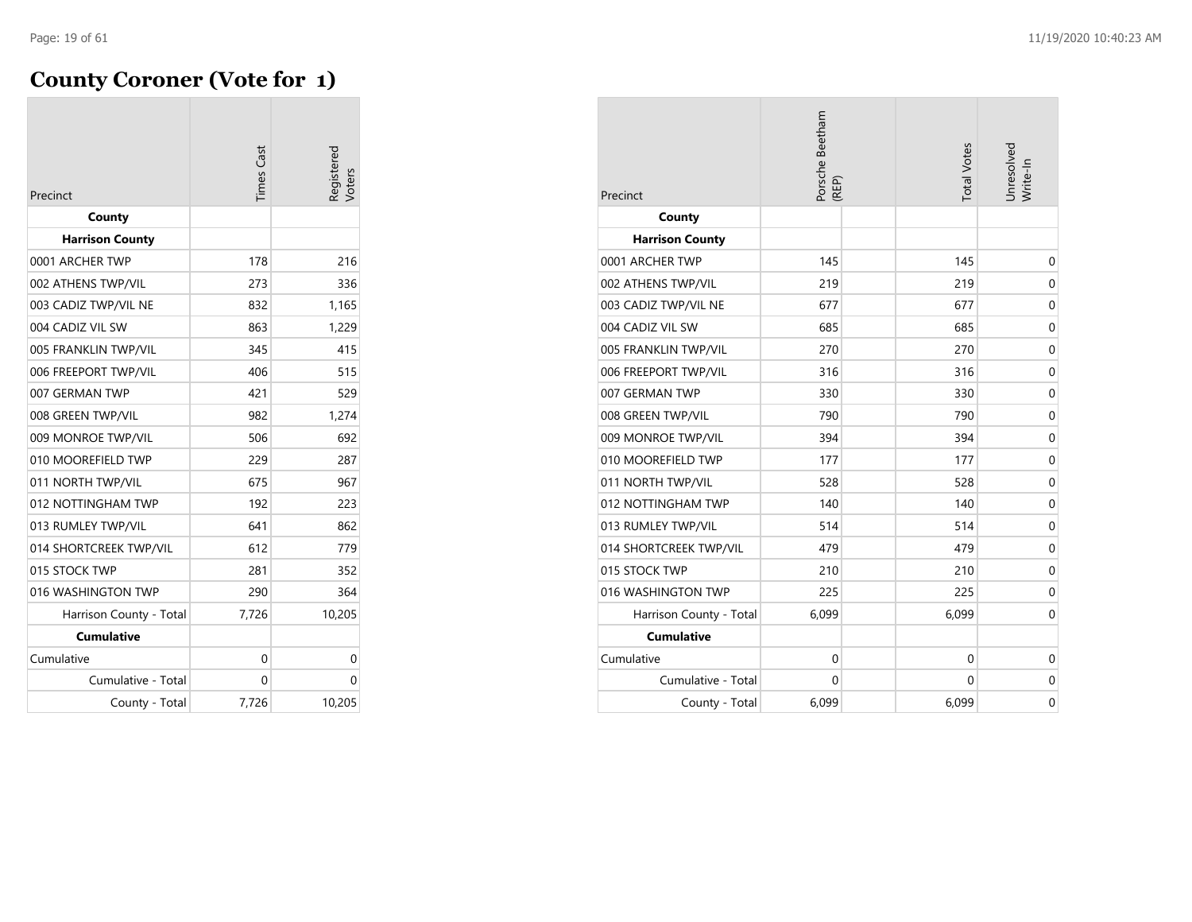# County Coroner (Vote for 1)

| Precinct | Times Cast | Registered Voters |
|---|---|---|
| **County** | | |
| **Harrison County** | | |
| 0001 ARCHER TWP | 178 | 216 |
| 002 ATHENS TWP/VIL | 273 | 336 |
| 003 CADIZ TWP/VIL NE | 832 | 1,165 |
| 004 CADIZ VIL SW | 863 | 1,229 |
| 005 FRANKLIN TWP/VIL | 345 | 415 |
| 006 FREEPORT TWP/VIL | 406 | 515 |
| 007 GERMAN TWP | 421 | 529 |
| 008 GREEN TWP/VIL | 982 | 1,274 |
| 009 MONROE TWP/VIL | 506 | 692 |
| 010 MOOREFIELD TWP | 229 | 287 |
| 011 NORTH TWP/VIL | 675 | 967 |
| 012 NOTTINGHAM TWP | 192 | 223 |
| 013 RUMLEY TWP/VIL | 641 | 862 |
| 014 SHORTCREEK TWP/VIL | 612 | 779 |
| 015 STOCK TWP | 281 | 352 |
| 016 WASHINGTON TWP | 290 | 364 |
| Harrison County - Total | 7,726 | 10,205 |
| **Cumulative** | | |
| Cumulative | 0 | 0 |
| Cumulative - Total | 0 | 0 |
| County - Total | 7,726 | 10,205 |

| Precinct | Porsche Beetham (REP) | Total Votes | Unresolved Write-In |
|---|---|---|---|
| **County** | | | |
| **Harrison County** | | | |
| 0001 ARCHER TWP | 145 | 145 | 0 |
| 002 ATHENS TWP/VIL | 219 | 219 | 0 |
| 003 CADIZ TWP/VIL NE | 677 | 677 | 0 |
| 004 CADIZ VIL SW | 685 | 685 | 0 |
| 005 FRANKLIN TWP/VIL | 270 | 270 | 0 |
| 006 FREEPORT TWP/VIL | 316 | 316 | 0 |
| 007 GERMAN TWP | 330 | 330 | 0 |
| 008 GREEN TWP/VIL | 790 | 790 | 0 |
| 009 MONROE TWP/VIL | 394 | 394 | 0 |
| 010 MOOREFIELD TWP | 177 | 177 | 0 |
| 011 NORTH TWP/VIL | 528 | 528 | 0 |
| 012 NOTTINGHAM TWP | 140 | 140 | 0 |
| 013 RUMLEY TWP/VIL | 514 | 514 | 0 |
| 014 SHORTCREEK TWP/VIL | 479 | 479 | 0 |
| 015 STOCK TWP | 210 | 210 | 0 |
| 016 WASHINGTON TWP | 225 | 225 | 0 |
| Harrison County - Total | 6,099 | 6,099 | 0 |
| **Cumulative** | | | |
| Cumulative | 0 | 0 | 0 |
| Cumulative - Total | 0 | 0 | 0 |
| County - Total | 6,099 | 6,099 | 0 |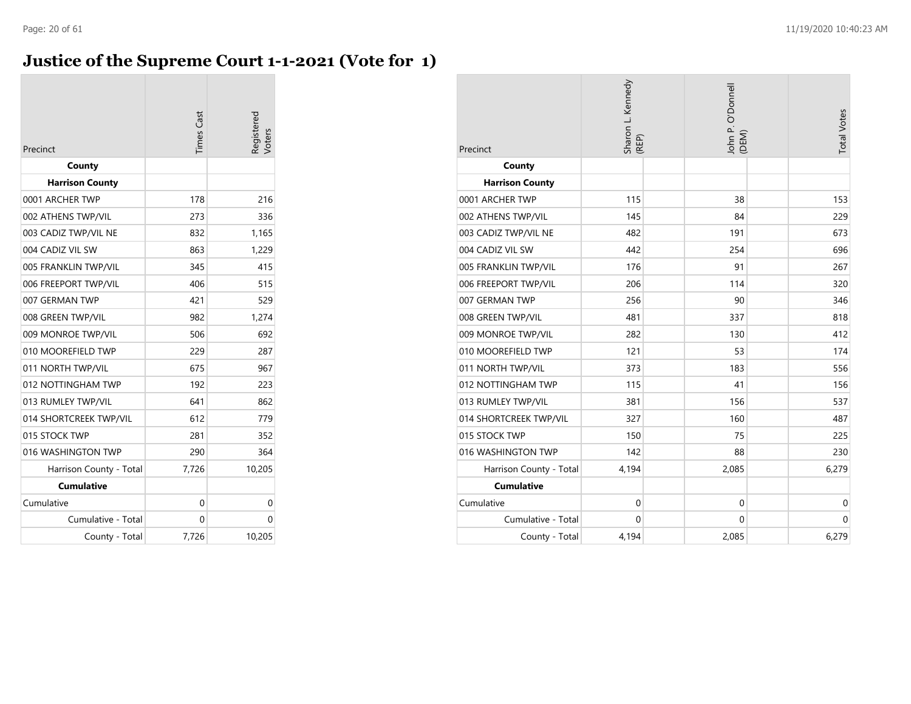# Justice of the Supreme Court 1-1-2021 (Vote for 1)

| Precinct | Times Cast | Registered Voters |
|---|---|---|
| **County** | | |
| **Harrison County** | | |
| 0001 ARCHER TWP | 178 | 216 |
| 002 ATHENS TWP/VIL | 273 | 336 |
| 003 CADIZ TWP/VIL NE | 832 | 1,165 |
| 004 CADIZ VIL SW | 863 | 1,229 |
| 005 FRANKLIN TWP/VIL | 345 | 415 |
| 006 FREEPORT TWP/VIL | 406 | 515 |
| 007 GERMAN TWP | 421 | 529 |
| 008 GREEN TWP/VIL | 982 | 1,274 |
| 009 MONROE TWP/VIL | 506 | 692 |
| 010 MOOREFIELD TWP | 229 | 287 |
| 011 NORTH TWP/VIL | 675 | 967 |
| 012 NOTTINGHAM TWP | 192 | 223 |
| 013 RUMLEY TWP/VIL | 641 | 862 |
| 014 SHORTCREEK TWP/VIL | 612 | 779 |
| 015 STOCK TWP | 281 | 352 |
| 016 WASHINGTON TWP | 290 | 364 |
| Harrison County - Total | 7,726 | 10,205 |
| **Cumulative** | | |
| Cumulative | 0 | 0 |
| Cumulative - Total | 0 | 0 |
| County - Total | 7,726 | 10,205 |

| Precinct | Sharon L. Kennedy (REP) | John P. O'Donnell (DEM) | Total Votes |
|---|---|---|---|
| **County** | | | |
| **Harrison County** | | | |
| 0001 ARCHER TWP | 115 | 38 | 153 |
| 002 ATHENS TWP/VIL | 145 | 84 | 229 |
| 003 CADIZ TWP/VIL NE | 482 | 191 | 673 |
| 004 CADIZ VIL SW | 442 | 254 | 696 |
| 005 FRANKLIN TWP/VIL | 176 | 91 | 267 |
| 006 FREEPORT TWP/VIL | 206 | 114 | 320 |
| 007 GERMAN TWP | 256 | 90 | 346 |
| 008 GREEN TWP/VIL | 481 | 337 | 818 |
| 009 MONROE TWP/VIL | 282 | 130 | 412 |
| 010 MOOREFIELD TWP | 121 | 53 | 174 |
| 011 NORTH TWP/VIL | 373 | 183 | 556 |
| 012 NOTTINGHAM TWP | 115 | 41 | 156 |
| 013 RUMLEY TWP/VIL | 381 | 156 | 537 |
| 014 SHORTCREEK TWP/VIL | 327 | 160 | 487 |
| 015 STOCK TWP | 150 | 75 | 225 |
| 016 WASHINGTON TWP | 142 | 88 | 230 |
| Harrison County - Total | 4,194 | 2,085 | 6,279 |
| **Cumulative** | | | |
| Cumulative | 0 | 0 | 0 |
| Cumulative - Total | 0 | 0 | 0 |
| County - Total | 4,194 | 2,085 | 6,279 |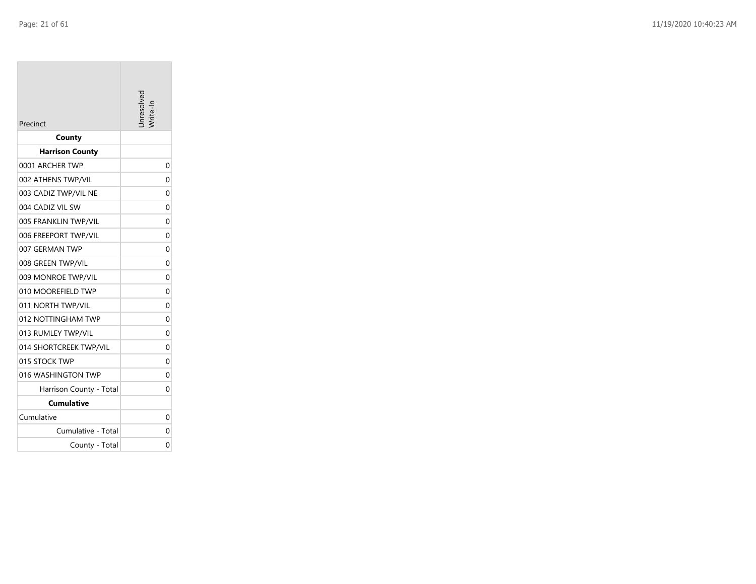| Precinct | Unresolved Write-In |
|---|---|
| **County** | |
| **Harrison County** | |
| 0001 ARCHER TWP | 0 |
| 002 ATHENS TWP/VIL | 0 |
| 003 CADIZ TWP/VIL NE | 0 |
| 004 CADIZ VIL SW | 0 |
| 005 FRANKLIN TWP/VIL | 0 |
| 006 FREEPORT TWP/VIL | 0 |
| 007 GERMAN TWP | 0 |
| 008 GREEN TWP/VIL | 0 |
| 009 MONROE TWP/VIL | 0 |
| 010 MOOREFIELD TWP | 0 |
| 011 NORTH TWP/VIL | 0 |
| 012 NOTTINGHAM TWP | 0 |
| 013 RUMLEY TWP/VIL | 0 |
| 014 SHORTCREEK TWP/VIL | 0 |
| 015 STOCK TWP | 0 |
| 016 WASHINGTON TWP | 0 |
| Harrison County - Total | 0 |
| **Cumulative** | |
| Cumulative | 0 |
| Cumulative - Total | 0 |
| County - Total | 0 |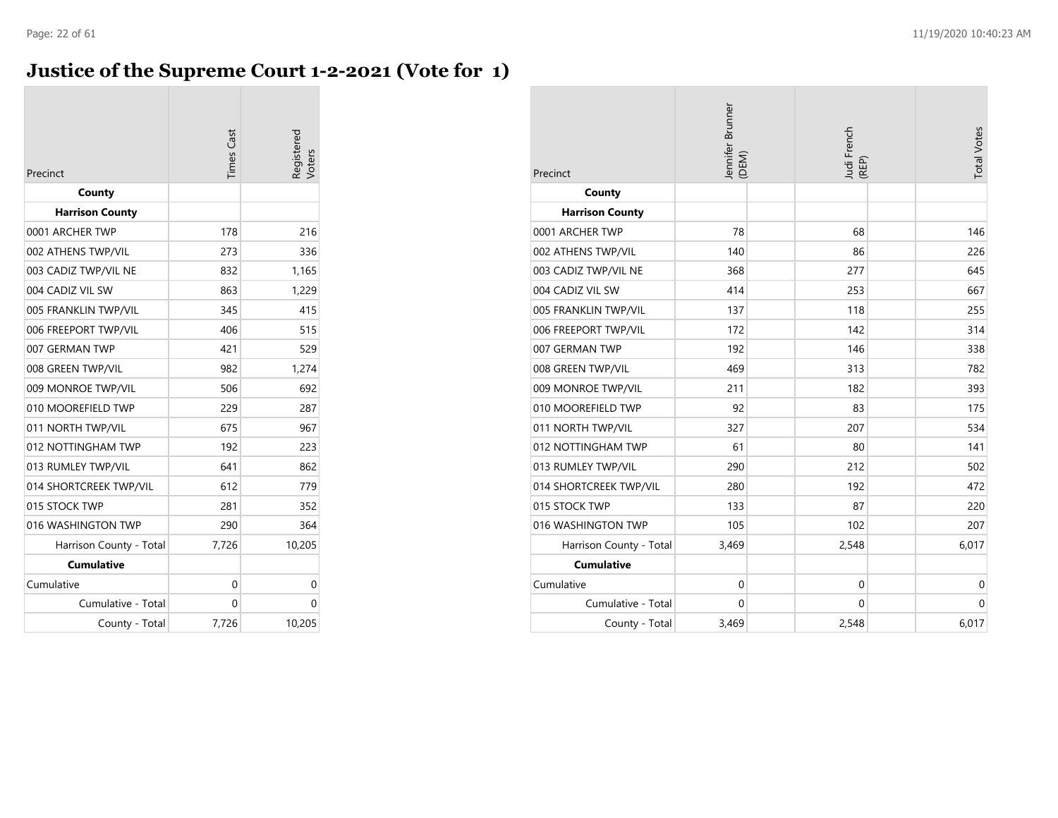# Justice of the Supreme Court 1-2-2021 (Vote for 1)

| Precinct | Times Cast | Registered Voters |
|---|---|---|
| **County** | | |
| **Harrison County** | | |
| 0001 ARCHER TWP | 178 | 216 |
| 002 ATHENS TWP/VIL | 273 | 336 |
| 003 CADIZ TWP/VIL NE | 832 | 1,165 |
| 004 CADIZ VIL SW | 863 | 1,229 |
| 005 FRANKLIN TWP/VIL | 345 | 415 |
| 006 FREEPORT TWP/VIL | 406 | 515 |
| 007 GERMAN TWP | 421 | 529 |
| 008 GREEN TWP/VIL | 982 | 1,274 |
| 009 MONROE TWP/VIL | 506 | 692 |
| 010 MOOREFIELD TWP | 229 | 287 |
| 011 NORTH TWP/VIL | 675 | 967 |
| 012 NOTTINGHAM TWP | 192 | 223 |
| 013 RUMLEY TWP/VIL | 641 | 862 |
| 014 SHORTCREEK TWP/VIL | 612 | 779 |
| 015 STOCK TWP | 281 | 352 |
| 016 WASHINGTON TWP | 290 | 364 |
| Harrison County - Total | 7,726 | 10,205 |
| **Cumulative** | | |
| Cumulative | 0 | 0 |
| Cumulative - Total | 0 | 0 |
| County - Total | 7,726 | 10,205 |

| Precinct | Jennifer Brunner (DEM) | Judi French (REP) | Total Votes |
|---|---|---|---|
| **County** | | | |
| **Harrison County** | | | |
| 0001 ARCHER TWP | 78 | 68 | 146 |
| 002 ATHENS TWP/VIL | 140 | 86 | 226 |
| 003 CADIZ TWP/VIL NE | 368 | 277 | 645 |
| 004 CADIZ VIL SW | 414 | 253 | 667 |
| 005 FRANKLIN TWP/VIL | 137 | 118 | 255 |
| 006 FREEPORT TWP/VIL | 172 | 142 | 314 |
| 007 GERMAN TWP | 192 | 146 | 338 |
| 008 GREEN TWP/VIL | 469 | 313 | 782 |
| 009 MONROE TWP/VIL | 211 | 182 | 393 |
| 010 MOOREFIELD TWP | 92 | 83 | 175 |
| 011 NORTH TWP/VIL | 327 | 207 | 534 |
| 012 NOTTINGHAM TWP | 61 | 80 | 141 |
| 013 RUMLEY TWP/VIL | 290 | 212 | 502 |
| 014 SHORTCREEK TWP/VIL | 280 | 192 | 472 |
| 015 STOCK TWP | 133 | 87 | 220 |
| 016 WASHINGTON TWP | 105 | 102 | 207 |
| Harrison County - Total | 3,469 | 2,548 | 6,017 |
| **Cumulative** | | | |
| Cumulative | 0 | 0 | 0 |
| Cumulative - Total | 0 | 0 | 0 |
| County - Total | 3,469 | 2,548 | 6,017 |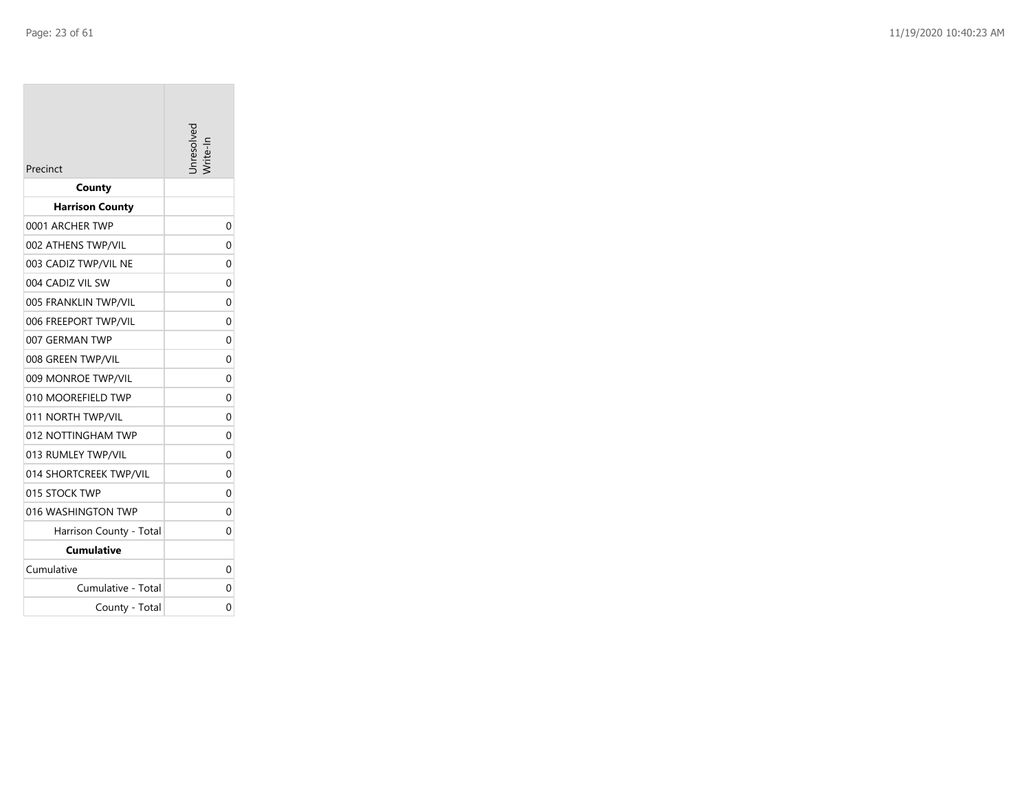| Precinct | Unresolved Write-In |
| --- | --- |
| **County** | |
| **Harrison County** | |
| 0001 ARCHER TWP | 0 |
| 002 ATHENS TWP/VIL | 0 |
| 003 CADIZ TWP/VIL NE | 0 |
| 004 CADIZ VIL SW | 0 |
| 005 FRANKLIN TWP/VIL | 0 |
| 006 FREEPORT TWP/VIL | 0 |
| 007 GERMAN TWP | 0 |
| 008 GREEN TWP/VIL | 0 |
| 009 MONROE TWP/VIL | 0 |
| 010 MOOREFIELD TWP | 0 |
| 011 NORTH TWP/VIL | 0 |
| 012 NOTTINGHAM TWP | 0 |
| 013 RUMLEY TWP/VIL | 0 |
| 014 SHORTCREEK TWP/VIL | 0 |
| 015 STOCK TWP | 0 |
| 016 WASHINGTON TWP | 0 |
| Harrison County - Total | 0 |
| **Cumulative** | |
| Cumulative | 0 |
| Cumulative - Total | 0 |
| County - Total | 0 |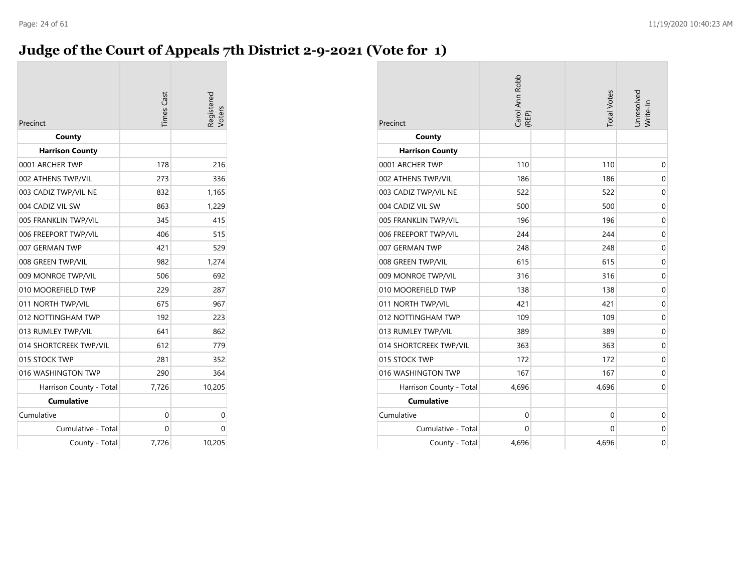# Judge of the Court of Appeals 7th District 2-9-2021 (Vote for 1)

| Precinct | Times Cast | Registered Voters |
|---|---|---|
| **County** | | |
| **Harrison County** | | |
| 0001 ARCHER TWP | 178 | 216 |
| 002 ATHENS TWP/VIL | 273 | 336 |
| 003 CADIZ TWP/VIL NE | 832 | 1,165 |
| 004 CADIZ VIL SW | 863 | 1,229 |
| 005 FRANKLIN TWP/VIL | 345 | 415 |
| 006 FREEPORT TWP/VIL | 406 | 515 |
| 007 GERMAN TWP | 421 | 529 |
| 008 GREEN TWP/VIL | 982 | 1,274 |
| 009 MONROE TWP/VIL | 506 | 692 |
| 010 MOOREFIELD TWP | 229 | 287 |
| 011 NORTH TWP/VIL | 675 | 967 |
| 012 NOTTINGHAM TWP | 192 | 223 |
| 013 RUMLEY TWP/VIL | 641 | 862 |
| 014 SHORTCREEK TWP/VIL | 612 | 779 |
| 015 STOCK TWP | 281 | 352 |
| 016 WASHINGTON TWP | 290 | 364 |
| Harrison County - Total | 7,726 | 10,205 |
| **Cumulative** | | |
| Cumulative | 0 | 0 |
| Cumulative - Total | 0 | 0 |
| County - Total | 7,726 | 10,205 |

| Precinct | Carol Ann Robb (REP) | Total Votes | Unresolved Write-In |
|---|---|---|---|
| **County** | | | |
| **Harrison County** | | | |
| 0001 ARCHER TWP | 110 | 110 | 0 |
| 002 ATHENS TWP/VIL | 186 | 186 | 0 |
| 003 CADIZ TWP/VIL NE | 522 | 522 | 0 |
| 004 CADIZ VIL SW | 500 | 500 | 0 |
| 005 FRANKLIN TWP/VIL | 196 | 196 | 0 |
| 006 FREEPORT TWP/VIL | 244 | 244 | 0 |
| 007 GERMAN TWP | 248 | 248 | 0 |
| 008 GREEN TWP/VIL | 615 | 615 | 0 |
| 009 MONROE TWP/VIL | 316 | 316 | 0 |
| 010 MOOREFIELD TWP | 138 | 138 | 0 |
| 011 NORTH TWP/VIL | 421 | 421 | 0 |
| 012 NOTTINGHAM TWP | 109 | 109 | 0 |
| 013 RUMLEY TWP/VIL | 389 | 389 | 0 |
| 014 SHORTCREEK TWP/VIL | 363 | 363 | 0 |
| 015 STOCK TWP | 172 | 172 | 0 |
| 016 WASHINGTON TWP | 167 | 167 | 0 |
| Harrison County - Total | 4,696 | 4,696 | 0 |
| **Cumulative** | | | |
| Cumulative | 0 | 0 | 0 |
| Cumulative - Total | 0 | 0 | 0 |
| County - Total | 4,696 | 4,696 | 0 |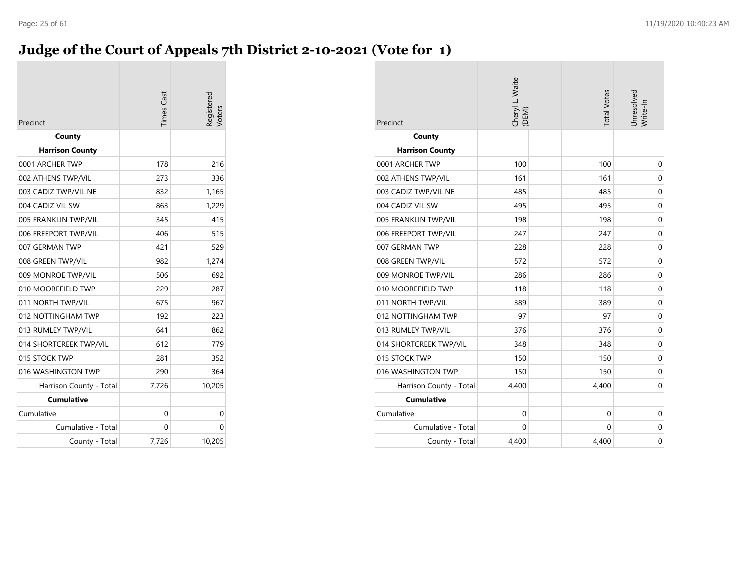# Judge of the Court of Appeals 7th District 2-10-2021 (Vote for 1)

| Precinct | Times Cast | Registered Voters |
|---|---|---|
| **County** | | |
| **Harrison County** | | |
| 0001 ARCHER TWP | 178 | 216 |
| 002 ATHENS TWP/VIL | 273 | 336 |
| 003 CADIZ TWP/VIL NE | 832 | 1,165 |
| 004 CADIZ VIL SW | 863 | 1,229 |
| 005 FRANKLIN TWP/VIL | 345 | 415 |
| 006 FREEPORT TWP/VIL | 406 | 515 |
| 007 GERMAN TWP | 421 | 529 |
| 008 GREEN TWP/VIL | 982 | 1,274 |
| 009 MONROE TWP/VIL | 506 | 692 |
| 010 MOOREFIELD TWP | 229 | 287 |
| 011 NORTH TWP/VIL | 675 | 967 |
| 012 NOTTINGHAM TWP | 192 | 223 |
| 013 RUMLEY TWP/VIL | 641 | 862 |
| 014 SHORTCREEK TWP/VIL | 612 | 779 |
| 015 STOCK TWP | 281 | 352 |
| 016 WASHINGTON TWP | 290 | 364 |
| Harrison County - Total | 7,726 | 10,205 |
| **Cumulative** | | |
| Cumulative | 0 | 0 |
| Cumulative - Total | 0 | 0 |
| County - Total | 7,726 | 10,205 |

| Precinct | Cheryl L. Waite (DEM) | Total Votes | Unresolved Write-In |
|---|---|---|---|
| **County** | | | |
| **Harrison County** | | | |
| 0001 ARCHER TWP | 100 | 100 | 0 |
| 002 ATHENS TWP/VIL | 161 | 161 | 0 |
| 003 CADIZ TWP/VIL NE | 485 | 485 | 0 |
| 004 CADIZ VIL SW | 495 | 495 | 0 |
| 005 FRANKLIN TWP/VIL | 198 | 198 | 0 |
| 006 FREEPORT TWP/VIL | 247 | 247 | 0 |
| 007 GERMAN TWP | 228 | 228 | 0 |
| 008 GREEN TWP/VIL | 572 | 572 | 0 |
| 009 MONROE TWP/VIL | 286 | 286 | 0 |
| 010 MOOREFIELD TWP | 118 | 118 | 0 |
| 011 NORTH TWP/VIL | 389 | 389 | 0 |
| 012 NOTTINGHAM TWP | 97 | 97 | 0 |
| 013 RUMLEY TWP/VIL | 376 | 376 | 0 |
| 014 SHORTCREEK TWP/VIL | 348 | 348 | 0 |
| 015 STOCK TWP | 150 | 150 | 0 |
| 016 WASHINGTON TWP | 150 | 150 | 0 |
| Harrison County - Total | 4,400 | 4,400 | 0 |
| **Cumulative** | | | |
| Cumulative | 0 | 0 | 0 |
| Cumulative - Total | 0 | 0 | 0 |
| County - Total | 4,400 | 4,400 | 0 |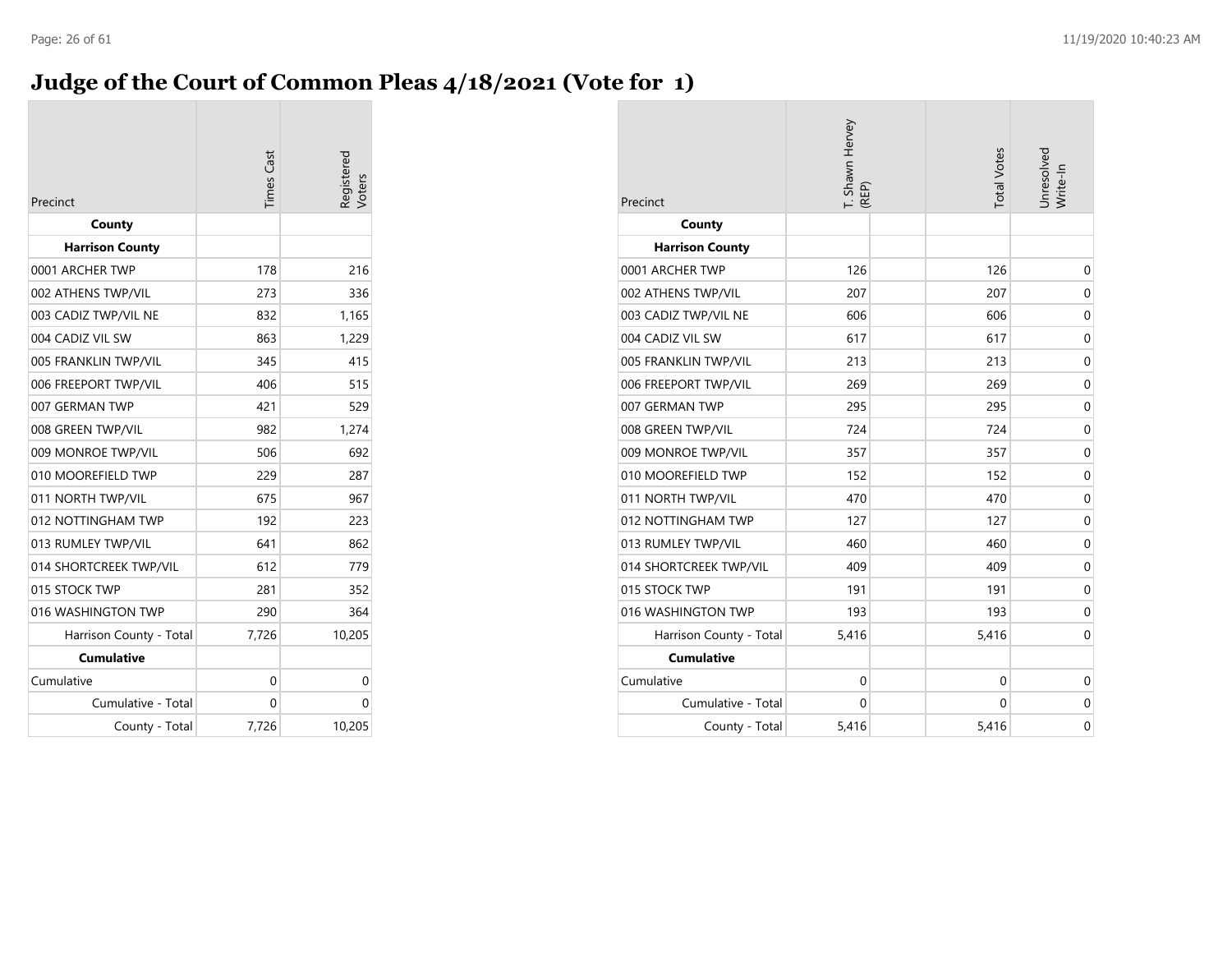# Judge of the Court of Common Pleas 4/18/2021 (Vote for 1)

| Precinct | Times Cast | Registered Voters |
|---|---|---|
| **County** | | |
| **Harrison County** | | |
| 0001 ARCHER TWP | 178 | 216 |
| 002 ATHENS TWP/VIL | 273 | 336 |
| 003 CADIZ TWP/VIL NE | 832 | 1,165 |
| 004 CADIZ VIL SW | 863 | 1,229 |
| 005 FRANKLIN TWP/VIL | 345 | 415 |
| 006 FREEPORT TWP/VIL | 406 | 515 |
| 007 GERMAN TWP | 421 | 529 |
| 008 GREEN TWP/VIL | 982 | 1,274 |
| 009 MONROE TWP/VIL | 506 | 692 |
| 010 MOOREFIELD TWP | 229 | 287 |
| 011 NORTH TWP/VIL | 675 | 967 |
| 012 NOTTINGHAM TWP | 192 | 223 |
| 013 RUMLEY TWP/VIL | 641 | 862 |
| 014 SHORTCREEK TWP/VIL | 612 | 779 |
| 015 STOCK TWP | 281 | 352 |
| 016 WASHINGTON TWP | 290 | 364 |
| Harrison County - Total | 7,726 | 10,205 |
| **Cumulative** | | |
| Cumulative | 0 | 0 |
| Cumulative - Total | 0 | 0 |
| County - Total | 7,726 | 10,205 |

| Precinct | T. Shawn Hervey (REP) | Total Votes | Unresolved Write-In |
|---|---|---|---|
| **County** | | | |
| **Harrison County** | | | |
| 0001 ARCHER TWP | 126 | 126 | 0 |
| 002 ATHENS TWP/VIL | 207 | 207 | 0 |
| 003 CADIZ TWP/VIL NE | 606 | 606 | 0 |
| 004 CADIZ VIL SW | 617 | 617 | 0 |
| 005 FRANKLIN TWP/VIL | 213 | 213 | 0 |
| 006 FREEPORT TWP/VIL | 269 | 269 | 0 |
| 007 GERMAN TWP | 295 | 295 | 0 |
| 008 GREEN TWP/VIL | 724 | 724 | 0 |
| 009 MONROE TWP/VIL | 357 | 357 | 0 |
| 010 MOOREFIELD TWP | 152 | 152 | 0 |
| 011 NORTH TWP/VIL | 470 | 470 | 0 |
| 012 NOTTINGHAM TWP | 127 | 127 | 0 |
| 013 RUMLEY TWP/VIL | 460 | 460 | 0 |
| 014 SHORTCREEK TWP/VIL | 409 | 409 | 0 |
| 015 STOCK TWP | 191 | 191 | 0 |
| 016 WASHINGTON TWP | 193 | 193 | 0 |
| Harrison County - Total | 5,416 | 5,416 | 0 |
| **Cumulative** | | | |
| Cumulative | 0 | 0 | 0 |
| Cumulative - Total | 0 | 0 | 0 |
| County - Total | 5,416 | 5,416 | 0 |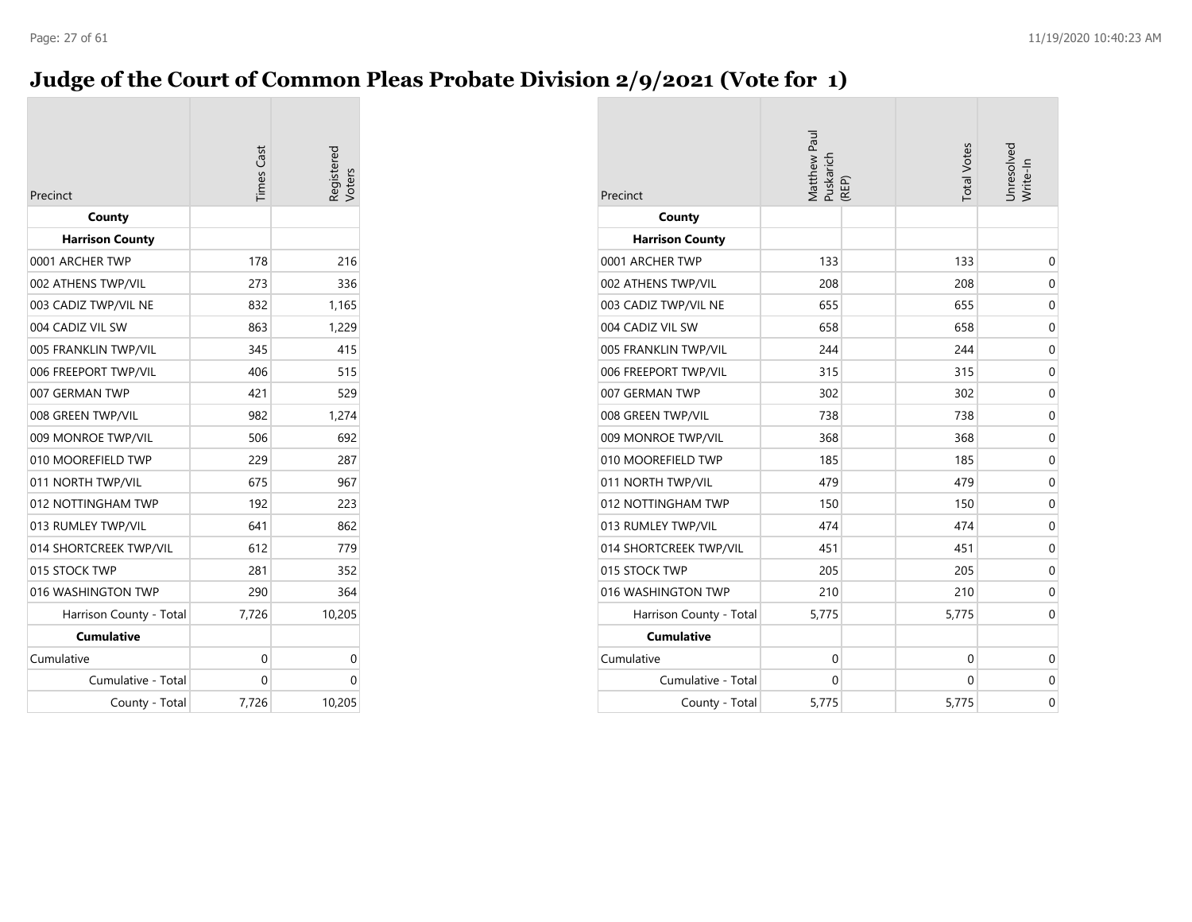# Judge of the Court of Common Pleas Probate Division 2/9/2021 (Vote for 1)

| Precinct | Times Cast | Registered Voters |
|---|---|---|
| **County** | | |
| **Harrison County** | | |
| 0001 ARCHER TWP | 178 | 216 |
| 002 ATHENS TWP/VIL | 273 | 336 |
| 003 CADIZ TWP/VIL NE | 832 | 1,165 |
| 004 CADIZ VIL SW | 863 | 1,229 |
| 005 FRANKLIN TWP/VIL | 345 | 415 |
| 006 FREEPORT TWP/VIL | 406 | 515 |
| 007 GERMAN TWP | 421 | 529 |
| 008 GREEN TWP/VIL | 982 | 1,274 |
| 009 MONROE TWP/VIL | 506 | 692 |
| 010 MOOREFIELD TWP | 229 | 287 |
| 011 NORTH TWP/VIL | 675 | 967 |
| 012 NOTTINGHAM TWP | 192 | 223 |
| 013 RUMLEY TWP/VIL | 641 | 862 |
| 014 SHORTCREEK TWP/VIL | 612 | 779 |
| 015 STOCK TWP | 281 | 352 |
| 016 WASHINGTON TWP | 290 | 364 |
| Harrison County - Total | 7,726 | 10,205 |
| **Cumulative** | | |
| Cumulative | 0 | 0 |
| Cumulative - Total | 0 | 0 |
| County - Total | 7,726 | 10,205 |

| Precinct | Matthew Paul Puskarich (REP) | Total Votes | Unresolved Write-In |
|---|---|---|---|
| **County** | | | |
| **Harrison County** | | | |
| 0001 ARCHER TWP | 133 | 133 | 0 |
| 002 ATHENS TWP/VIL | 208 | 208 | 0 |
| 003 CADIZ TWP/VIL NE | 655 | 655 | 0 |
| 004 CADIZ VIL SW | 658 | 658 | 0 |
| 005 FRANKLIN TWP/VIL | 244 | 244 | 0 |
| 006 FREEPORT TWP/VIL | 315 | 315 | 0 |
| 007 GERMAN TWP | 302 | 302 | 0 |
| 008 GREEN TWP/VIL | 738 | 738 | 0 |
| 009 MONROE TWP/VIL | 368 | 368 | 0 |
| 010 MOOREFIELD TWP | 185 | 185 | 0 |
| 011 NORTH TWP/VIL | 479 | 479 | 0 |
| 012 NOTTINGHAM TWP | 150 | 150 | 0 |
| 013 RUMLEY TWP/VIL | 474 | 474 | 0 |
| 014 SHORTCREEK TWP/VIL | 451 | 451 | 0 |
| 015 STOCK TWP | 205 | 205 | 0 |
| 016 WASHINGTON TWP | 210 | 210 | 0 |
| Harrison County - Total | 5,775 | 5,775 | 0 |
| **Cumulative** | | | |
| Cumulative | 0 | 0 | 0 |
| Cumulative - Total | 0 | 0 | 0 |
| County - Total | 5,775 | 5,775 | 0 |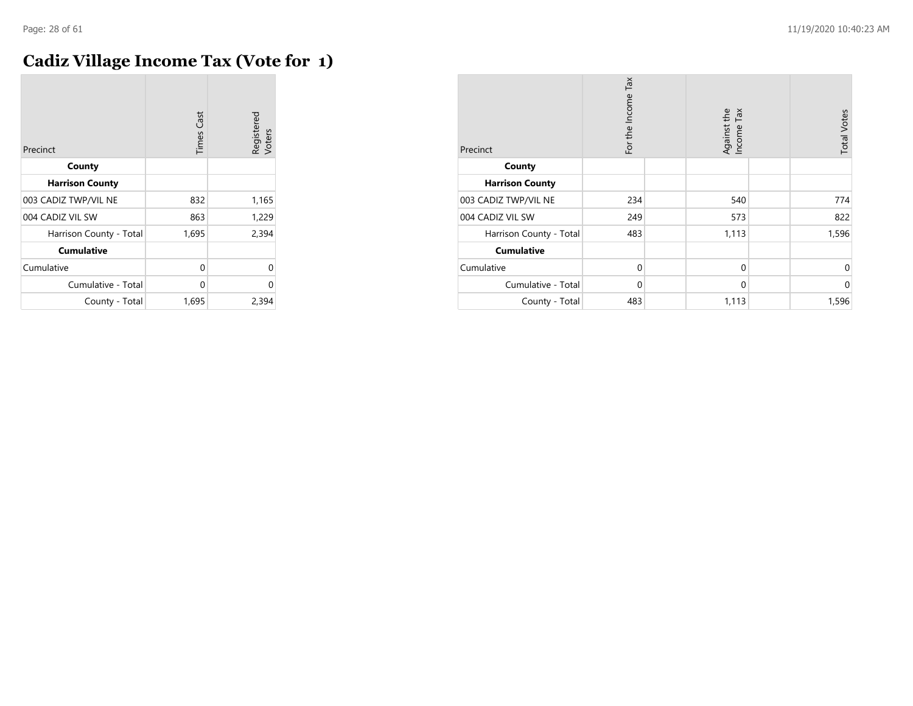# Cadiz Village Income Tax (Vote for 1)

| Precinct | Times Cast | Registered Voters |
|---|---|---|
| **County** | | |
| **Harrison County** | | |
| 003 CADIZ TWP/VIL NE | 832 | 1,165 |
| 004 CADIZ VIL SW | 863 | 1,229 |
| Harrison County - Total | 1,695 | 2,394 |
| **Cumulative** | | |
| Cumulative | 0 | 0 |
| Cumulative - Total | 0 | 0 |
| County - Total | 1,695 | 2,394 |

| Precinct | For the Income Tax | | Against the Income Tax | | Total Votes |
|---|---|---|---|---|---|
| **County** | | | | | |
| **Harrison County** | | | | | |
| 003 CADIZ TWP/VIL NE | 234 | | 540 | | 774 |
| 004 CADIZ VIL SW | 249 | | 573 | | 822 |
| Harrison County - Total | 483 | | 1,113 | | 1,596 |
| **Cumulative** | | | | | |
| Cumulative | 0 | | 0 | | 0 |
| Cumulative - Total | 0 | | 0 | | 0 |
| County - Total | 483 | | 1,113 | | 1,596 |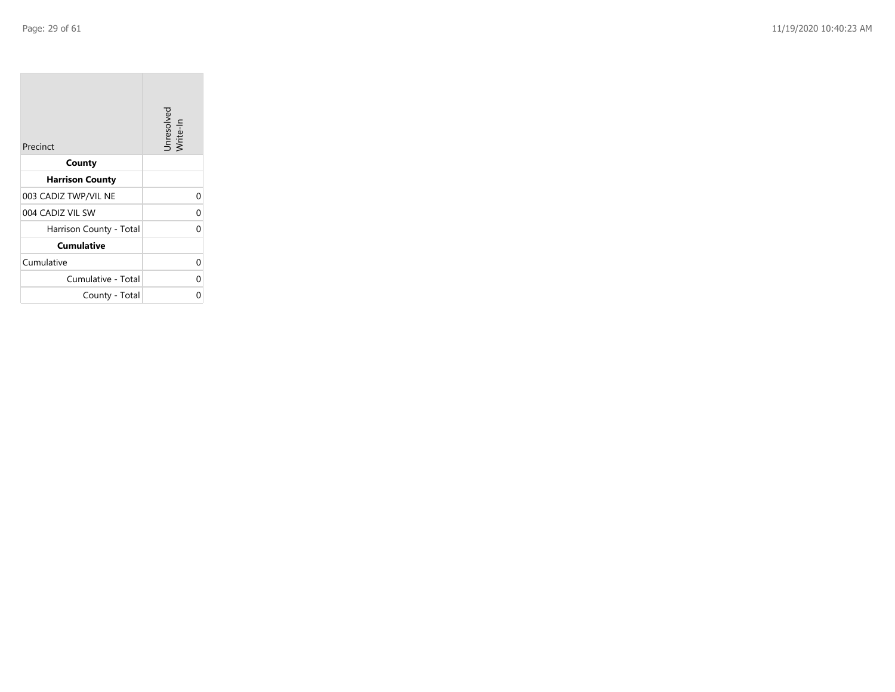| Precinct | Unresolved Write-In |
|---|---|
| **County** | |
| **Harrison County** | |
| 003 CADIZ TWP/VIL NE | 0 |
| 004 CADIZ VIL SW | 0 |
| Harrison County - Total | 0 |
| **Cumulative** | |
| Cumulative | 0 |
| Cumulative - Total | 0 |
| County - Total | 0 |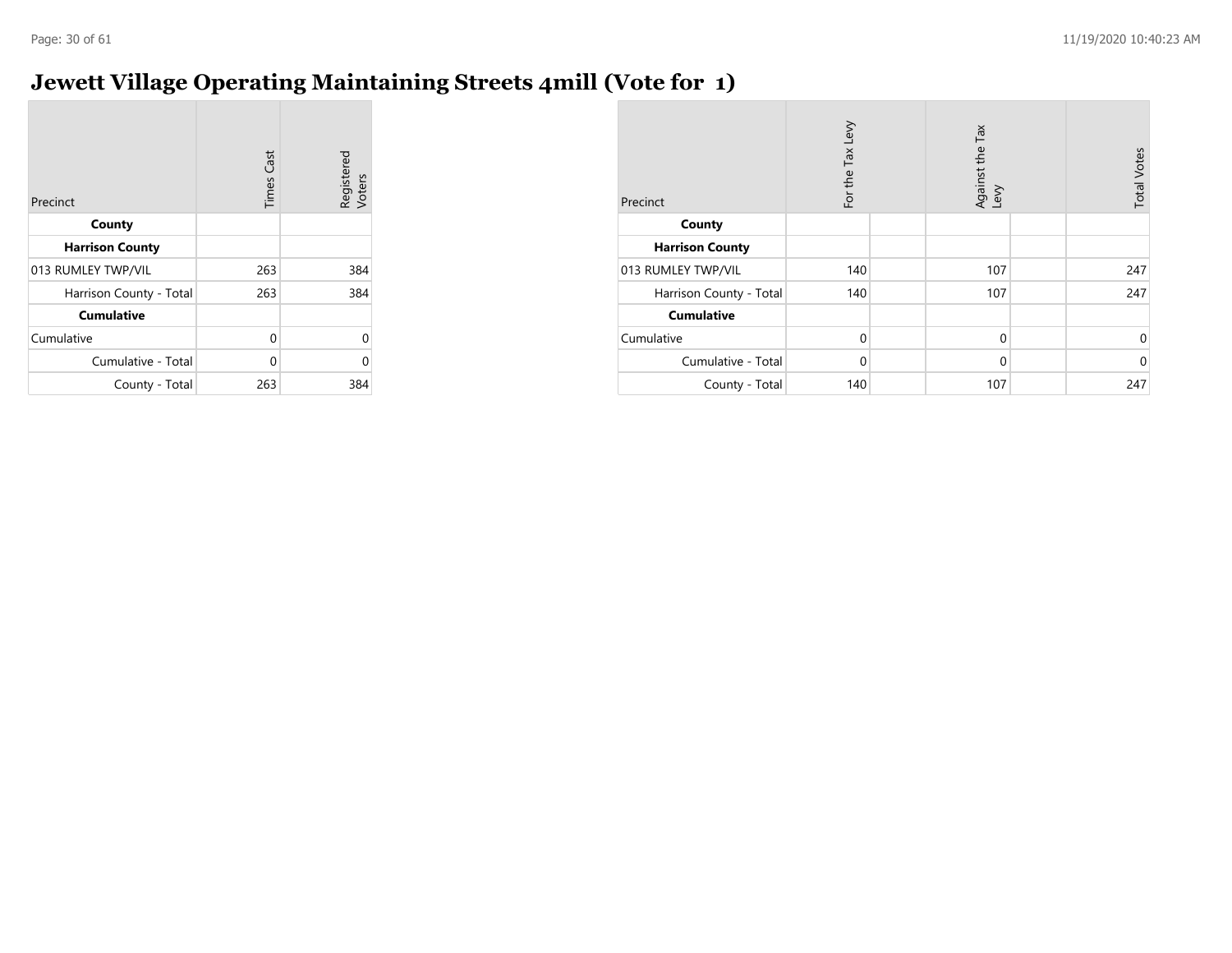# Jewett Village Operating Maintaining Streets 4mill (Vote for 1)

| Precinct | Times Cast | Registered Voters |
|---|---|---|
| **County** | | |
| **Harrison County** | | |
| 013 RUMLEY TWP/VIL | 263 | 384 |
| Harrison County - Total | 263 | 384 |
| **Cumulative** | | |
| Cumulative | 0 | 0 |
| Cumulative - Total | 0 | 0 |
| County - Total | 263 | 384 |

| Precinct | For the Tax Levy | | Against the Tax Levy | | Total Votes |
|---|---|---|---|---|---|
| **County** | | | | | |
| **Harrison County** | | | | | |
| 013 RUMLEY TWP/VIL | 140 | | 107 | | 247 |
| Harrison County - Total | 140 | | 107 | | 247 |
| **Cumulative** | | | | | |
| Cumulative | 0 | | 0 | | 0 |
| Cumulative - Total | 0 | | 0 | | 0 |
| County - Total | 140 | | 107 | | 247 |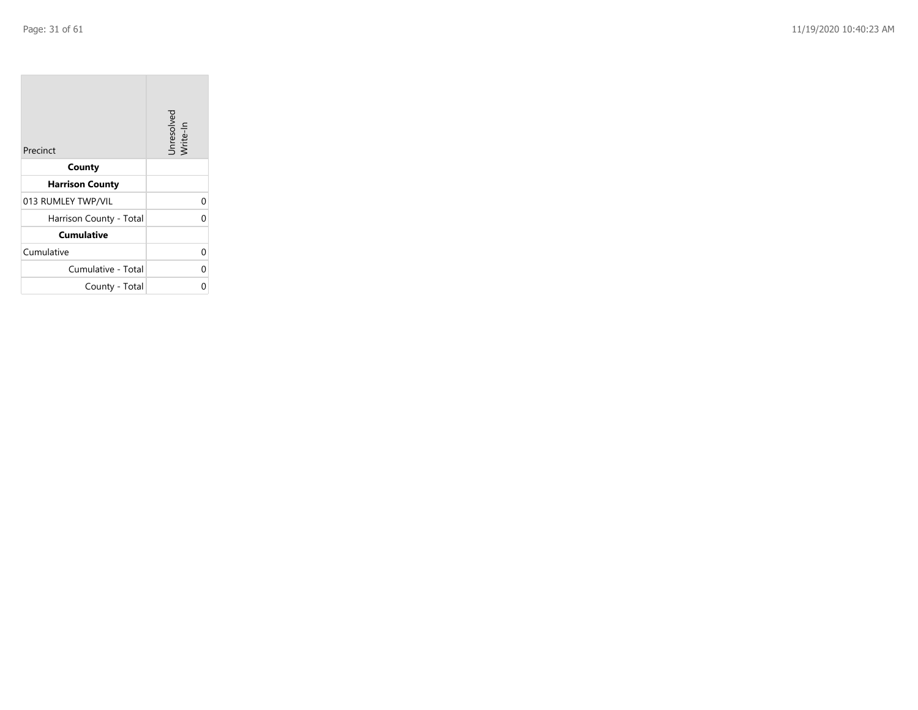| Precinct | Unresolved Write-In |
| --- | --- |
| **County** | |
| **Harrison County** | |
| 013 RUMLEY TWP/VIL | 0 |
| Harrison County - Total | 0 |
| **Cumulative** | |
| Cumulative | 0 |
| Cumulative - Total | 0 |
| County - Total | 0 |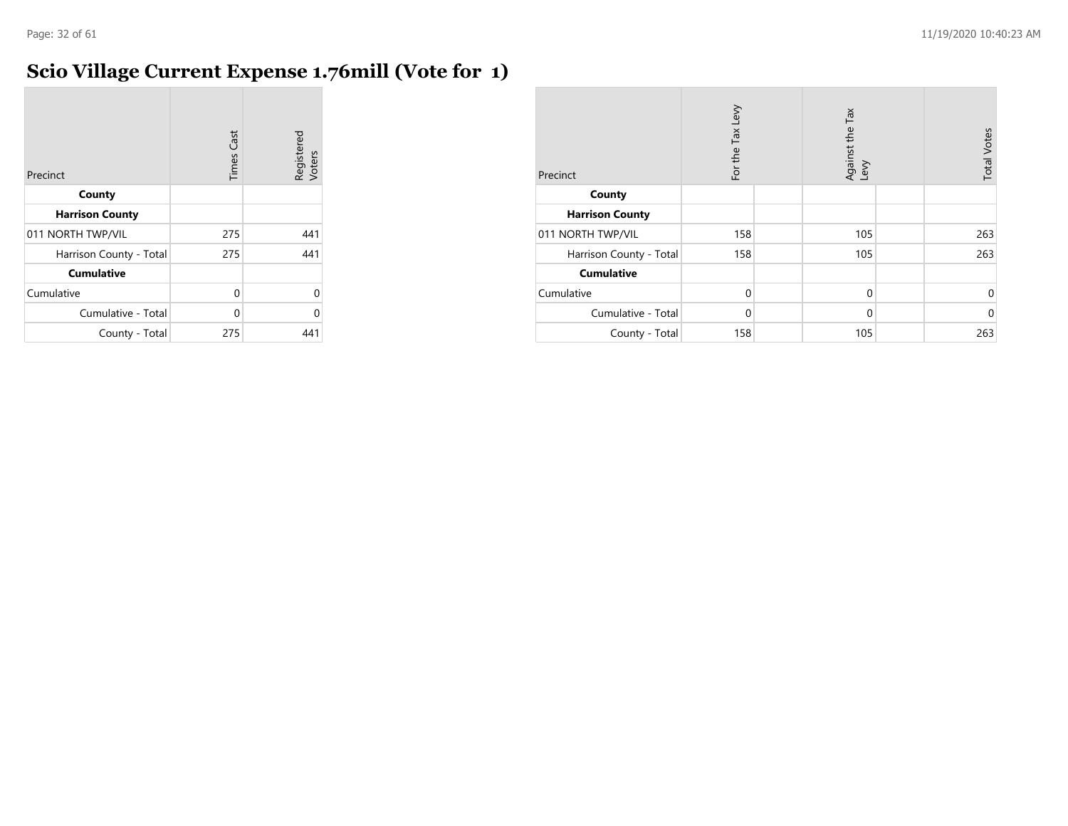# Scio Village Current Expense 1.76mill (Vote for 1)

| Precinct | Times Cast | Registered Voters |
|---|---|---|
| **County** | | |
| **Harrison County** | | |
| 011 NORTH TWP/VIL | 275 | 441 |
| Harrison County - Total | 275 | 441 |
| **Cumulative** | | |
| Cumulative | 0 | 0 |
| Cumulative - Total | 0 | 0 |
| County - Total | 275 | 441 |

| Precinct | For the Tax Levy | | Against the Tax Levy | | Total Votes |
|---|---|---|---|---|---|
| **County** | | | | | |
| **Harrison County** | | | | | |
| 011 NORTH TWP/VIL | 158 | | 105 | | 263 |
| Harrison County - Total | 158 | | 105 | | 263 |
| **Cumulative** | | | | | |
| Cumulative | 0 | | 0 | | 0 |
| Cumulative - Total | 0 | | 0 | | 0 |
| County - Total | 158 | | 105 | | 263 |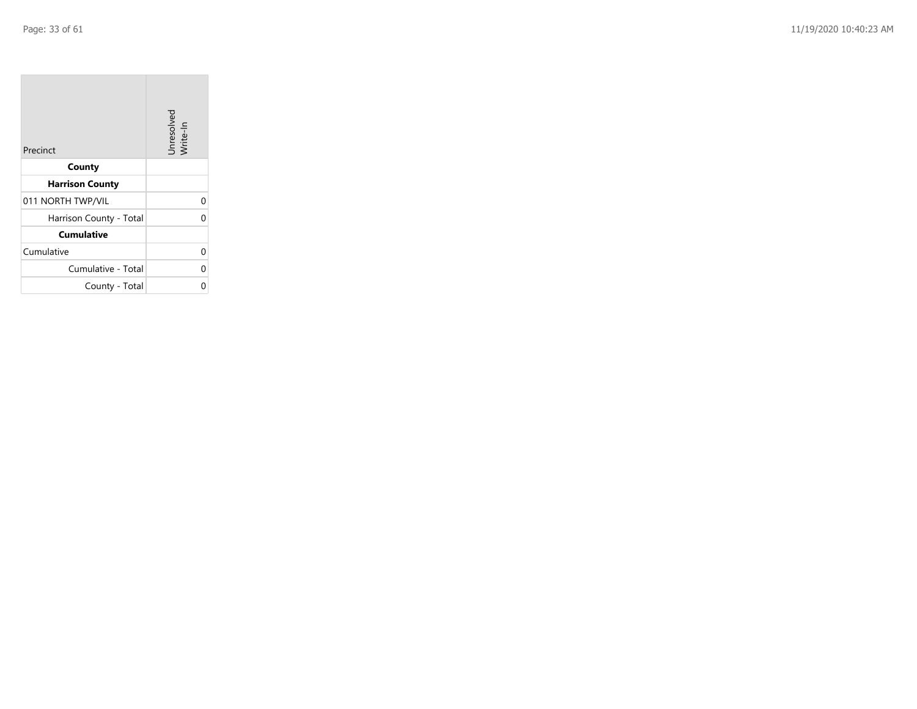| Precinct | Unresolved Write-In |
| --- | --- |
| **County** | |
| **Harrison County** | |
| 011 NORTH TWP/VIL | 0 |
| Harrison County - Total | 0 |
| **Cumulative** | |
| Cumulative | 0 |
| Cumulative - Total | 0 |
| County - Total | 0 |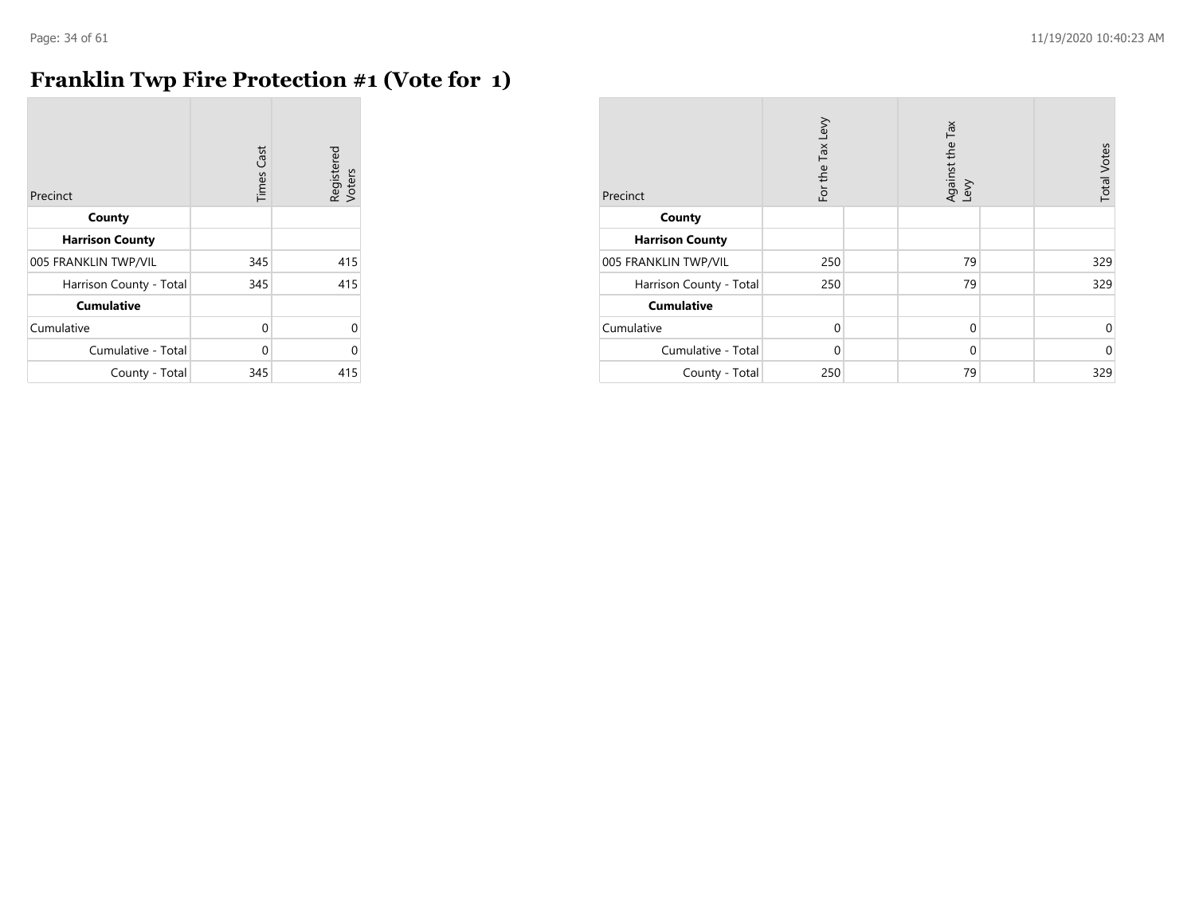# Franklin Twp Fire Protection #1 (Vote for 1)

| Precinct | Times Cast | Registered Voters |
|---|---|---|
| **County** | | |
| **Harrison County** | | |
| 005 FRANKLIN TWP/VIL | 345 | 415 |
| Harrison County - Total | 345 | 415 |
| **Cumulative** | | |
| Cumulative | 0 | 0 |
| Cumulative - Total | 0 | 0 |
| County - Total | 345 | 415 |

| Precinct | For the Tax Levy | | Against the Tax Levy | | Total Votes |
|---|---|---|---|---|---|
| **County** | | | | | |
| **Harrison County** | | | | | |
| 005 FRANKLIN TWP/VIL | 250 | | 79 | | 329 |
| Harrison County - Total | 250 | | 79 | | 329 |
| **Cumulative** | | | | | |
| Cumulative | 0 | | 0 | | 0 |
| Cumulative - Total | 0 | | 0 | | 0 |
| County - Total | 250 | | 79 | | 329 |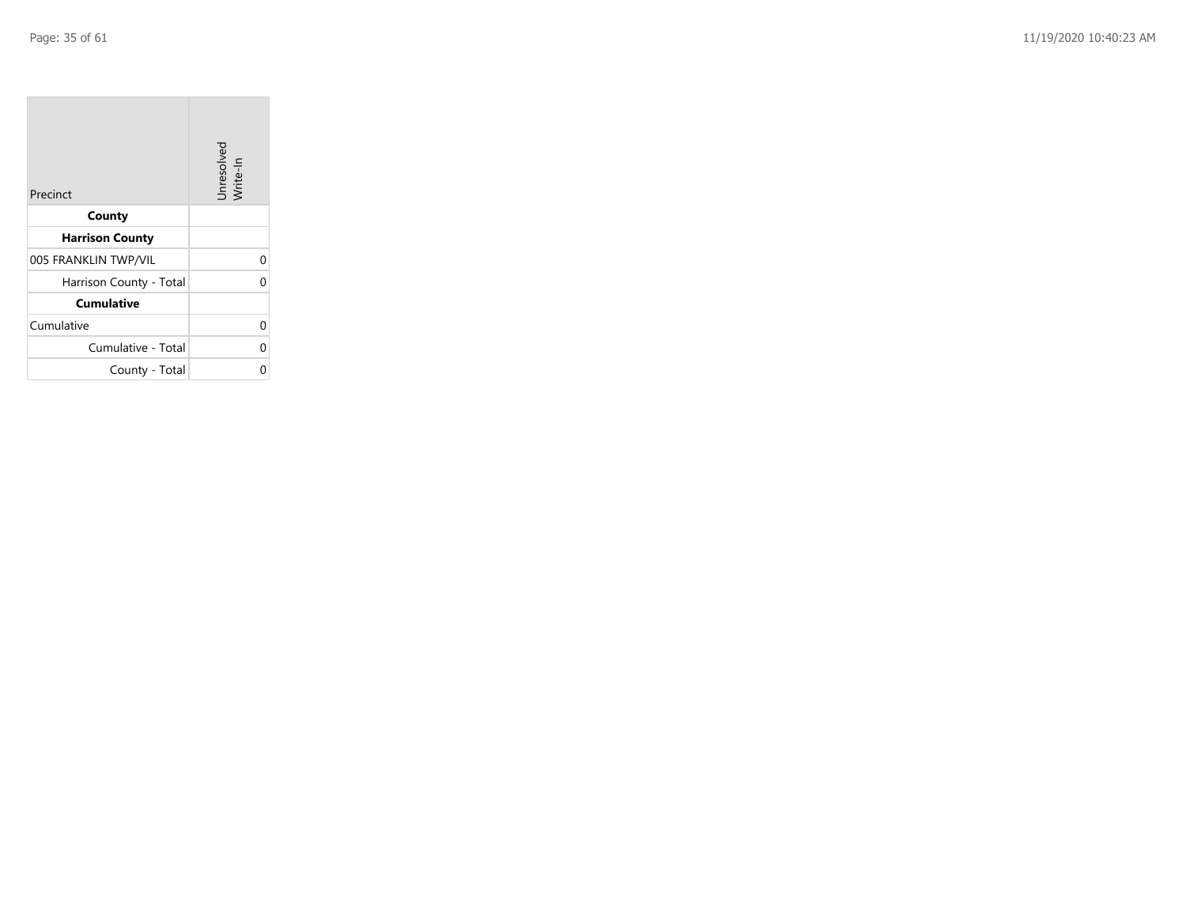| Precinct | Unresolved Write-In |
|---|---|
| **County** | |
| **Harrison County** | |
| 005 FRANKLIN TWP/VIL | 0 |
| Harrison County - Total | 0 |
| **Cumulative** | |
| Cumulative | 0 |
| Cumulative - Total | 0 |
| County - Total | 0 |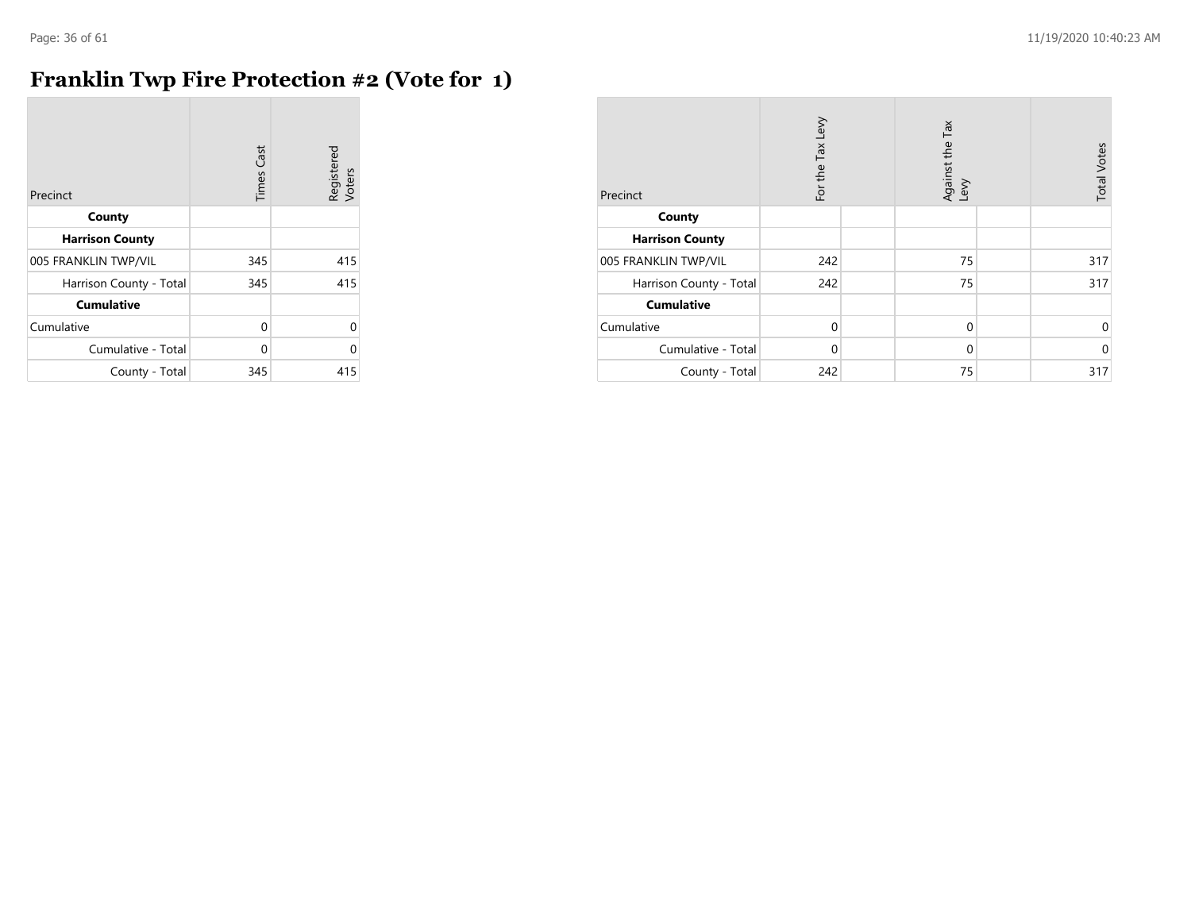# Franklin Twp Fire Protection #2 (Vote for 1)

| Precinct | Times Cast | Registered Voters |
|---|---|---|
| **County** | | |
| **Harrison County** | | |
| 005 FRANKLIN TWP/VIL | 345 | 415 |
| Harrison County - Total | 345 | 415 |
| **Cumulative** | | |
| Cumulative | 0 | 0 |
| Cumulative - Total | 0 | 0 |
| County - Total | 345 | 415 |

| Precinct | For the Tax Levy | | Against the Tax Levy | | Total Votes |
|---|---|---|---|---|---|
| **County** | | | | | |
| **Harrison County** | | | | | |
| 005 FRANKLIN TWP/VIL | 242 | | 75 | | 317 |
| Harrison County - Total | 242 | | 75 | | 317 |
| **Cumulative** | | | | | |
| Cumulative | 0 | | 0 | | 0 |
| Cumulative - Total | 0 | | 0 | | 0 |
| County - Total | 242 | | 75 | | 317 |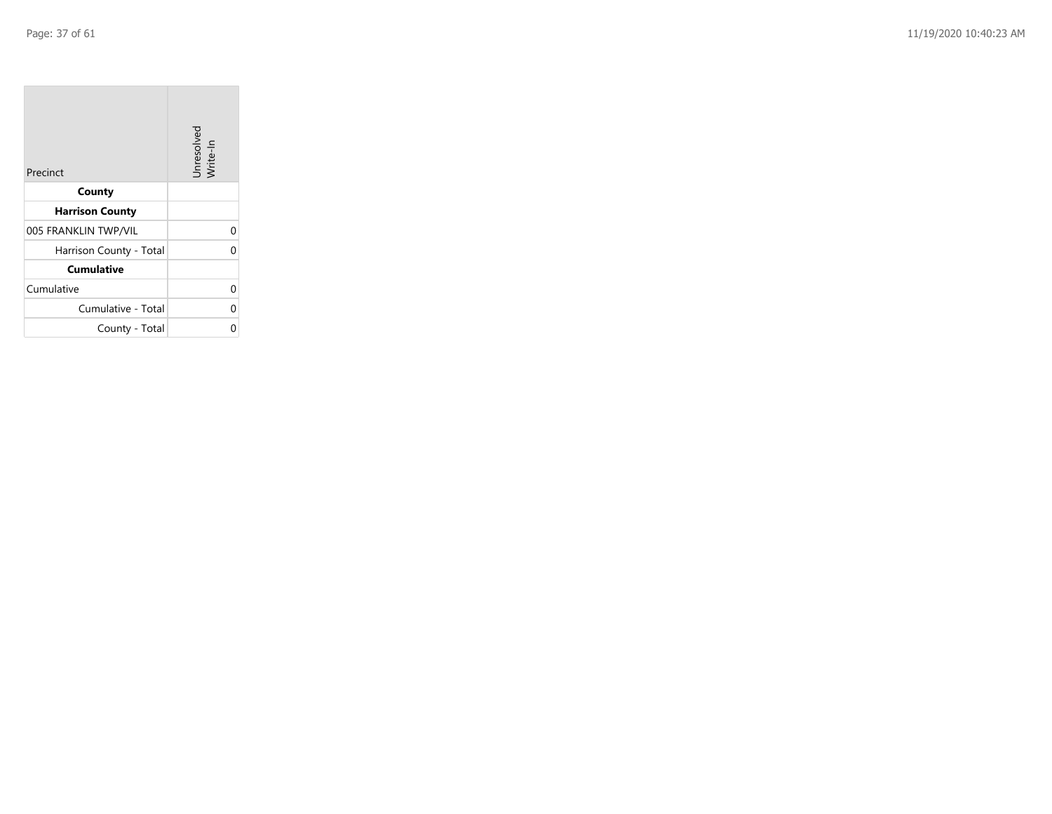| Precinct | Unresolved Write-In |
|---|---|
| **County** | |
| **Harrison County** | |
| 005 FRANKLIN TWP/VIL | 0 |
| Harrison County - Total | 0 |
| **Cumulative** | |
| Cumulative | 0 |
| Cumulative - Total | 0 |
| County - Total | 0 |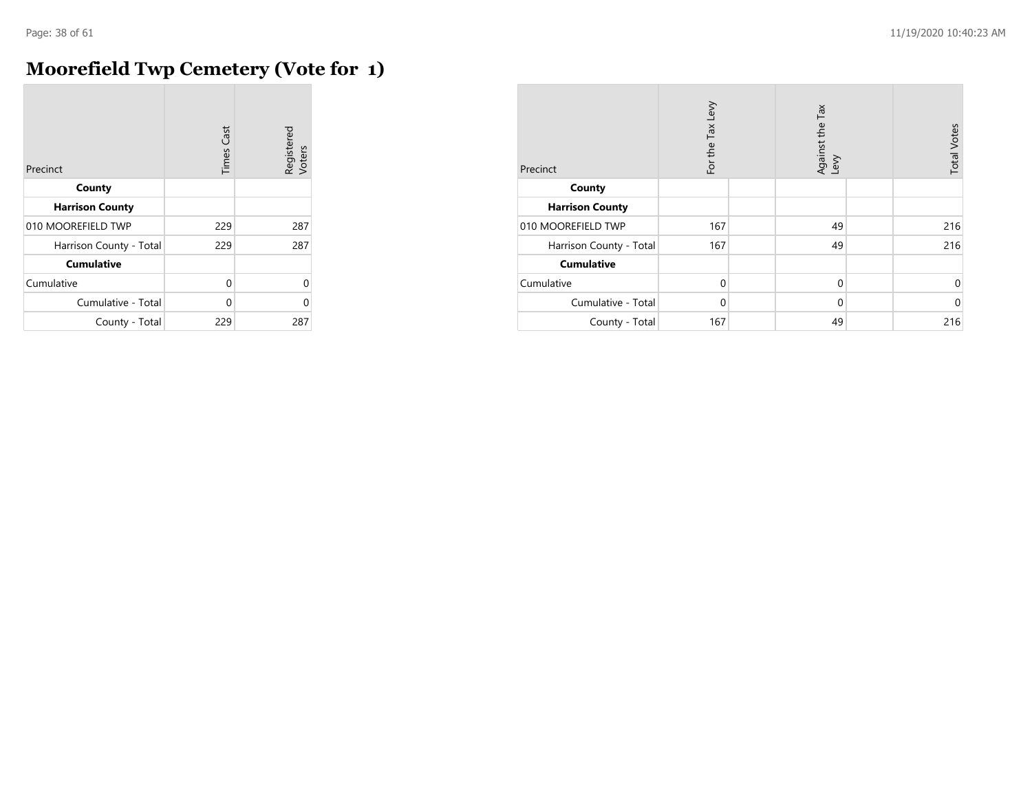# Moorefield Twp Cemetery (Vote for 1)

| Precinct | Times Cast | Registered Voters |
|---|---|---|
| **County** | | |
| **Harrison County** | | |
| 010 MOOREFIELD TWP | 229 | 287 |
| Harrison County - Total | 229 | 287 |
| **Cumulative** | | |
| Cumulative | 0 | 0 |
| Cumulative - Total | 0 | 0 |
| County - Total | 229 | 287 |

| Precinct | For the Tax Levy | | Against the Tax Levy | | Total Votes |
|---|---|---|---|---|---|
| **County** | | | | | |
| **Harrison County** | | | | | |
| 010 MOOREFIELD TWP | 167 | | 49 | | 216 |
| Harrison County - Total | 167 | | 49 | | 216 |
| **Cumulative** | | | | | |
| Cumulative | 0 | | 0 | | 0 |
| Cumulative - Total | 0 | | 0 | | 0 |
| County - Total | 167 | | 49 | | 216 |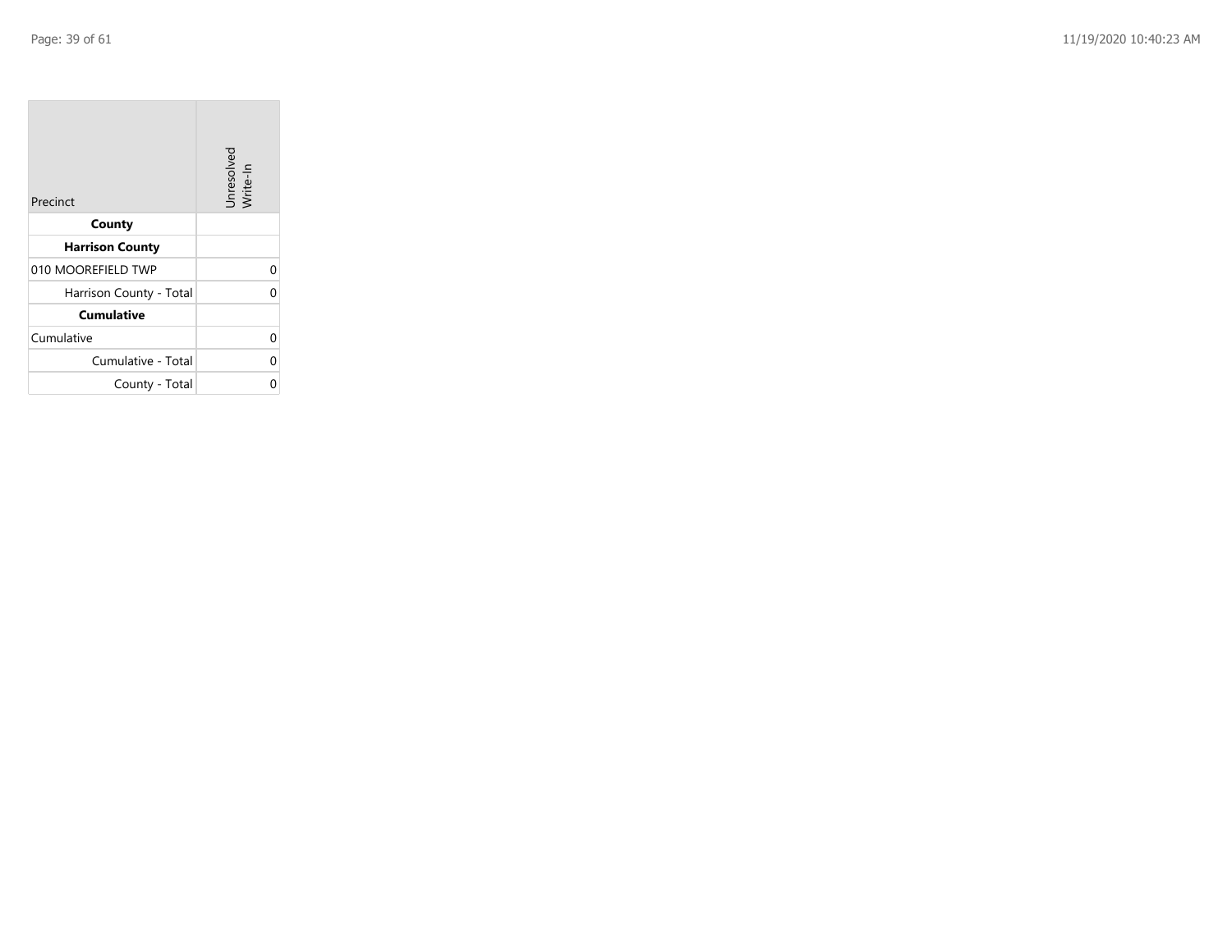| Precinct | Unresolved Write-In |
|---|---|
| **County** | |
| **Harrison County** | |
| 010 MOOREFIELD TWP | 0 |
| Harrison County - Total | 0 |
| **Cumulative** | |
| Cumulative | 0 |
| Cumulative - Total | 0 |
| County - Total | 0 |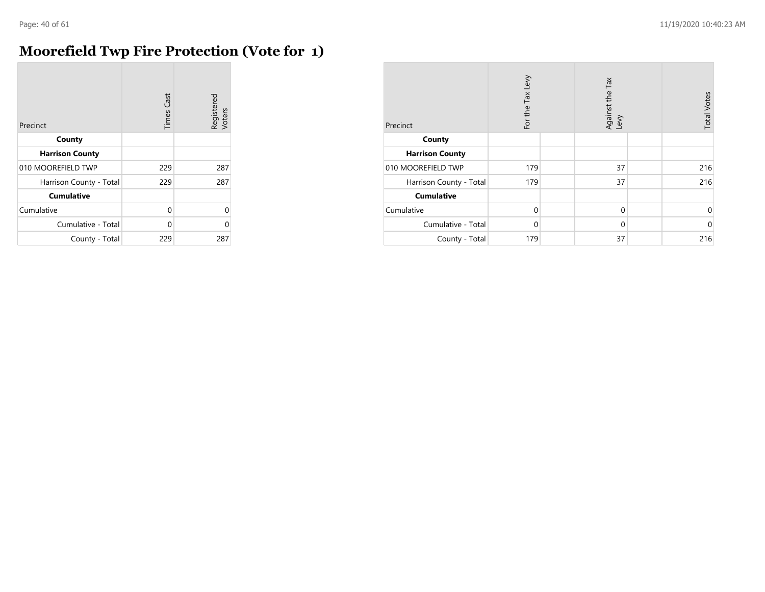# Moorefield Twp Fire Protection (Vote for 1)

| Precinct | Times Cast | Registered Voters |
|---|---|---|
| **County** | | |
| **Harrison County** | | |
| 010 MOOREFIELD TWP | 229 | 287 |
| Harrison County - Total | 229 | 287 |
| **Cumulative** | | |
| Cumulative | 0 | 0 |
| Cumulative - Total | 0 | 0 |
| County - Total | 229 | 287 |

| Precinct | For the Tax Levy | | Against the Tax Levy | | Total Votes |
|---|---|---|---|---|---|
| **County** | | | | | |
| **Harrison County** | | | | | |
| 010 MOOREFIELD TWP | 179 | | 37 | | 216 |
| Harrison County - Total | 179 | | 37 | | 216 |
| **Cumulative** | | | | | |
| Cumulative | 0 | | 0 | | 0 |
| Cumulative - Total | 0 | | 0 | | 0 |
| County - Total | 179 | | 37 | | 216 |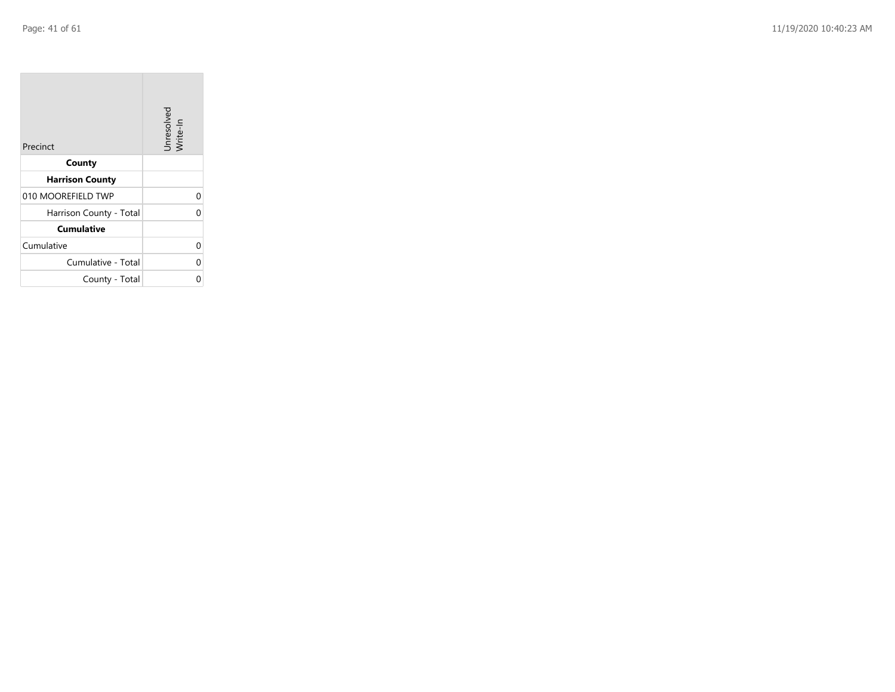| Precinct | Unresolved Write-In |
| --- | --- |
| **County** | |
| **Harrison County** | |
| 010 MOOREFIELD TWP | 0 |
| Harrison County - Total | 0 |
| **Cumulative** | |
| Cumulative | 0 |
| Cumulative - Total | 0 |
| County - Total | 0 |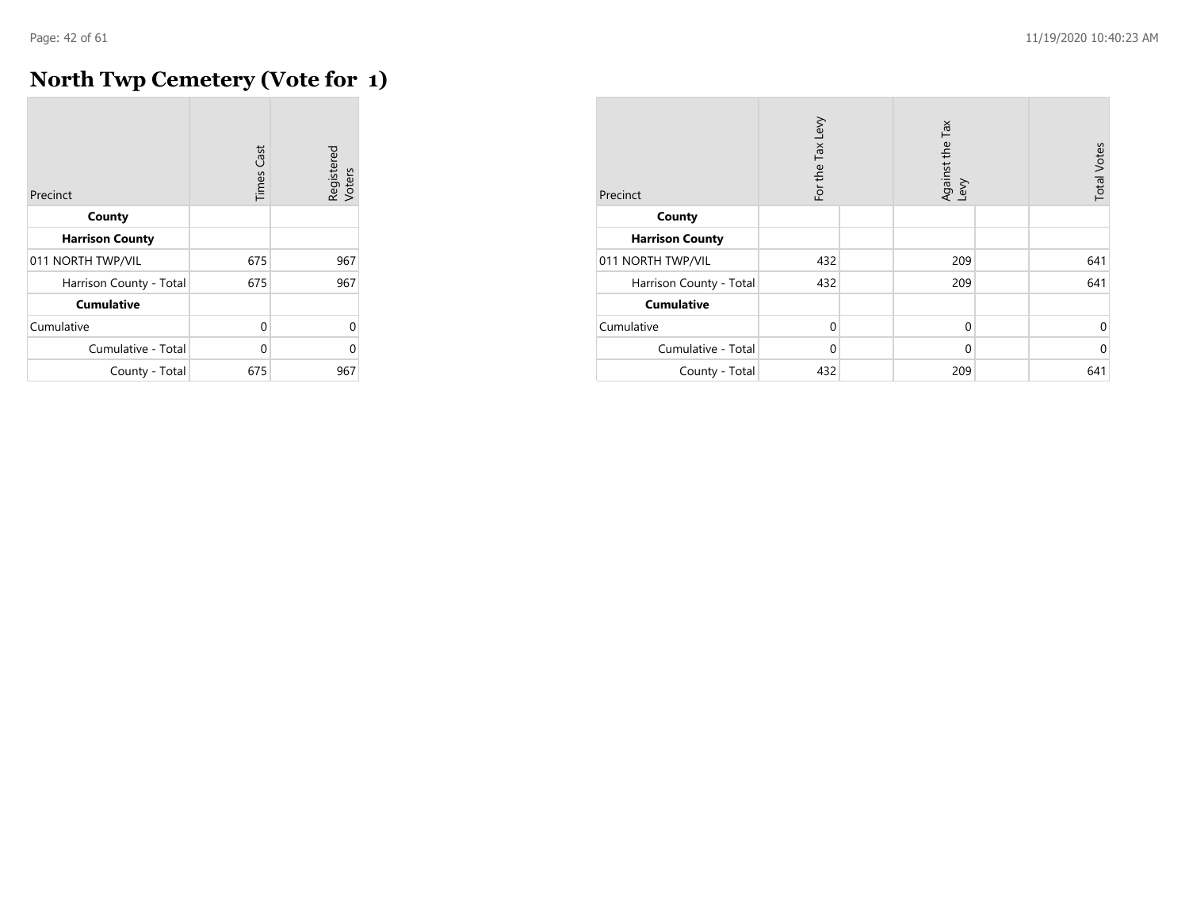# North Twp Cemetery (Vote for 1)

| Precinct | Times Cast | Registered Voters |
|---|---|---|
| **County** | | |
| **Harrison County** | | |
| 011 NORTH TWP/VIL | 675 | 967 |
| Harrison County - Total | 675 | 967 |
| **Cumulative** | | |
| Cumulative | 0 | 0 |
| Cumulative - Total | 0 | 0 |
| County - Total | 675 | 967 |

| Precinct | For the Tax Levy | | Against the Tax Levy | | Total Votes |
|---|---|---|---|---|---|
| **County** | | | | | |
| **Harrison County** | | | | | |
| 011 NORTH TWP/VIL | 432 | | 209 | | 641 |
| Harrison County - Total | 432 | | 209 | | 641 |
| **Cumulative** | | | | | |
| Cumulative | 0 | | 0 | | 0 |
| Cumulative - Total | 0 | | 0 | | 0 |
| County - Total | 432 | | 209 | | 641 |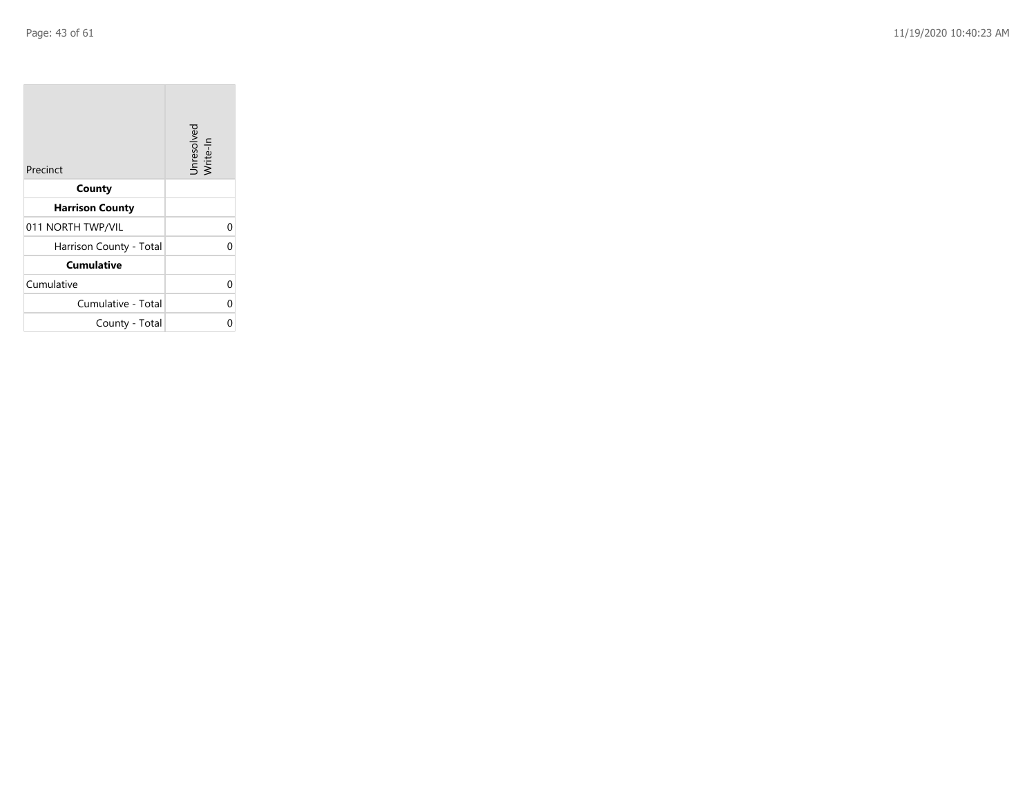| Precinct | Unresolved Write-In |
|---|---|
| **County** | |
| **Harrison County** | |
| 011 NORTH TWP/VIL | 0 |
| Harrison County - Total | 0 |
| **Cumulative** | |
| Cumulative | 0 |
| Cumulative - Total | 0 |
| County - Total | 0 |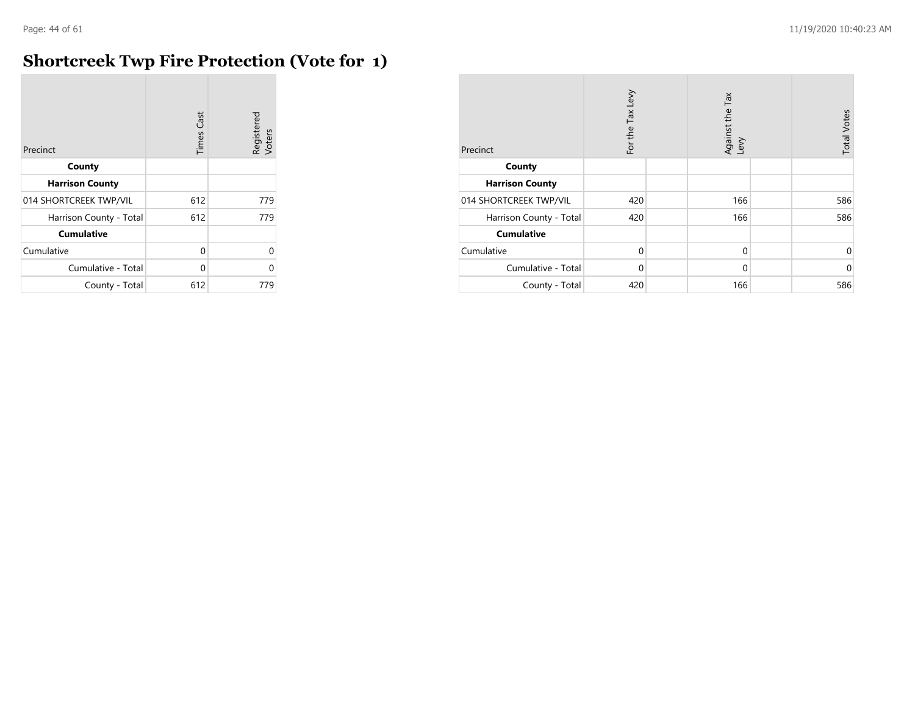# Shortcreek Twp Fire Protection (Vote for 1)

| Precinct | Times Cast | Registered Voters |
|---|---|---|
| **County** | | |
| **Harrison County** | | |
| 014 SHORTCREEK TWP/VIL | 612 | 779 |
| Harrison County - Total | 612 | 779 |
| **Cumulative** | | |
| Cumulative | 0 | 0 |
| Cumulative - Total | 0 | 0 |
| County - Total | 612 | 779 |

| Precinct | For the Tax Levy | | Against the Tax Levy | | Total Votes |
|---|---|---|---|---|---|
| **County** | | | | | |
| **Harrison County** | | | | | |
| 014 SHORTCREEK TWP/VIL | 420 | | 166 | | 586 |
| Harrison County - Total | 420 | | 166 | | 586 |
| **Cumulative** | | | | | |
| Cumulative | 0 | | 0 | | 0 |
| Cumulative - Total | 0 | | 0 | | 0 |
| County - Total | 420 | | 166 | | 586 |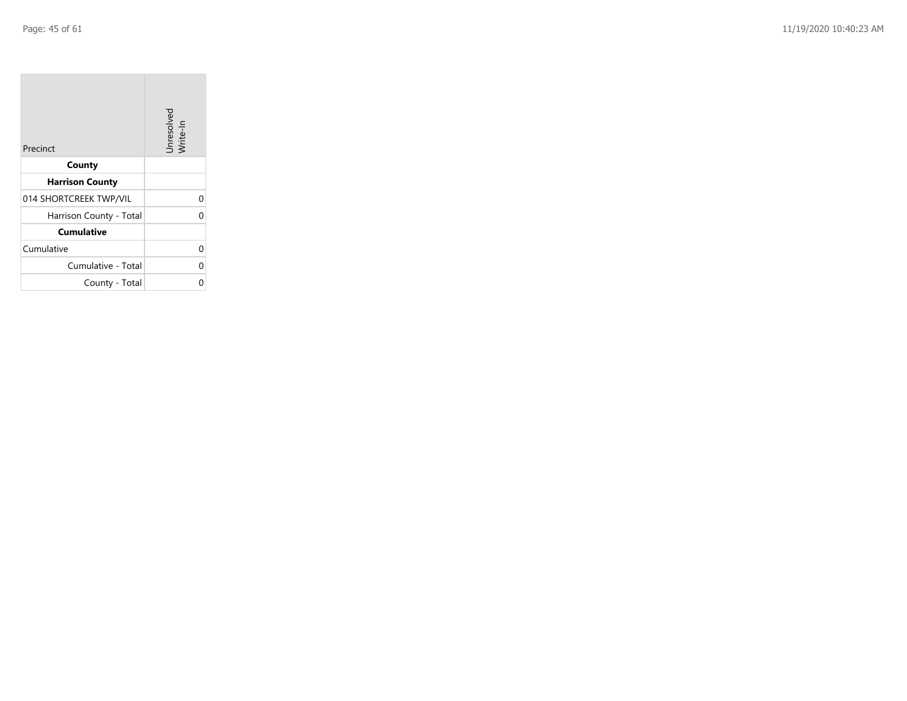| Precinct | Unresolved Write-In |
| --- | --- |
| **County** | |
| **Harrison County** | |
| 014 SHORTCREEK TWP/VIL | 0 |
| Harrison County - Total | 0 |
| **Cumulative** | |
| Cumulative | 0 |
| Cumulative - Total | 0 |
| County - Total | 0 |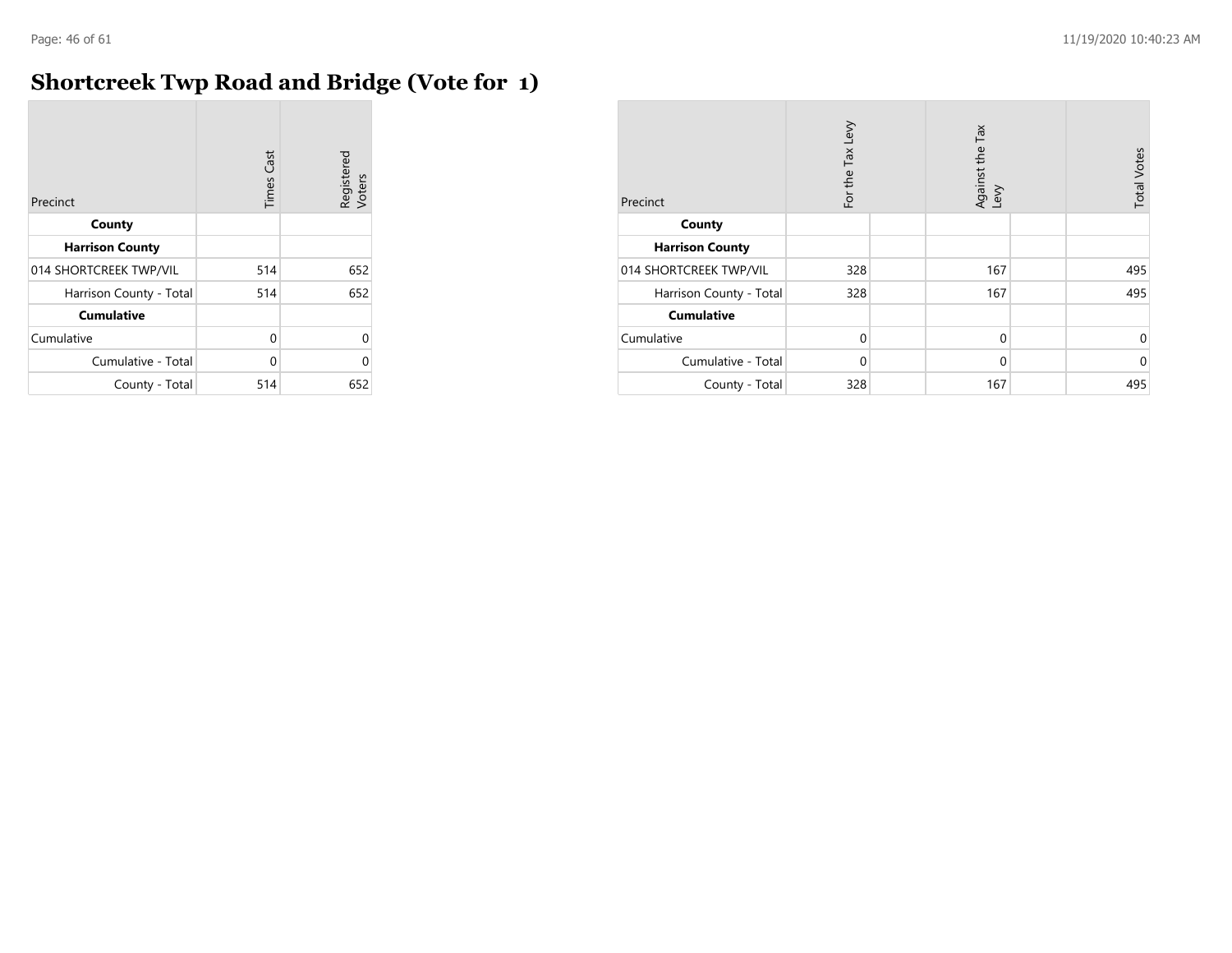# Shortcreek Twp Road and Bridge (Vote for 1)

| Precinct | Times Cast | Registered Voters |
|---|---|---|
| **County** | | |
| **Harrison County** | | |
| 014 SHORTCREEK TWP/VIL | 514 | 652 |
| Harrison County - Total | 514 | 652 |
| **Cumulative** | | |
| Cumulative | 0 | 0 |
| Cumulative - Total | 0 | 0 |
| County - Total | 514 | 652 |

| Precinct | For the Tax Levy | | Against the Tax Levy | | Total Votes |
|---|---|---|---|---|---|
| **County** | | | | | |
| **Harrison County** | | | | | |
| 014 SHORTCREEK TWP/VIL | 328 | | 167 | | 495 |
| Harrison County - Total | 328 | | 167 | | 495 |
| **Cumulative** | | | | | |
| Cumulative | 0 | | 0 | | 0 |
| Cumulative - Total | 0 | | 0 | | 0 |
| County - Total | 328 | | 167 | | 495 |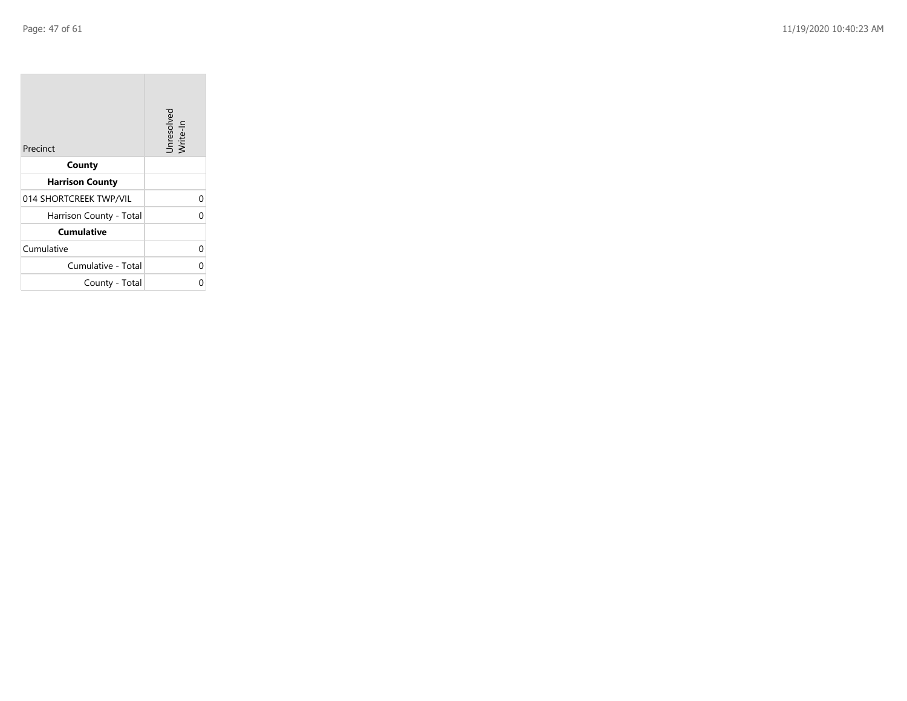| Precinct | Unresolved Write-In |
|---|---|
| **County** | |
| **Harrison County** | |
| 014 SHORTCREEK TWP/VIL | 0 |
| Harrison County - Total | 0 |
| **Cumulative** | |
| Cumulative | 0 |
| Cumulative - Total | 0 |
| County - Total | 0 |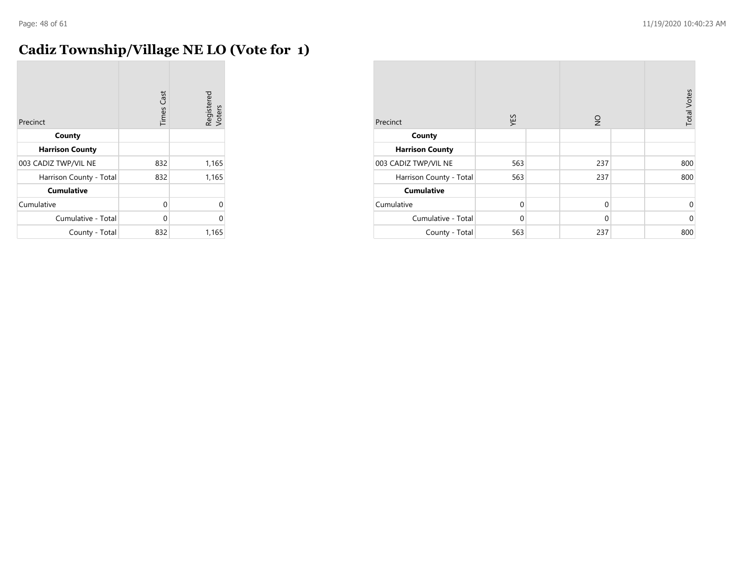# Cadiz Township/Village NE LO (Vote for 1)

| Precinct | Times Cast | Registered Voters |
| --- | --- | --- |
| **County** | | |
| **Harrison County** | | |
| 003 CADIZ TWP/VIL NE | 832 | 1,165 |
| Harrison County - Total | 832 | 1,165 |
| **Cumulative** | | |
| Cumulative | 0 | 0 |
| Cumulative - Total | 0 | 0 |
| County - Total | 832 | 1,165 |

| Precinct | YES | NO | Total Votes |
| --- | --- | --- | --- |
| **County** | | | |
| **Harrison County** | | | |
| 003 CADIZ TWP/VIL NE | 563 | 237 | 800 |
| Harrison County - Total | 563 | 237 | 800 |
| **Cumulative** | | | |
| Cumulative | 0 | 0 | 0 |
| Cumulative - Total | 0 | 0 | 0 |
| County - Total | 563 | 237 | 800 |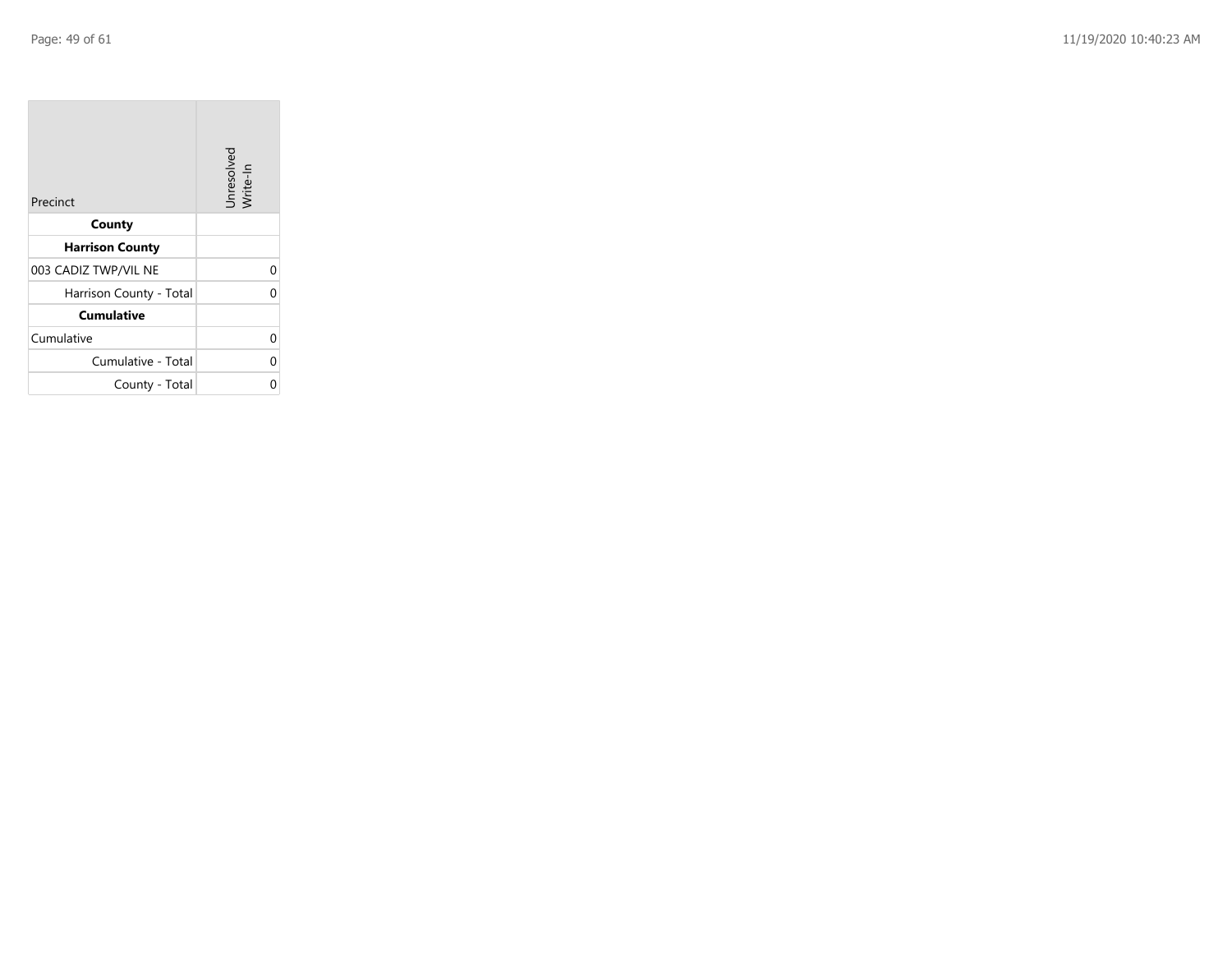| Precinct | Unresolved Write-In |
| --- | --- |
| **County** | |
| **Harrison County** | |
| 003 CADIZ TWP/VIL NE | 0 |
| Harrison County - Total | 0 |
| **Cumulative** | |
| Cumulative | 0 |
| Cumulative - Total | 0 |
| County - Total | 0 |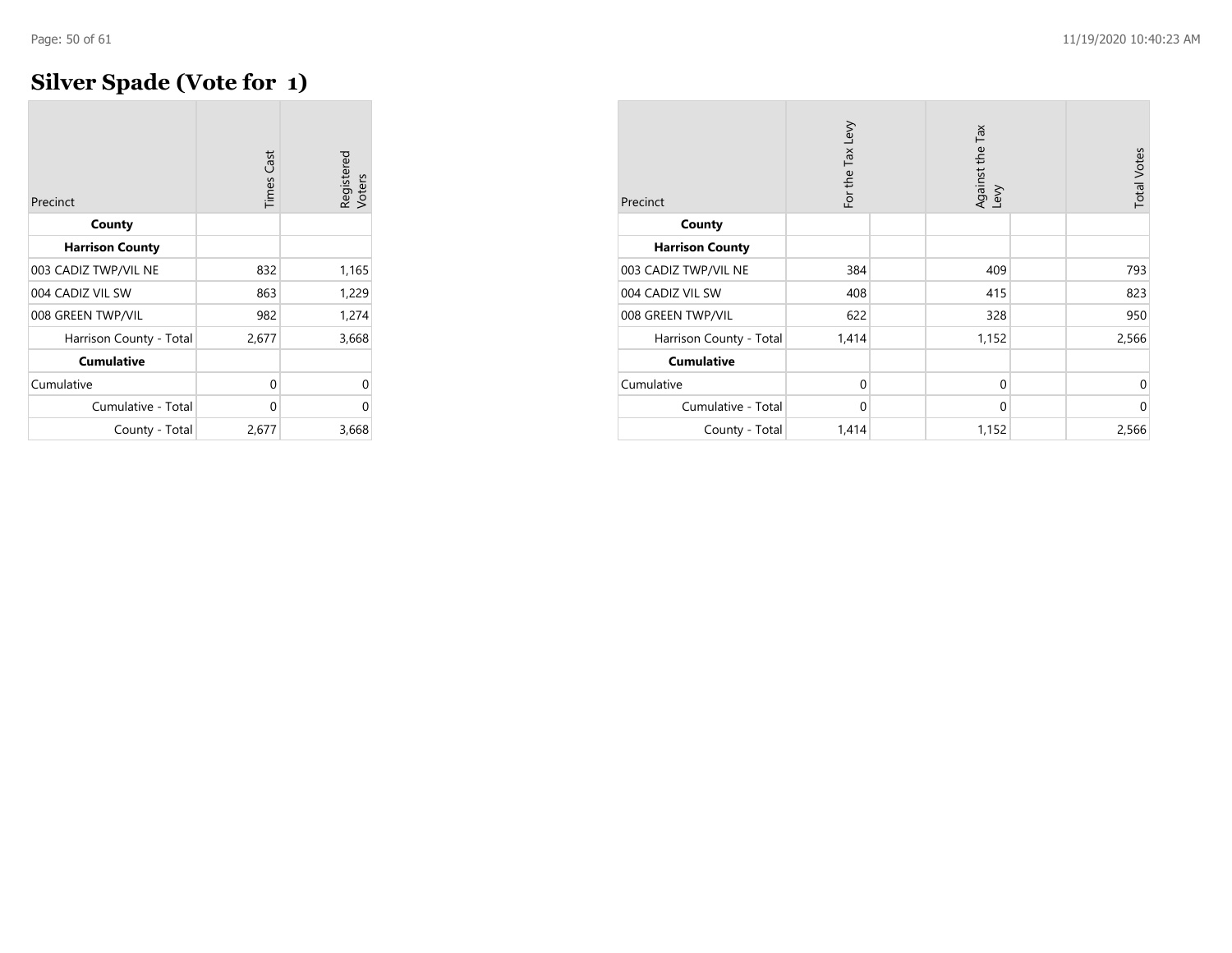# Silver Spade (Vote for 1)

| Precinct | Times Cast | Registered Voters |
|---|---|---|
| **County** | | |
| **Harrison County** | | |
| 003 CADIZ TWP/VIL NE | 832 | 1,165 |
| 004 CADIZ VIL SW | 863 | 1,229 |
| 008 GREEN TWP/VIL | 982 | 1,274 |
| Harrison County - Total | 2,677 | 3,668 |
| **Cumulative** | | |
| Cumulative | 0 | 0 |
| Cumulative - Total | 0 | 0 |
| County - Total | 2,677 | 3,668 |

| Precinct | For the Tax Levy | | Against the Tax Levy | | Total Votes |
|---|---|---|---|---|---|
| **County** | | | | | |
| **Harrison County** | | | | | |
| 003 CADIZ TWP/VIL NE | 384 | | 409 | | 793 |
| 004 CADIZ VIL SW | 408 | | 415 | | 823 |
| 008 GREEN TWP/VIL | 622 | | 328 | | 950 |
| Harrison County - Total | 1,414 | | 1,152 | | 2,566 |
| **Cumulative** | | | | | |
| Cumulative | 0 | | 0 | | 0 |
| Cumulative - Total | 0 | | 0 | | 0 |
| County - Total | 1,414 | | 1,152 | | 2,566 |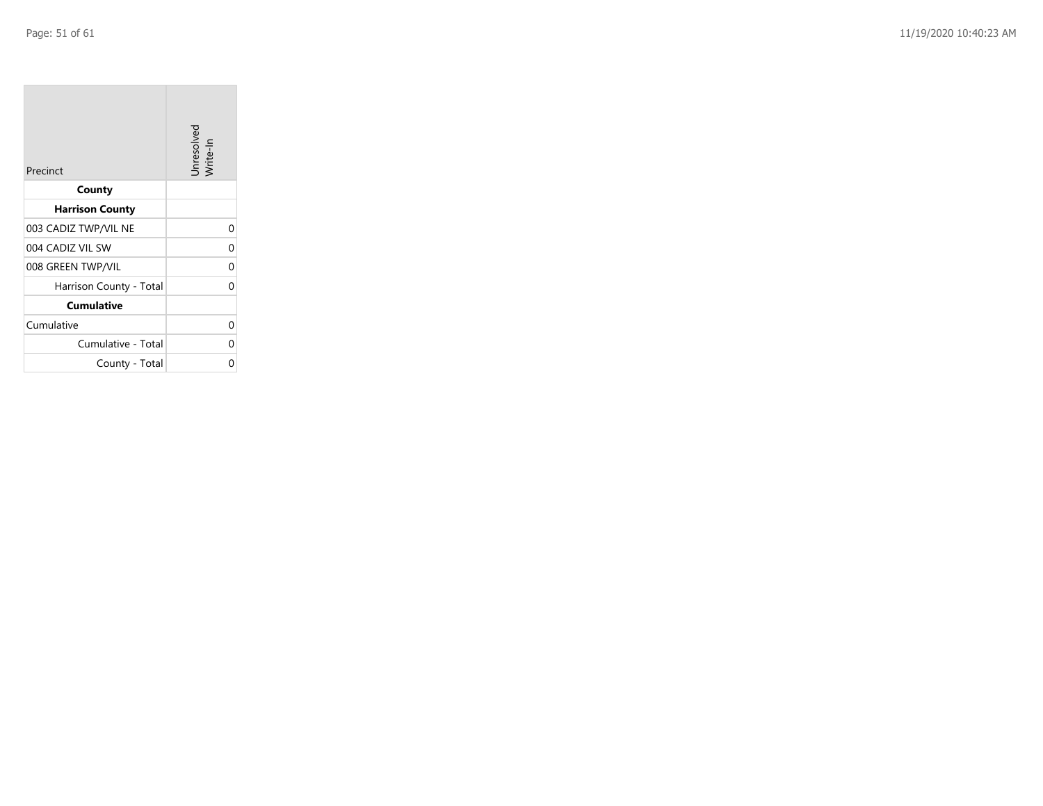| Precinct | Unresolved Write-In |
| --- | --- |
| **County** | |
| **Harrison County** | |
| 003 CADIZ TWP/VIL NE | 0 |
| 004 CADIZ VIL SW | 0 |
| 008 GREEN TWP/VIL | 0 |
| Harrison County - Total | 0 |
| **Cumulative** | |
| Cumulative | 0 |
| Cumulative - Total | 0 |
| County - Total | 0 |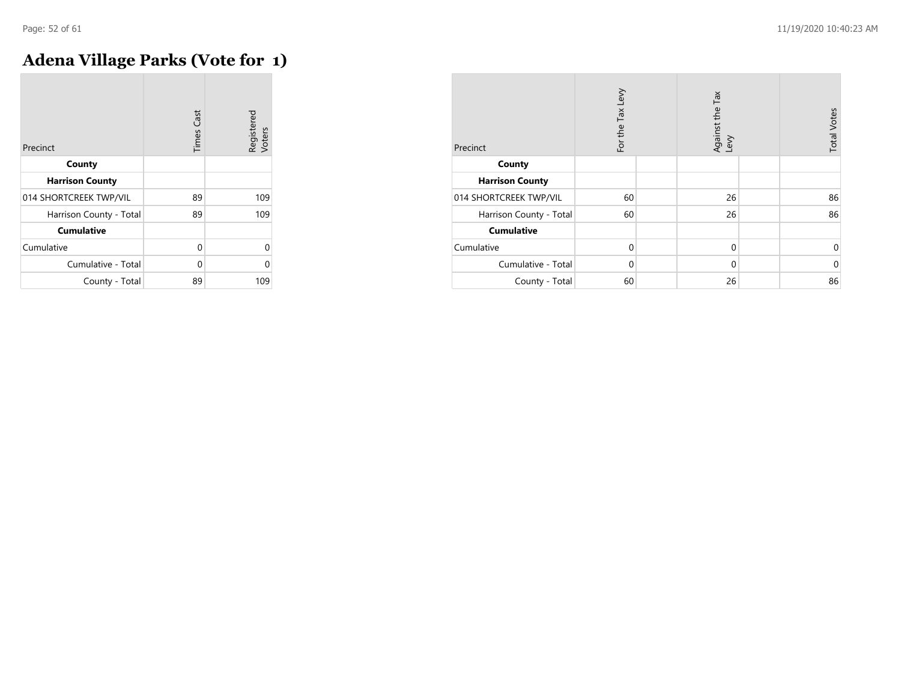# Adena Village Parks (Vote for 1)

| Precinct | Times Cast | Registered Voters |
|---|---|---|
| **County** | | |
| **Harrison County** | | |
| 014 SHORTCREEK TWP/VIL | 89 | 109 |
| Harrison County - Total | 89 | 109 |
| **Cumulative** | | |
| Cumulative | 0 | 0 |
| Cumulative - Total | 0 | 0 |
| County - Total | 89 | 109 |

| Precinct | For the Tax Levy | | Against the Tax Levy | | Total Votes |
|---|---|---|---|---|---|
| **County** | | | | | |
| **Harrison County** | | | | | |
| 014 SHORTCREEK TWP/VIL | 60 | | 26 | | 86 |
| Harrison County - Total | 60 | | 26 | | 86 |
| **Cumulative** | | | | | |
| Cumulative | 0 | | 0 | | 0 |
| Cumulative - Total | 0 | | 0 | | 0 |
| County - Total | 60 | | 26 | | 86 |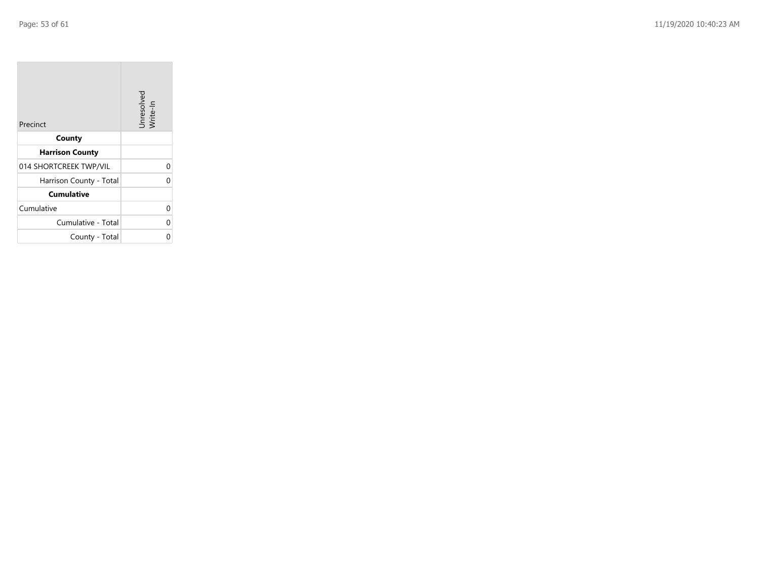| Precinct | Unresolved Write-In |
| --- | --- |
| **County** | |
| **Harrison County** | |
| 014 SHORTCREEK TWP/VIL | 0 |
| Harrison County - Total | 0 |
| **Cumulative** | |
| Cumulative | 0 |
| Cumulative - Total | 0 |
| County - Total | 0 |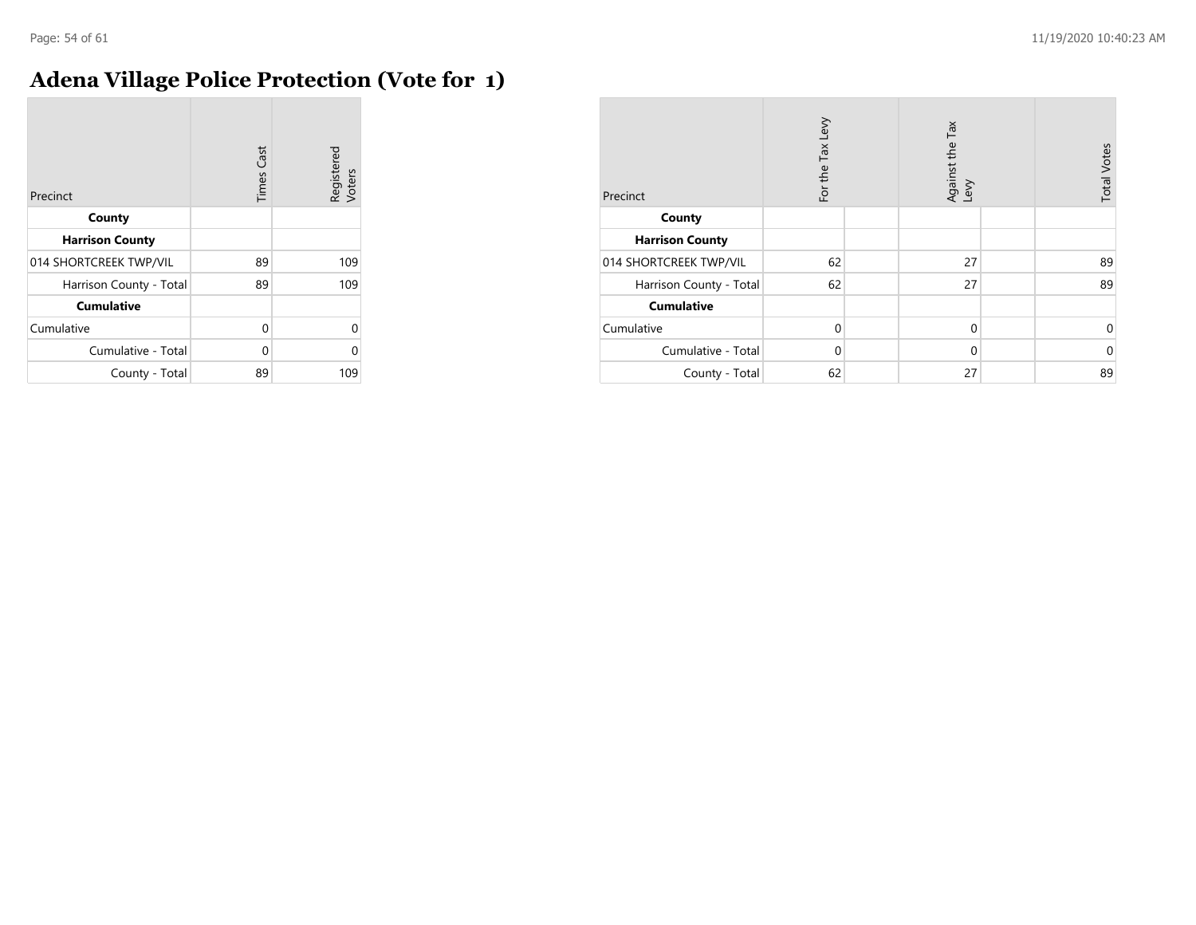# Adena Village Police Protection (Vote for 1)

| Precinct | Times Cast | Registered Voters |
|---|---|---|
| **County** | | |
| **Harrison County** | | |
| 014 SHORTCREEK TWP/VIL | 89 | 109 |
| Harrison County - Total | 89 | 109 |
| **Cumulative** | | |
| Cumulative | 0 | 0 |
| Cumulative - Total | 0 | 0 |
| County - Total | 89 | 109 |

| Precinct | For the Tax Levy | | Against the Tax Levy | | Total Votes |
|---|---|---|---|---|---|
| **County** | | | | | |
| **Harrison County** | | | | | |
| 014 SHORTCREEK TWP/VIL | 62 | | 27 | | 89 |
| Harrison County - Total | 62 | | 27 | | 89 |
| **Cumulative** | | | | | |
| Cumulative | 0 | | 0 | | 0 |
| Cumulative - Total | 0 | | 0 | | 0 |
| County - Total | 62 | | 27 | | 89 |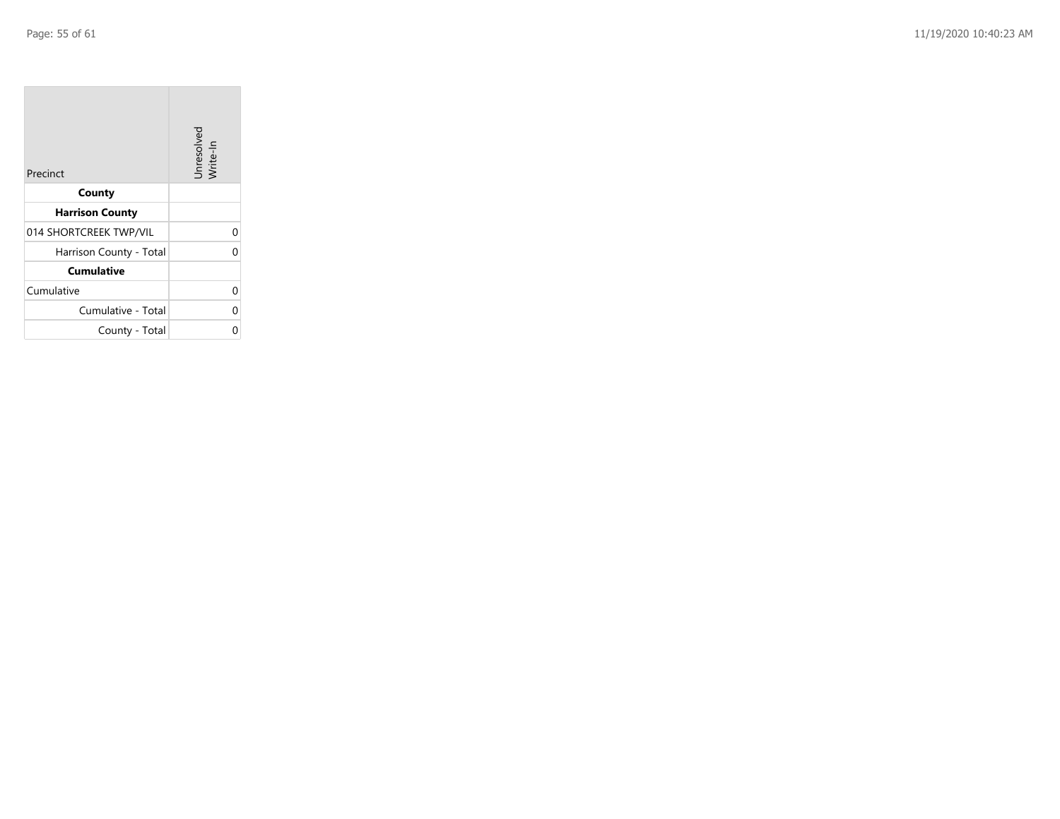| Precinct | Unresolved Write-In |
|---|---|
| **County** | |
| **Harrison County** | |
| 014 SHORTCREEK TWP/VIL | 0 |
| Harrison County - Total | 0 |
| **Cumulative** | |
| Cumulative | 0 |
| Cumulative - Total | 0 |
| County - Total | 0 |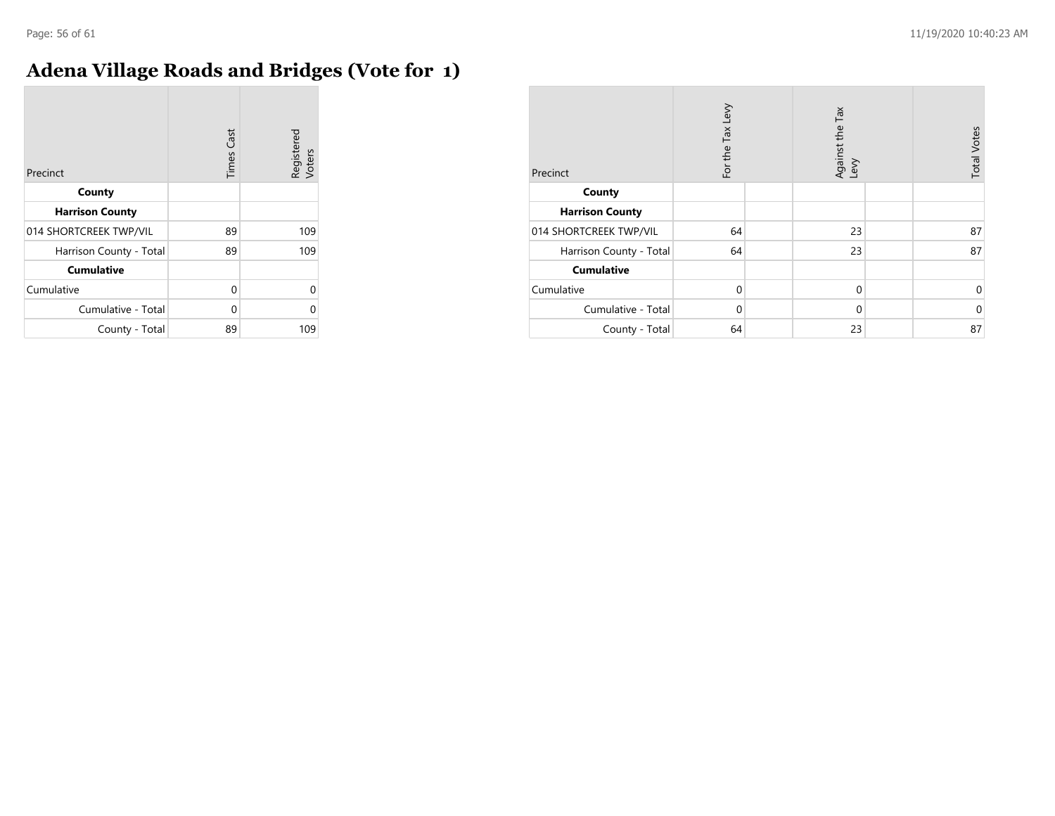# Adena Village Roads and Bridges (Vote for 1)

| Precinct | Times Cast | Registered Voters |
|---|---|---|
| **County** | | |
| **Harrison County** | | |
| 014 SHORTCREEK TWP/VIL | 89 | 109 |
| Harrison County - Total | 89 | 109 |
| **Cumulative** | | |
| Cumulative | 0 | 0 |
| Cumulative - Total | 0 | 0 |
| County - Total | 89 | 109 |

| Precinct | For the Tax Levy | | Against the Tax Levy | | Total Votes |
|---|---|---|---|---|---|
| **County** | | | | | |
| **Harrison County** | | | | | |
| 014 SHORTCREEK TWP/VIL | 64 | | 23 | | 87 |
| Harrison County - Total | 64 | | 23 | | 87 |
| **Cumulative** | | | | | |
| Cumulative | 0 | | 0 | | 0 |
| Cumulative - Total | 0 | | 0 | | 0 |
| County - Total | 64 | | 23 | | 87 |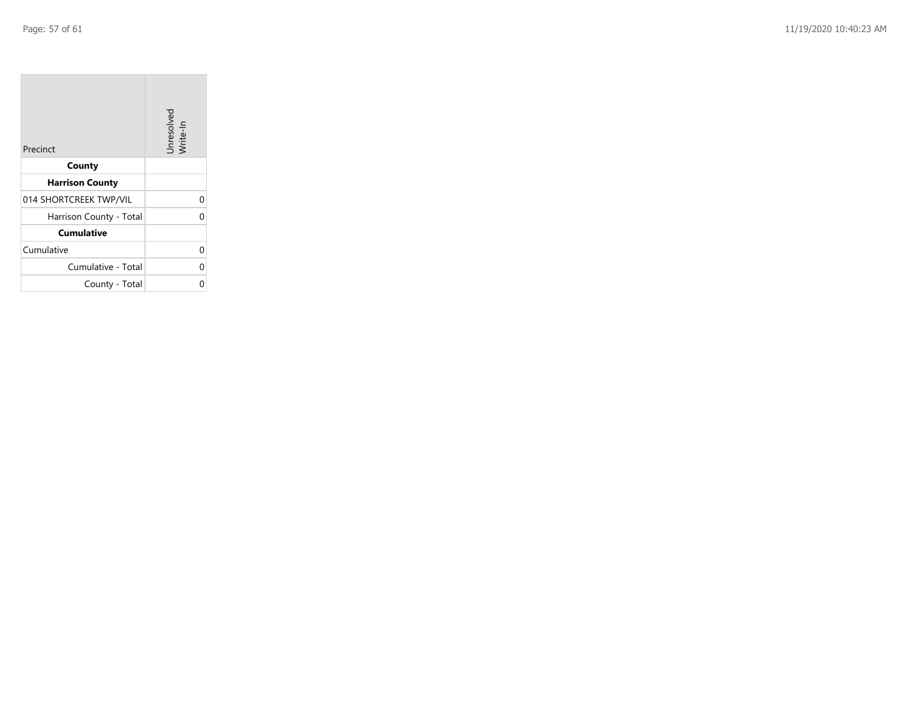| Precinct | Unresolved Write-In |
|---|---|
| **County** | |
| **Harrison County** | |
| 014 SHORTCREEK TWP/VIL | 0 |
| Harrison County - Total | 0 |
| **Cumulative** | |
| Cumulative | 0 |
| Cumulative - Total | 0 |
| County - Total | 0 |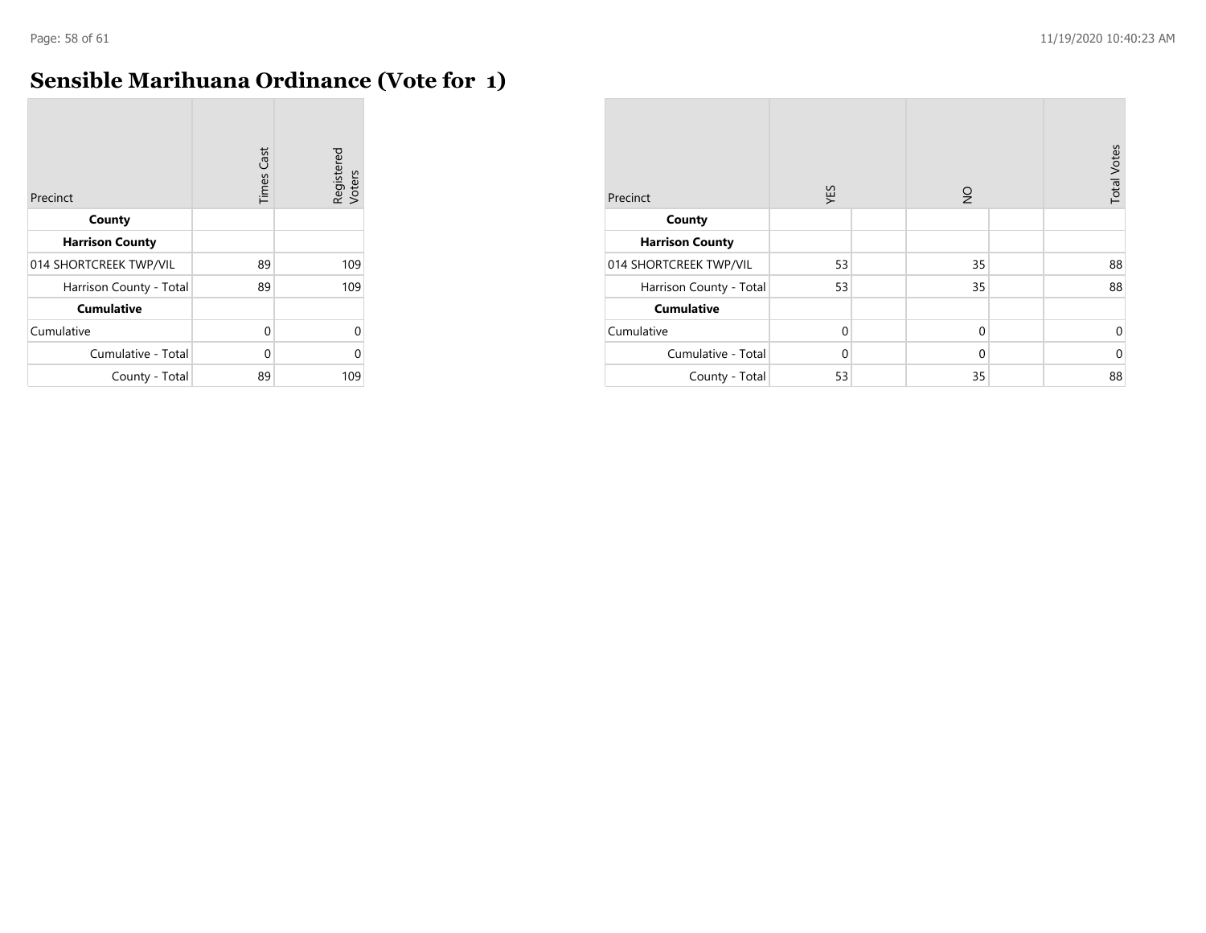# Sensible Marihuana Ordinance (Vote for 1)

| Precinct | Times Cast | Registered Voters |
|---|---|---|
| **County** | | |
| **Harrison County** | | |
| 014 SHORTCREEK TWP/VIL | 89 | 109 |
| Harrison County - Total | 89 | 109 |
| **Cumulative** | | |
| Cumulative | 0 | 0 |
| Cumulative - Total | 0 | 0 |
| County - Total | 89 | 109 |

| Precinct | YES | | NO | | Total Votes |
|---|---|---|---|---|---|
| **County** | | | | | |
| **Harrison County** | | | | | |
| 014 SHORTCREEK TWP/VIL | 53 | | 35 | | 88 |
| Harrison County - Total | 53 | | 35 | | 88 |
| **Cumulative** | | | | | |
| Cumulative | 0 | | 0 | | 0 |
| Cumulative - Total | 0 | | 0 | | 0 |
| County - Total | 53 | | 35 | | 88 |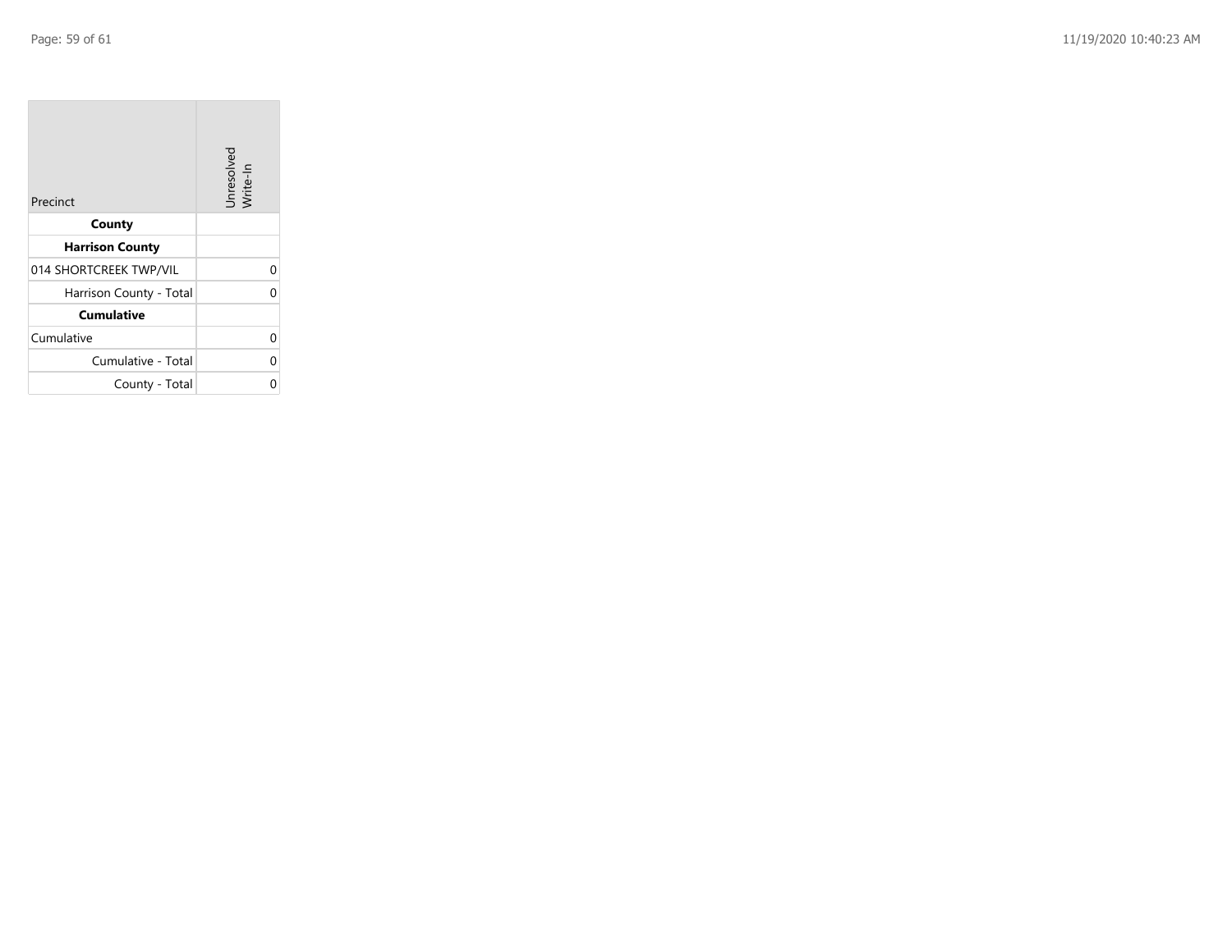| Precinct | Unresolved Write-In |
|---|---|
| **County** | |
| **Harrison County** | |
| 014 SHORTCREEK TWP/VIL | 0 |
| Harrison County - Total | 0 |
| **Cumulative** | |
| Cumulative | 0 |
| Cumulative - Total | 0 |
| County - Total | 0 |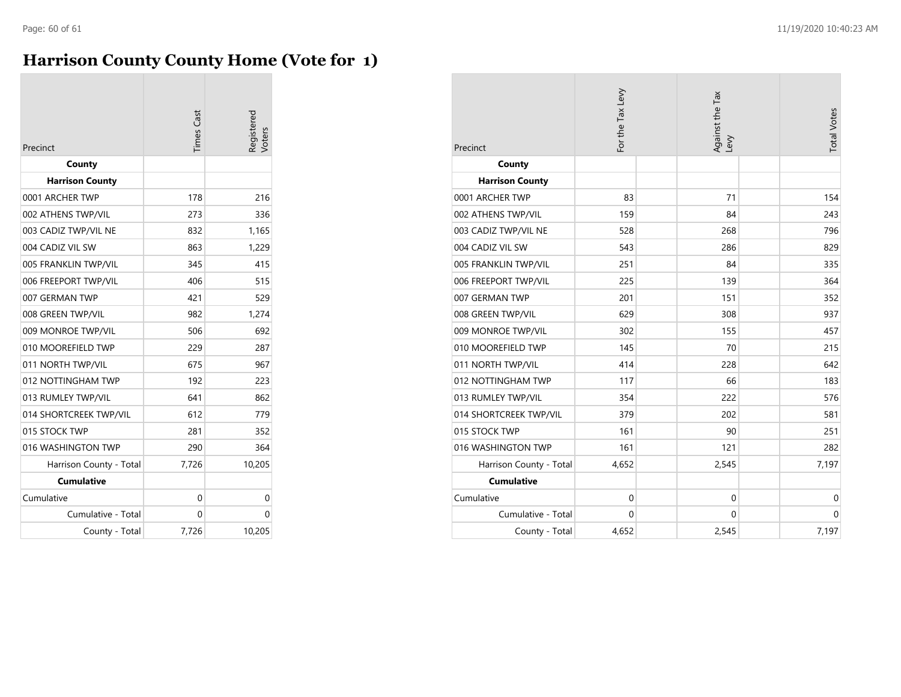# Harrison County County Home (Vote for 1)

| Precinct | Times Cast | Registered Voters |
|---|---|---|
| **County** | | |
| **Harrison County** | | |
| 0001 ARCHER TWP | 178 | 216 |
| 002 ATHENS TWP/VIL | 273 | 336 |
| 003 CADIZ TWP/VIL NE | 832 | 1,165 |
| 004 CADIZ VIL SW | 863 | 1,229 |
| 005 FRANKLIN TWP/VIL | 345 | 415 |
| 006 FREEPORT TWP/VIL | 406 | 515 |
| 007 GERMAN TWP | 421 | 529 |
| 008 GREEN TWP/VIL | 982 | 1,274 |
| 009 MONROE TWP/VIL | 506 | 692 |
| 010 MOOREFIELD TWP | 229 | 287 |
| 011 NORTH TWP/VIL | 675 | 967 |
| 012 NOTTINGHAM TWP | 192 | 223 |
| 013 RUMLEY TWP/VIL | 641 | 862 |
| 014 SHORTCREEK TWP/VIL | 612 | 779 |
| 015 STOCK TWP | 281 | 352 |
| 016 WASHINGTON TWP | 290 | 364 |
| Harrison County - Total | 7,726 | 10,205 |
| **Cumulative** | | |
| Cumulative | 0 | 0 |
| Cumulative - Total | 0 | 0 |
| County - Total | 7,726 | 10,205 |

| Precinct | For the Tax Levy | Against the Tax Levy | Total Votes |
|---|---|---|---|
| **County** | | | |
| **Harrison County** | | | |
| 0001 ARCHER TWP | 83 | 71 | 154 |
| 002 ATHENS TWP/VIL | 159 | 84 | 243 |
| 003 CADIZ TWP/VIL NE | 528 | 268 | 796 |
| 004 CADIZ VIL SW | 543 | 286 | 829 |
| 005 FRANKLIN TWP/VIL | 251 | 84 | 335 |
| 006 FREEPORT TWP/VIL | 225 | 139 | 364 |
| 007 GERMAN TWP | 201 | 151 | 352 |
| 008 GREEN TWP/VIL | 629 | 308 | 937 |
| 009 MONROE TWP/VIL | 302 | 155 | 457 |
| 010 MOOREFIELD TWP | 145 | 70 | 215 |
| 011 NORTH TWP/VIL | 414 | 228 | 642 |
| 012 NOTTINGHAM TWP | 117 | 66 | 183 |
| 013 RUMLEY TWP/VIL | 354 | 222 | 576 |
| 014 SHORTCREEK TWP/VIL | 379 | 202 | 581 |
| 015 STOCK TWP | 161 | 90 | 251 |
| 016 WASHINGTON TWP | 161 | 121 | 282 |
| Harrison County - Total | 4,652 | 2,545 | 7,197 |
| **Cumulative** | | | |
| Cumulative | 0 | 0 | 0 |
| Cumulative - Total | 0 | 0 | 0 |
| County - Total | 4,652 | 2,545 | 7,197 |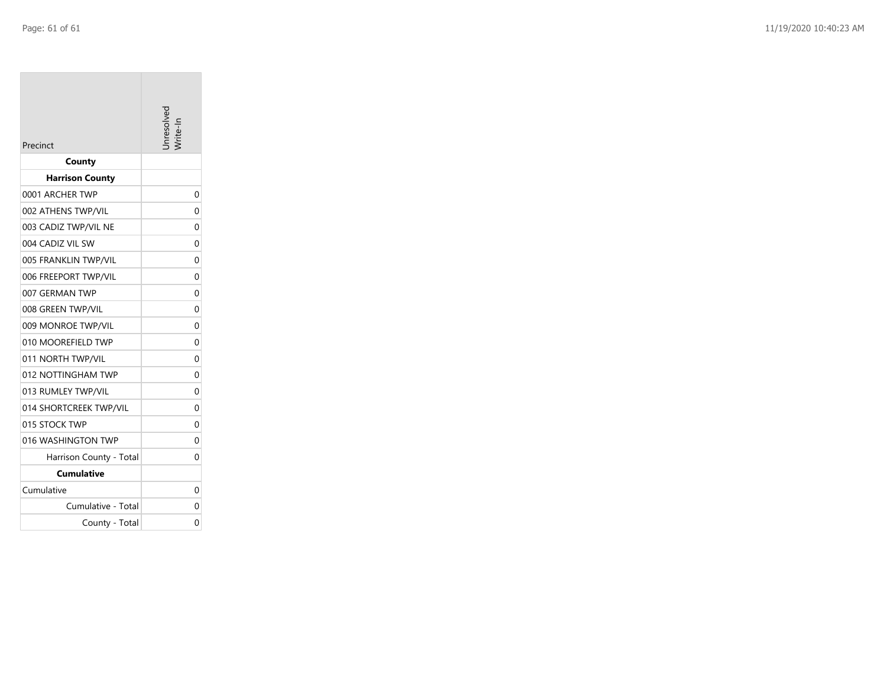| Precinct | Unresolved Write-In |
|---|---|
| **County** | |
| **Harrison County** | |
| 0001 ARCHER TWP | 0 |
| 002 ATHENS TWP/VIL | 0 |
| 003 CADIZ TWP/VIL NE | 0 |
| 004 CADIZ VIL SW | 0 |
| 005 FRANKLIN TWP/VIL | 0 |
| 006 FREEPORT TWP/VIL | 0 |
| 007 GERMAN TWP | 0 |
| 008 GREEN TWP/VIL | 0 |
| 009 MONROE TWP/VIL | 0 |
| 010 MOOREFIELD TWP | 0 |
| 011 NORTH TWP/VIL | 0 |
| 012 NOTTINGHAM TWP | 0 |
| 013 RUMLEY TWP/VIL | 0 |
| 014 SHORTCREEK TWP/VIL | 0 |
| 015 STOCK TWP | 0 |
| 016 WASHINGTON TWP | 0 |
| Harrison County - Total | 0 |
| **Cumulative** | |
| Cumulative | 0 |
| Cumulative - Total | 0 |
| County - Total | 0 |